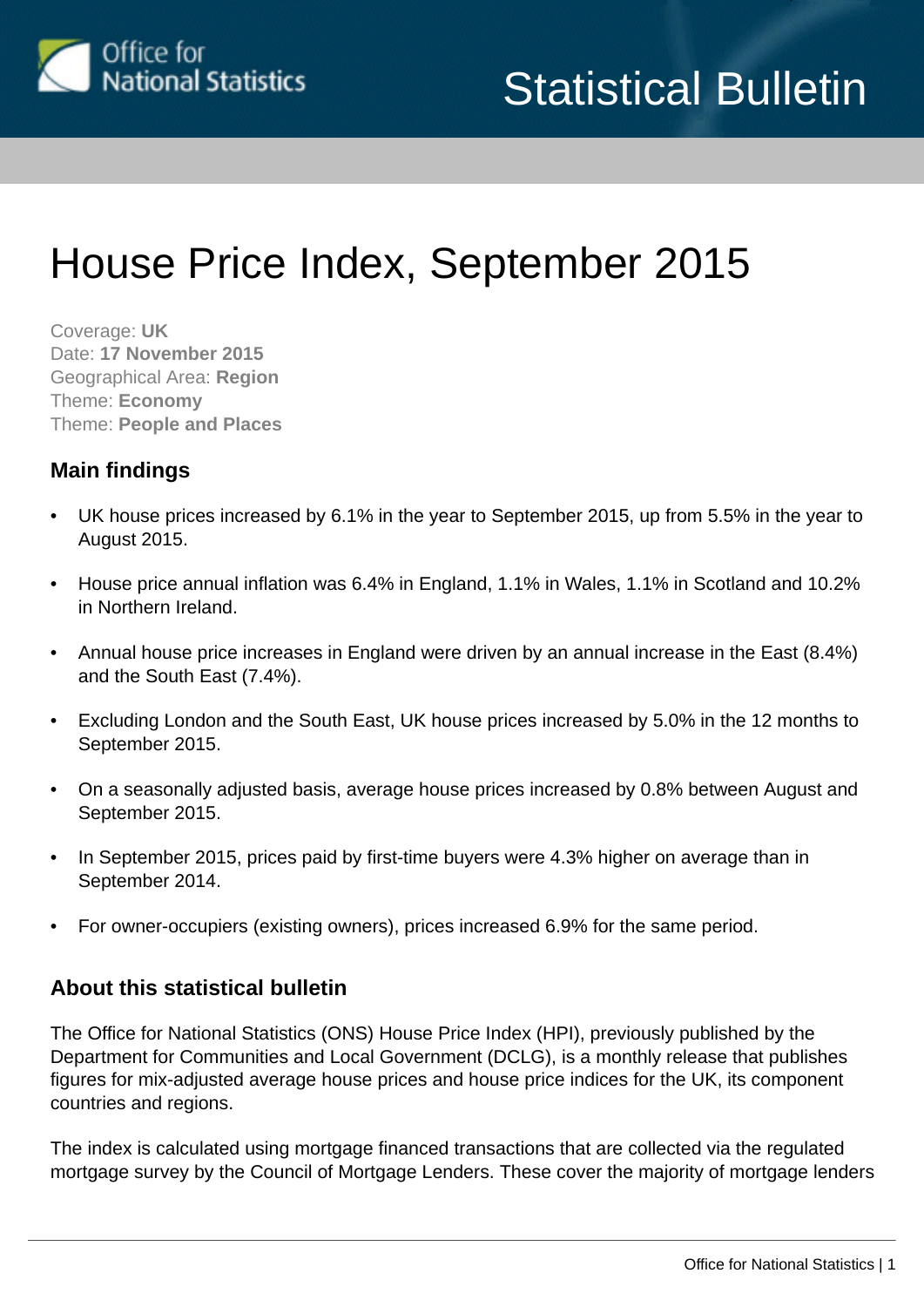Statistical Bulletin

# House Price Index, September 2015

Coverage: **UK**
Date: **17 November 2015**
Geographical Area: **Region**
Theme: **Economy**
Theme: **People and Places**

## Main findings

- UK house prices increased by 6.1% in the year to September 2015, up from 5.5% in the year to August 2015.
- House price annual inflation was 6.4% in England, 1.1% in Wales, 1.1% in Scotland and 10.2% in Northern Ireland.
- Annual house price increases in England were driven by an annual increase in the East (8.4%) and the South East (7.4%).
- Excluding London and the South East, UK house prices increased by 5.0% in the 12 months to September 2015.
- On a seasonally adjusted basis, average house prices increased by 0.8% between August and September 2015.
- In September 2015, prices paid by first-time buyers were 4.3% higher on average than in September 2014.
- For owner-occupiers (existing owners), prices increased 6.9% for the same period.

## About this statistical bulletin

The Office for National Statistics (ONS) House Price Index (HPI), previously published by the Department for Communities and Local Government (DCLG), is a monthly release that publishes figures for mix-adjusted average house prices and house price indices for the UK, its component countries and regions.

The index is calculated using mortgage financed transactions that are collected via the regulated mortgage survey by the Council of Mortgage Lenders. These cover the majority of mortgage lenders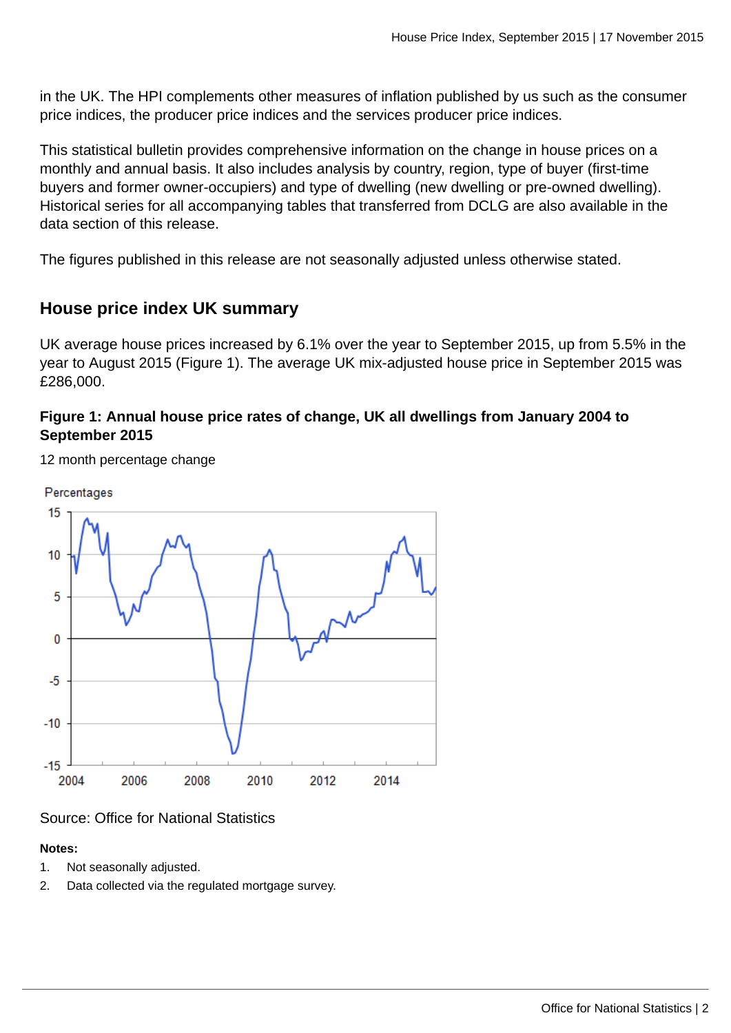in the UK. The HPI complements other measures of inflation published by us such as the consumer price indices, the producer price indices and the services producer price indices.

This statistical bulletin provides comprehensive information on the change in house prices on a monthly and annual basis. It also includes analysis by country, region, type of buyer (first-time buyers and former owner-occupiers) and type of dwelling (new dwelling or pre-owned dwelling). Historical series for all accompanying tables that transferred from DCLG are also available in the data section of this release.

The figures published in this release are not seasonally adjusted unless otherwise stated.

## House price index UK summary

UK average house prices increased by 6.1% over the year to September 2015, up from 5.5% in the year to August 2015 (Figure 1). The average UK mix-adjusted house price in September 2015 was £286,000.

#### Figure 1: Annual house price rates of change, UK all dwellings from January 2004 to September 2015

12 month percentage change

Source: Office for National Statistics

**Notes:**

1. Not seasonally adjusted.
2. Data collected via the regulated mortgage survey.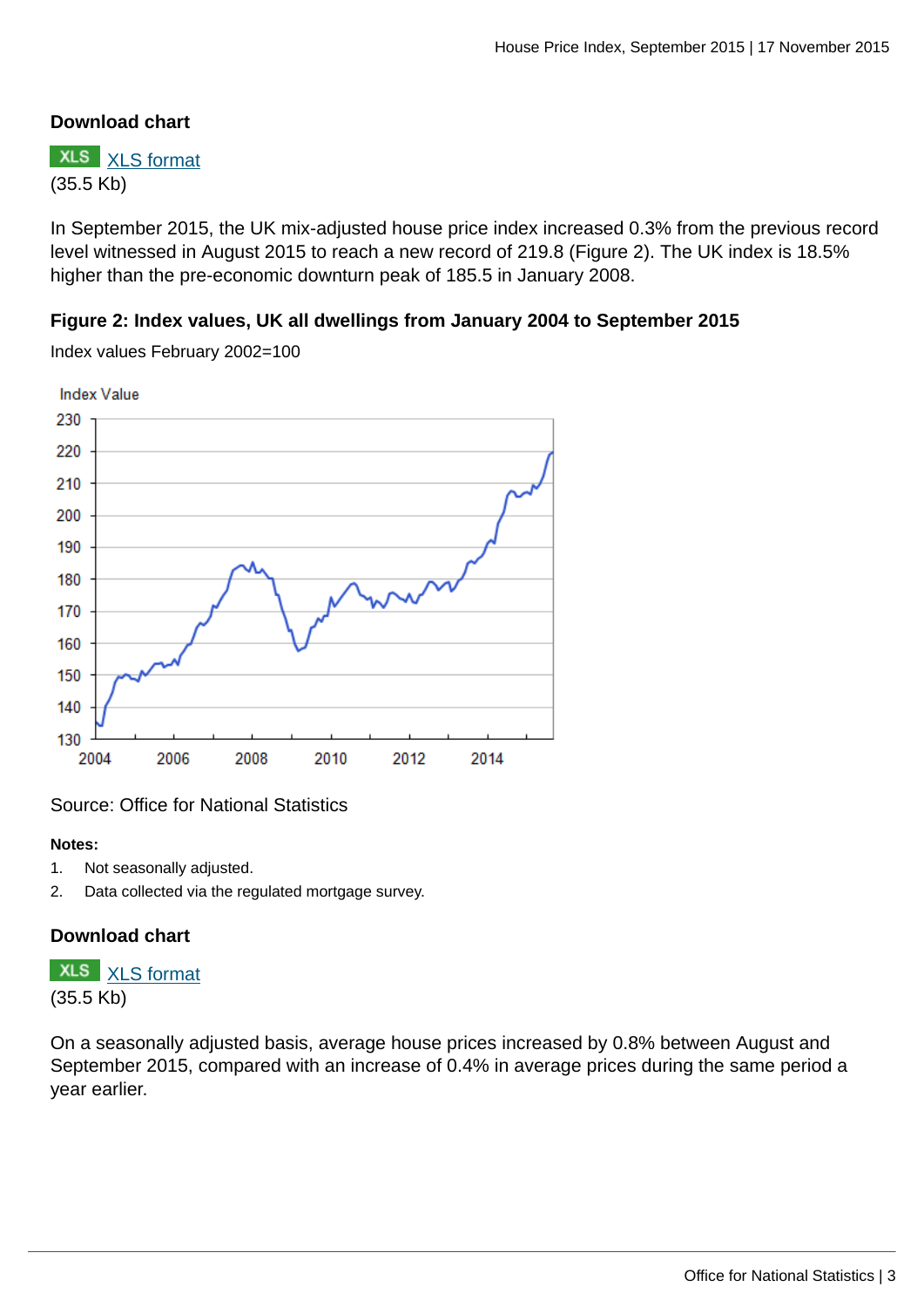**Download chart**

XLS [XLS format](#)
(35.5 Kb)

In September 2015, the UK mix-adjusted house price index increased 0.3% from the previous record level witnessed in August 2015 to reach a new record of 219.8 (Figure 2). The UK index is 18.5% higher than the pre-economic downturn peak of 185.5 in January 2008.

### Figure 2: Index values, UK all dwellings from January 2004 to September 2015

Index values February 2002=100

Source: Office for National Statistics

**Notes:**

1. Not seasonally adjusted.
2. Data collected via the regulated mortgage survey.

**Download chart**

XLS [XLS format](#)
(35.5 Kb)

On a seasonally adjusted basis, average house prices increased by 0.8% between August and September 2015, compared with an increase of 0.4% in average prices during the same period a year earlier.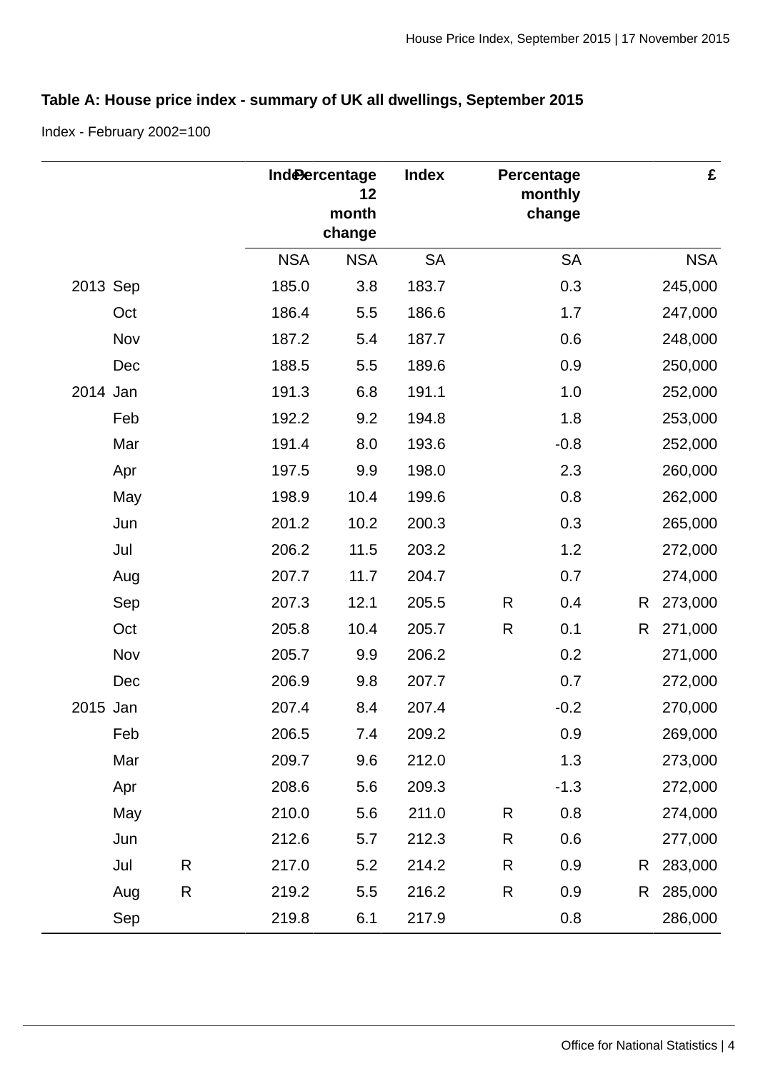**Table A: House price index - summary of UK all dwellings, September 2015**

Index - February 2002=100

| | | | Index | Percentage 12 month change | Index | | Percentage monthly change | | £ |
|---|---|---|---|---|---|---|---|---|---|
| | | | NSA | NSA | SA | | SA | | NSA |
| 2013 | Sep | | 185.0 | 3.8 | 183.7 | | 0.3 | | 245,000 |
| | Oct | | 186.4 | 5.5 | 186.6 | | 1.7 | | 247,000 |
| | Nov | | 187.2 | 5.4 | 187.7 | | 0.6 | | 248,000 |
| | Dec | | 188.5 | 5.5 | 189.6 | | 0.9 | | 250,000 |
| 2014 | Jan | | 191.3 | 6.8 | 191.1 | | 1.0 | | 252,000 |
| | Feb | | 192.2 | 9.2 | 194.8 | | 1.8 | | 253,000 |
| | Mar | | 191.4 | 8.0 | 193.6 | | -0.8 | | 252,000 |
| | Apr | | 197.5 | 9.9 | 198.0 | | 2.3 | | 260,000 |
| | May | | 198.9 | 10.4 | 199.6 | | 0.8 | | 262,000 |
| | Jun | | 201.2 | 10.2 | 200.3 | | 0.3 | | 265,000 |
| | Jul | | 206.2 | 11.5 | 203.2 | | 1.2 | | 272,000 |
| | Aug | | 207.7 | 11.7 | 204.7 | | 0.7 | | 274,000 |
| | Sep | | 207.3 | 12.1 | 205.5 | R | 0.4 | R | 273,000 |
| | Oct | | 205.8 | 10.4 | 205.7 | R | 0.1 | R | 271,000 |
| | Nov | | 205.7 | 9.9 | 206.2 | | 0.2 | | 271,000 |
| | Dec | | 206.9 | 9.8 | 207.7 | | 0.7 | | 272,000 |
| 2015 | Jan | | 207.4 | 8.4 | 207.4 | | -0.2 | | 270,000 |
| | Feb | | 206.5 | 7.4 | 209.2 | | 0.9 | | 269,000 |
| | Mar | | 209.7 | 9.6 | 212.0 | | 1.3 | | 273,000 |
| | Apr | | 208.6 | 5.6 | 209.3 | | -1.3 | | 272,000 |
| | May | | 210.0 | 5.6 | 211.0 | R | 0.8 | | 274,000 |
| | Jun | | 212.6 | 5.7 | 212.3 | R | 0.6 | | 277,000 |
| | Jul | R | 217.0 | 5.2 | 214.2 | R | 0.9 | R | 283,000 |
| | Aug | R | 219.2 | 5.5 | 216.2 | R | 0.9 | R | 285,000 |
| | Sep | | 219.8 | 6.1 | 217.9 | | 0.8 | | 286,000 |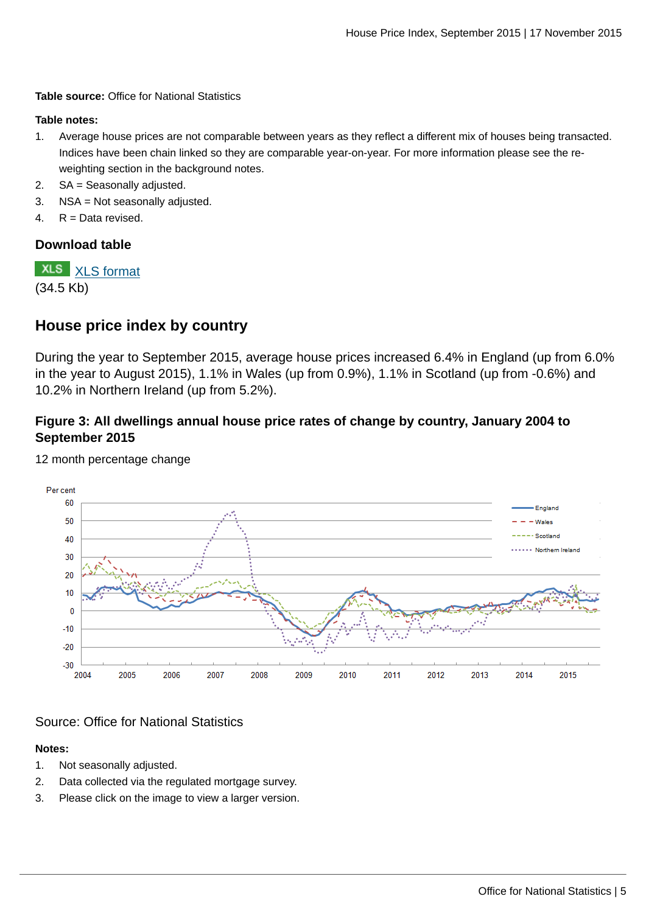**Table source:** Office for National Statistics

**Table notes:**

1. Average house prices are not comparable between years as they reflect a different mix of houses being transacted. Indices have been chain linked so they are comparable year-on-year. For more information please see the re-weighting section in the background notes.
2. SA = Seasonally adjusted.
3. NSA = Not seasonally adjusted.
4. R = Data revised.

### Download table

XLS format
(34.5 Kb)

## House price index by country

During the year to September 2015, average house prices increased 6.4% in England (up from 6.0% in the year to August 2015), 1.1% in Wales (up from 0.9%), 1.1% in Scotland (up from -0.6%) and 10.2% in Northern Ireland (up from 5.2%).

### Figure 3: All dwellings annual house price rates of change by country, January 2004 to September 2015

12 month percentage change

Source: Office for National Statistics

**Notes:**

1. Not seasonally adjusted.
2. Data collected via the regulated mortgage survey.
3. Please click on the image to view a larger version.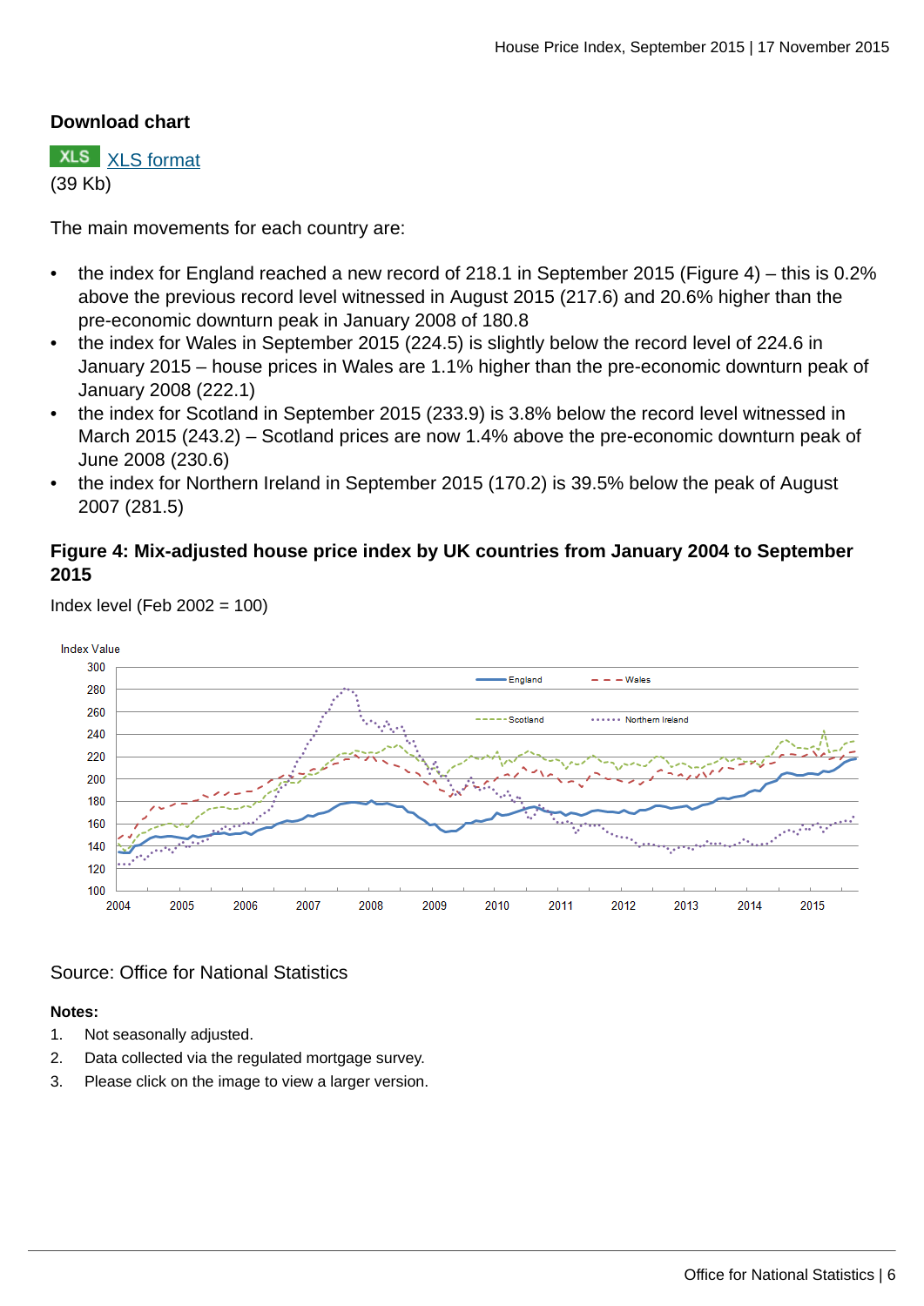**Download chart**

XLS [XLS format](#)
(39 Kb)

The main movements for each country are:

- the index for England reached a new record of 218.1 in September 2015 (Figure 4) – this is 0.2% above the previous record level witnessed in August 2015 (217.6) and 20.6% higher than the pre-economic downturn peak in January 2008 of 180.8
- the index for Wales in September 2015 (224.5) is slightly below the record level of 224.6 in January 2015 – house prices in Wales are 1.1% higher than the pre-economic downturn peak of January 2008 (222.1)
- the index for Scotland in September 2015 (233.9) is 3.8% below the record level witnessed in March 2015 (243.2) – Scotland prices are now 1.4% above the pre-economic downturn peak of June 2008 (230.6)
- the index for Northern Ireland in September 2015 (170.2) is 39.5% below the peak of August 2007 (281.5)

### Figure 4: Mix-adjusted house price index by UK countries from January 2004 to September 2015

Index level (Feb 2002 = 100)

Source: Office for National Statistics

**Notes:**

1. Not seasonally adjusted.
2. Data collected via the regulated mortgage survey.
3. Please click on the image to view a larger version.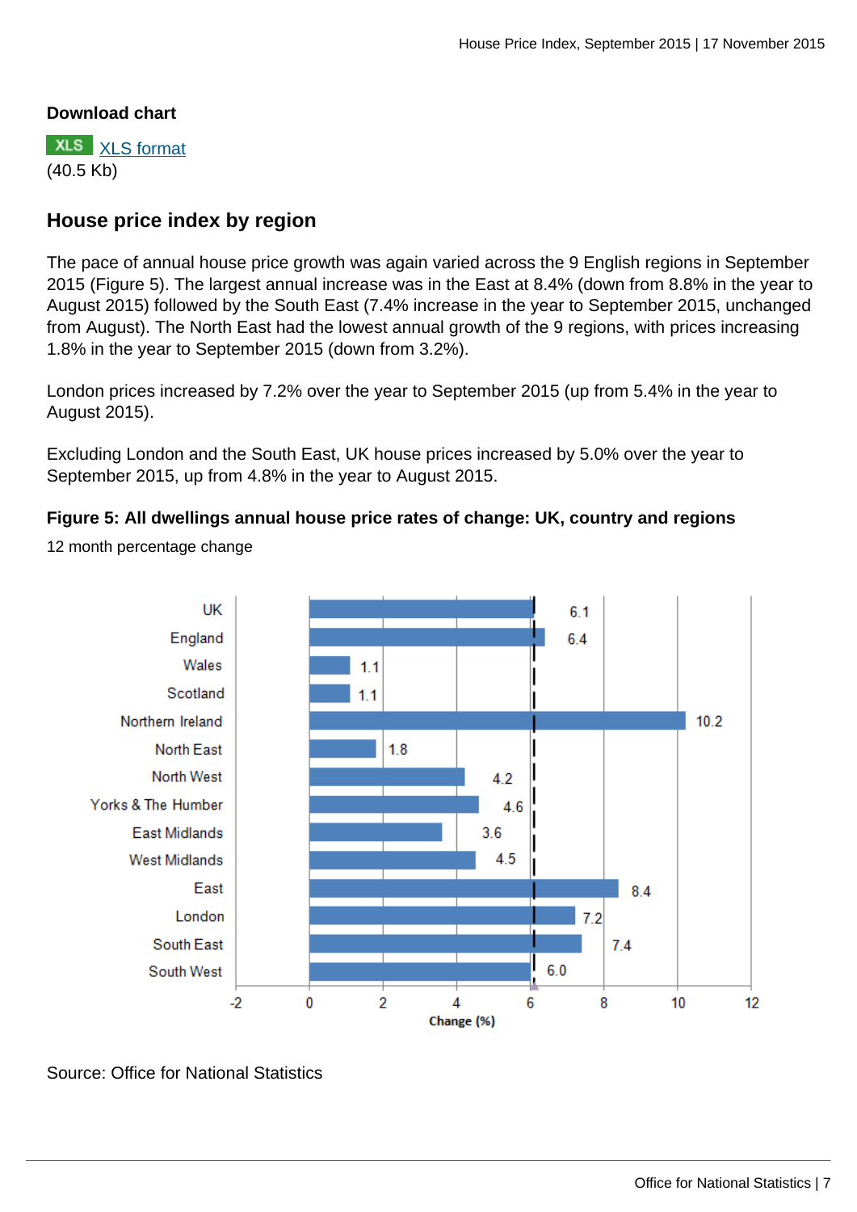**Download chart**

XLS [XLS format](#)
(40.5 Kb)

## House price index by region

The pace of annual house price growth was again varied across the 9 English regions in September 2015 (Figure 5). The largest annual increase was in the East at 8.4% (down from 8.8% in the year to August 2015) followed by the South East (7.4% increase in the year to September 2015, unchanged from August). The North East had the lowest annual growth of the 9 regions, with prices increasing 1.8% in the year to September 2015 (down from 3.2%).

London prices increased by 7.2% over the year to September 2015 (up from 5.4% in the year to August 2015).

Excluding London and the South East, UK house prices increased by 5.0% over the year to September 2015, up from 4.8% in the year to August 2015.

**Figure 5: All dwellings annual house price rates of change: UK, country and regions**

12 month percentage change

| Region | Change (%) |
|---|---|
| UK | 6.1 |
| England | 6.4 |
| Wales | 1.1 |
| Scotland | 1.1 |
| Northern Ireland | 10.2 |
| North East | 1.8 |
| North West | 4.2 |
| Yorks & The Humber | 4.6 |
| East Midlands | 3.6 |
| West Midlands | 4.5 |
| East | 8.4 |
| London | 7.2 |
| South East | 7.4 |
| South West | 6.0 |

Source: Office for National Statistics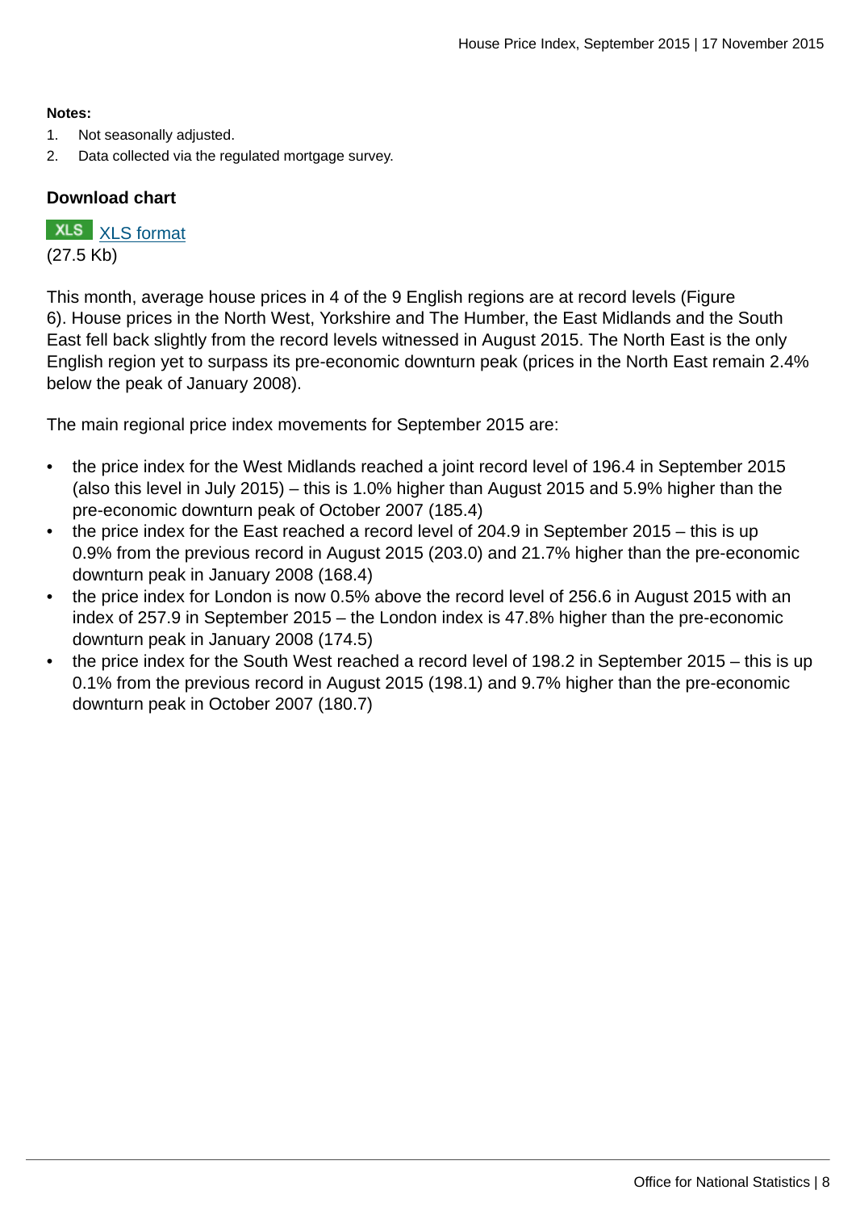**Notes:**

1. Not seasonally adjusted.
2. Data collected via the regulated mortgage survey.

**Download chart**

XLS XLS format
(27.5 Kb)

This month, average house prices in 4 of the 9 English regions are at record levels (Figure 6). House prices in the North West, Yorkshire and The Humber, the East Midlands and the South East fell back slightly from the record levels witnessed in August 2015. The North East is the only English region yet to surpass its pre-economic downturn peak (prices in the North East remain 2.4% below the peak of January 2008).

The main regional price index movements for September 2015 are:

- the price index for the West Midlands reached a joint record level of 196.4 in September 2015 (also this level in July 2015) – this is 1.0% higher than August 2015 and 5.9% higher than the pre-economic downturn peak of October 2007 (185.4)
- the price index for the East reached a record level of 204.9 in September 2015 – this is up 0.9% from the previous record in August 2015 (203.0) and 21.7% higher than the pre-economic downturn peak in January 2008 (168.4)
- the price index for London is now 0.5% above the record level of 256.6 in August 2015 with an index of 257.9 in September 2015 – the London index is 47.8% higher than the pre-economic downturn peak in January 2008 (174.5)
- the price index for the South West reached a record level of 198.2 in September 2015 – this is up 0.1% from the previous record in August 2015 (198.1) and 9.7% higher than the pre-economic downturn peak in October 2007 (180.7)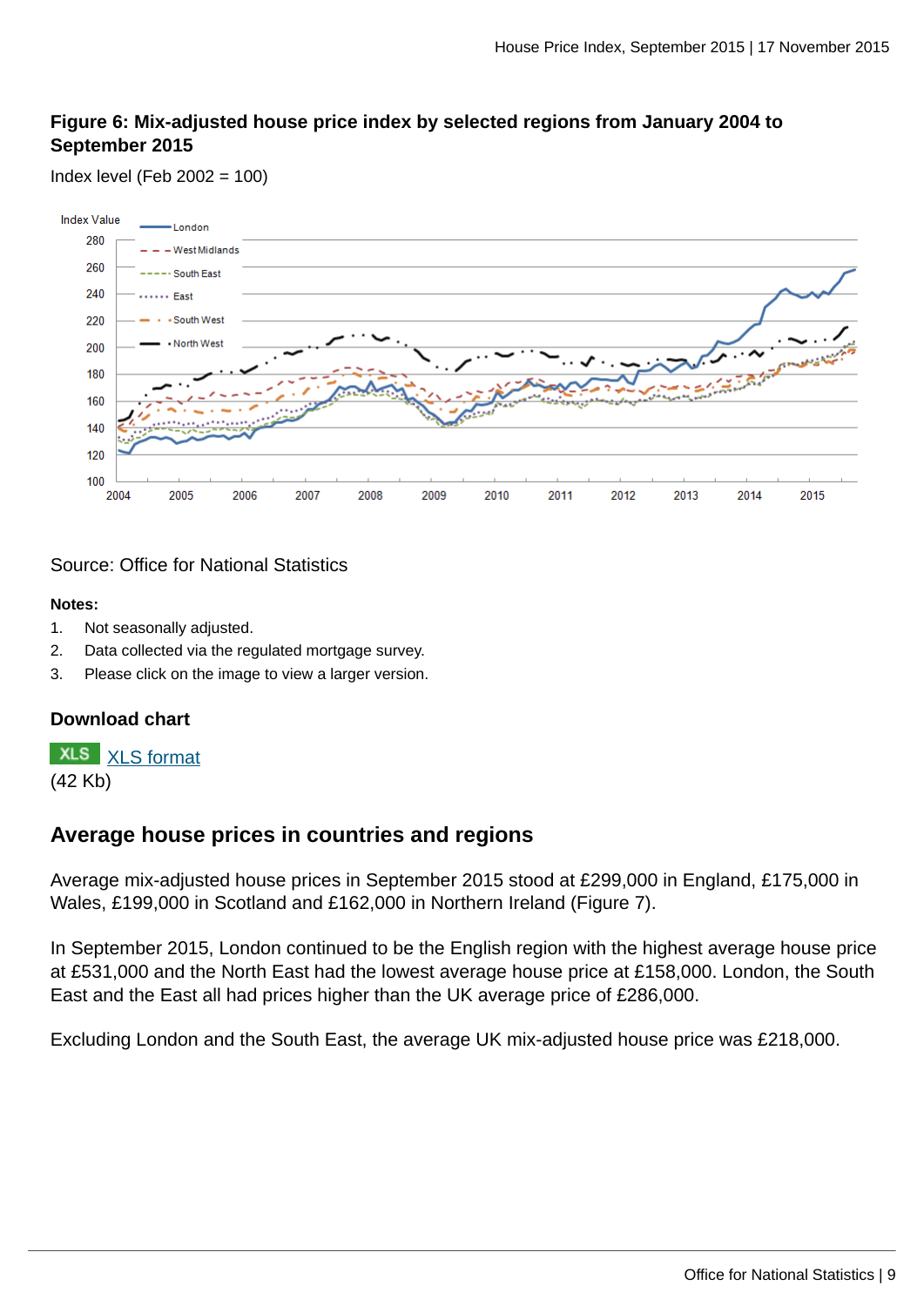### Figure 6: Mix-adjusted house price index by selected regions from January 2004 to September 2015

Index level (Feb 2002 = 100)

Source: Office for National Statistics

**Notes:**

1. Not seasonally adjusted.
2. Data collected via the regulated mortgage survey.
3. Please click on the image to view a larger version.

### Download chart

XLS [XLS format](#)
(42 Kb)

## Average house prices in countries and regions

Average mix-adjusted house prices in September 2015 stood at £299,000 in England, £175,000 in Wales, £199,000 in Scotland and £162,000 in Northern Ireland (Figure 7).

In September 2015, London continued to be the English region with the highest average house price at £531,000 and the North East had the lowest average house price at £158,000. London, the South East and the East all had prices higher than the UK average price of £286,000.

Excluding London and the South East, the average UK mix-adjusted house price was £218,000.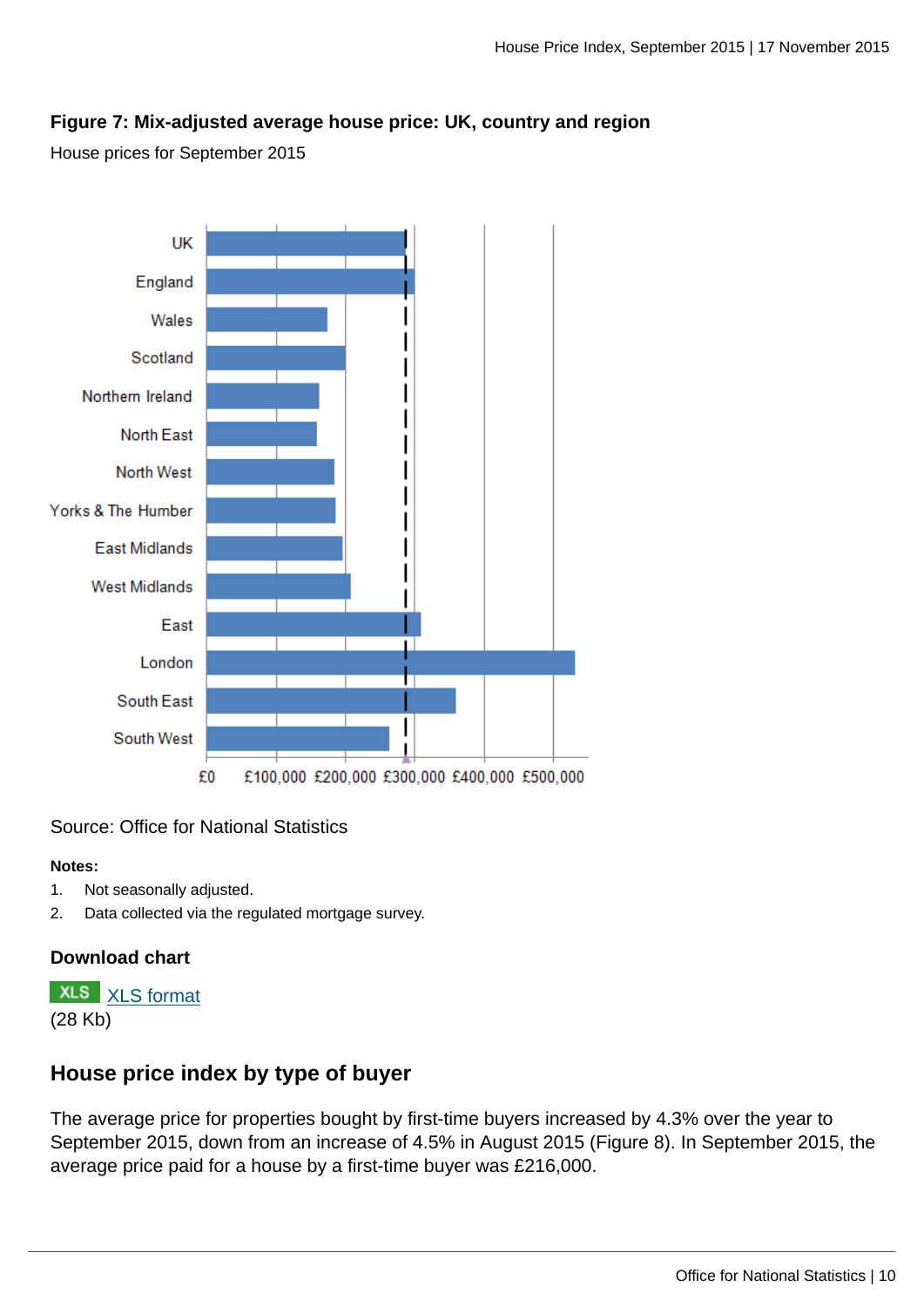**Figure 7: Mix-adjusted average house price: UK, country and region**

House prices for September 2015

Source: Office for National Statistics

**Notes:**

1. Not seasonally adjusted.
2. Data collected via the regulated mortgage survey.

**Download chart**

XLS [XLS format](#)
(28 Kb)

## House price index by type of buyer

The average price for properties bought by first-time buyers increased by 4.3% over the year to September 2015, down from an increase of 4.5% in August 2015 (Figure 8). In September 2015, the average price paid for a house by a first-time buyer was £216,000.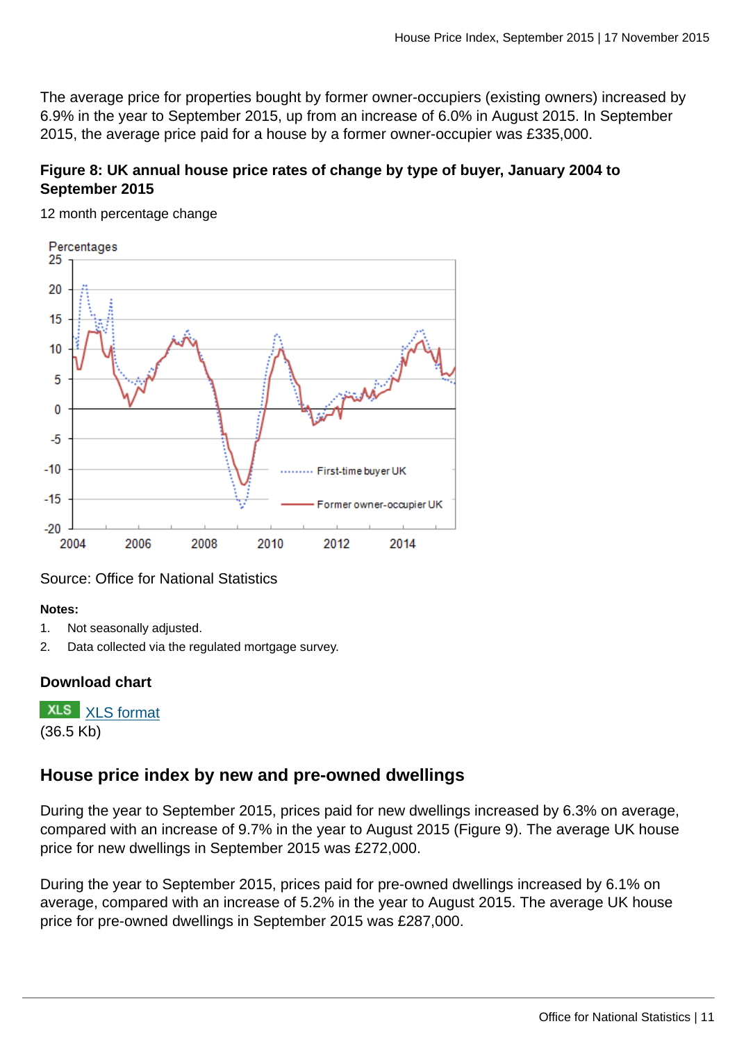The average price for properties bought by former owner-occupiers (existing owners) increased by 6.9% in the year to September 2015, up from an increase of 6.0% in August 2015. In September 2015, the average price paid for a house by a former owner-occupier was £335,000.

### Figure 8: UK annual house price rates of change by type of buyer, January 2004 to September 2015

12 month percentage change

Source: Office for National Statistics

**Notes:**

1. Not seasonally adjusted.
2. Data collected via the regulated mortgage survey.

### Download chart

XLS [XLS format](#)
(36.5 Kb)

## House price index by new and pre-owned dwellings

During the year to September 2015, prices paid for new dwellings increased by 6.3% on average, compared with an increase of 9.7% in the year to August 2015 (Figure 9). The average UK house price for new dwellings in September 2015 was £272,000.

During the year to September 2015, prices paid for pre-owned dwellings increased by 6.1% on average, compared with an increase of 5.2% in the year to August 2015. The average UK house price for pre-owned dwellings in September 2015 was £287,000.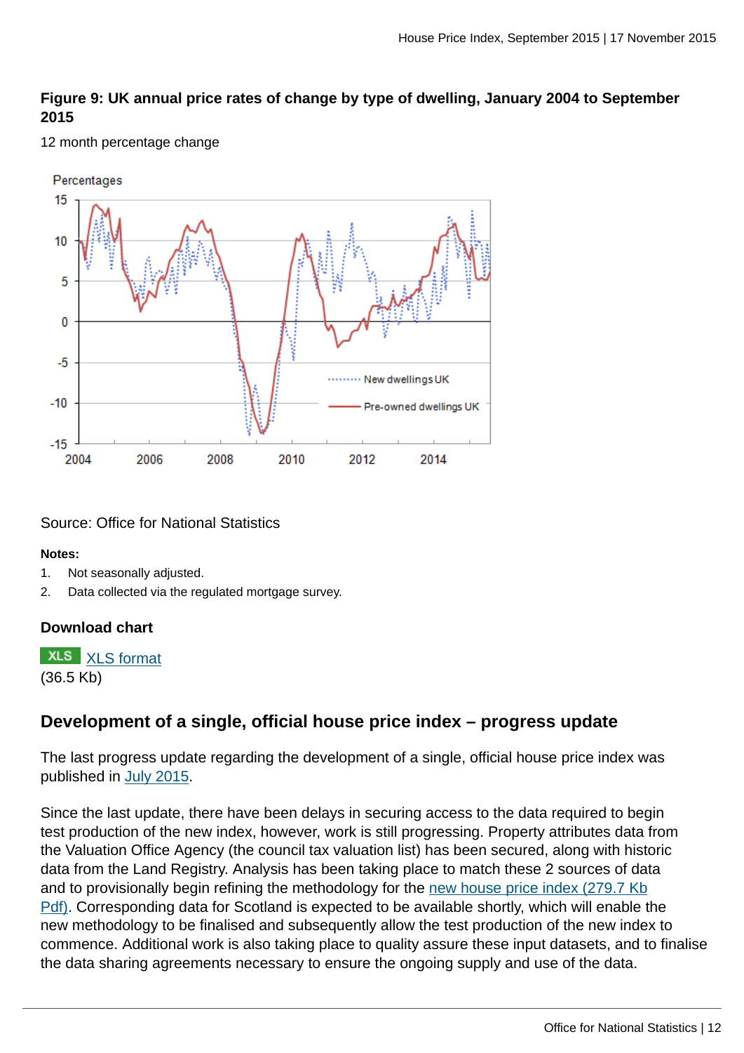**Figure 9: UK annual price rates of change by type of dwelling, January 2004 to September 2015**

12 month percentage change

Source: Office for National Statistics

**Notes:**

1. Not seasonally adjusted.
2. Data collected via the regulated mortgage survey.

**Download chart**

XLS XLS format
(36.5 Kb)

## Development of a single, official house price index – progress update

The last progress update regarding the development of a single, official house price index was published in July 2015.

Since the last update, there have been delays in securing access to the data required to begin test production of the new index, however, work is still progressing. Property attributes data from the Valuation Office Agency (the council tax valuation list) has been secured, along with historic data from the Land Registry. Analysis has been taking place to match these 2 sources of data and to provisionally begin refining the methodology for the new house price index (279.7 Kb Pdf). Corresponding data for Scotland is expected to be available shortly, which will enable the new methodology to be finalised and subsequently allow the test production of the new index to commence. Additional work is also taking place to quality assure these input datasets, and to finalise the data sharing agreements necessary to ensure the ongoing supply and use of the data.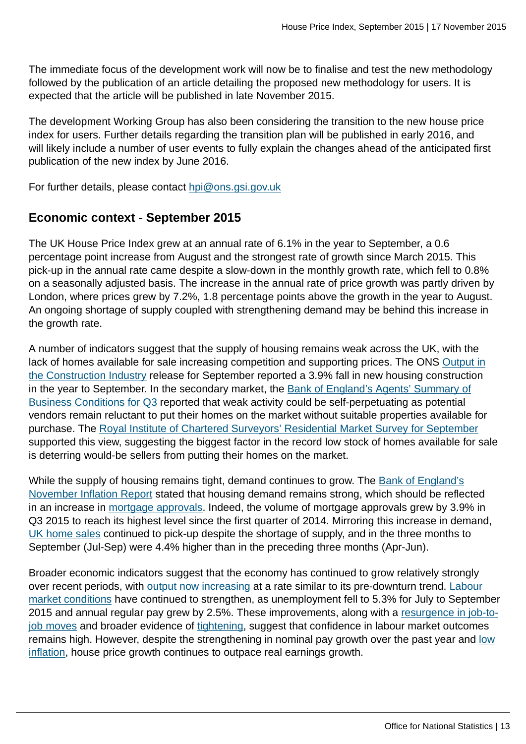The immediate focus of the development work will now be to finalise and test the new methodology followed by the publication of an article detailing the proposed new methodology for users. It is expected that the article will be published in late November 2015.

The development Working Group has also been considering the transition to the new house price index for users. Further details regarding the transition plan will be published in early 2016, and will likely include a number of user events to fully explain the changes ahead of the anticipated first publication of the new index by June 2016.

For further details, please contact hpi@ons.gsi.gov.uk

## Economic context - September 2015

The UK House Price Index grew at an annual rate of 6.1% in the year to September, a 0.6 percentage point increase from August and the strongest rate of growth since March 2015. This pick-up in the annual rate came despite a slow-down in the monthly growth rate, which fell to 0.8% on a seasonally adjusted basis. The increase in the annual rate of price growth was partly driven by London, where prices grew by 7.2%, 1.8 percentage points above the growth in the year to August. An ongoing shortage of supply coupled with strengthening demand may be behind this increase in the growth rate.

A number of indicators suggest that the supply of housing remains weak across the UK, with the lack of homes available for sale increasing competition and supporting prices. The ONS Output in the Construction Industry release for September reported a 3.9% fall in new housing construction in the year to September. In the secondary market, the Bank of England's Agents' Summary of Business Conditions for Q3 reported that weak activity could be self-perpetuating as potential vendors remain reluctant to put their homes on the market without suitable properties available for purchase. The Royal Institute of Chartered Surveyors' Residential Market Survey for September supported this view, suggesting the biggest factor in the record low stock of homes available for sale is deterring would-be sellers from putting their homes on the market.

While the supply of housing remains tight, demand continues to grow. The Bank of England's November Inflation Report stated that housing demand remains strong, which should be reflected in an increase in mortgage approvals. Indeed, the volume of mortgage approvals grew by 3.9% in Q3 2015 to reach its highest level since the first quarter of 2014. Mirroring this increase in demand, UK home sales continued to pick-up despite the shortage of supply, and in the three months to September (Jul-Sep) were 4.4% higher than in the preceding three months (Apr-Jun).

Broader economic indicators suggest that the economy has continued to grow relatively strongly over recent periods, with output now increasing at a rate similar to its pre-downturn trend. Labour market conditions have continued to strengthen, as unemployment fell to 5.3% for July to September 2015 and annual regular pay grew by 2.5%. These improvements, along with a resurgence in job-to-job moves and broader evidence of tightening, suggest that confidence in labour market outcomes remains high. However, despite the strengthening in nominal pay growth over the past year and low inflation, house price growth continues to outpace real earnings growth.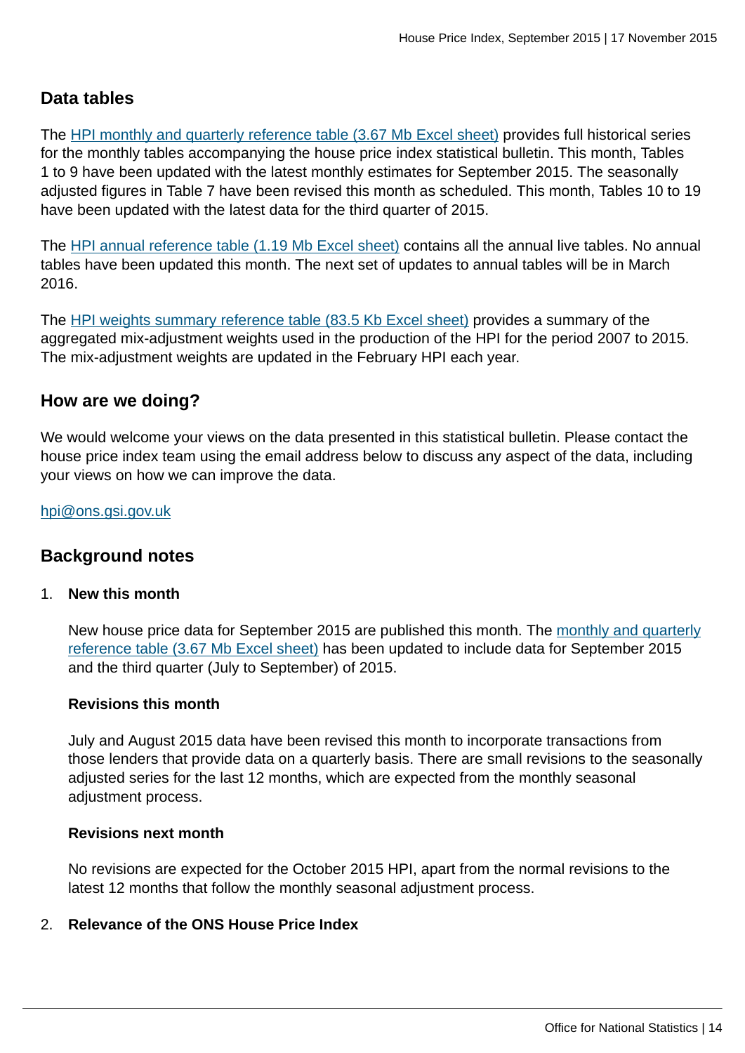## Data tables

The HPI monthly and quarterly reference table (3.67 Mb Excel sheet) provides full historical series for the monthly tables accompanying the house price index statistical bulletin. This month, Tables 1 to 9 have been updated with the latest monthly estimates for September 2015. The seasonally adjusted figures in Table 7 have been revised this month as scheduled. This month, Tables 10 to 19 have been updated with the latest data for the third quarter of 2015.

The HPI annual reference table (1.19 Mb Excel sheet) contains all the annual live tables. No annual tables have been updated this month. The next set of updates to annual tables will be in March 2016.

The HPI weights summary reference table (83.5 Kb Excel sheet) provides a summary of the aggregated mix-adjustment weights used in the production of the HPI for the period 2007 to 2015. The mix-adjustment weights are updated in the February HPI each year.

## How are we doing?

We would welcome your views on the data presented in this statistical bulletin. Please contact the house price index team using the email address below to discuss any aspect of the data, including your views on how we can improve the data.

hpi@ons.gsi.gov.uk

## Background notes

1. **New this month**

   New house price data for September 2015 are published this month. The monthly and quarterly reference table (3.67 Mb Excel sheet) has been updated to include data for September 2015 and the third quarter (July to September) of 2015.

   **Revisions this month**

   July and August 2015 data have been revised this month to incorporate transactions from those lenders that provide data on a quarterly basis. There are small revisions to the seasonally adjusted series for the last 12 months, which are expected from the monthly seasonal adjustment process.

   **Revisions next month**

   No revisions are expected for the October 2015 HPI, apart from the normal revisions to the latest 12 months that follow the monthly seasonal adjustment process.

2. **Relevance of the ONS House Price Index**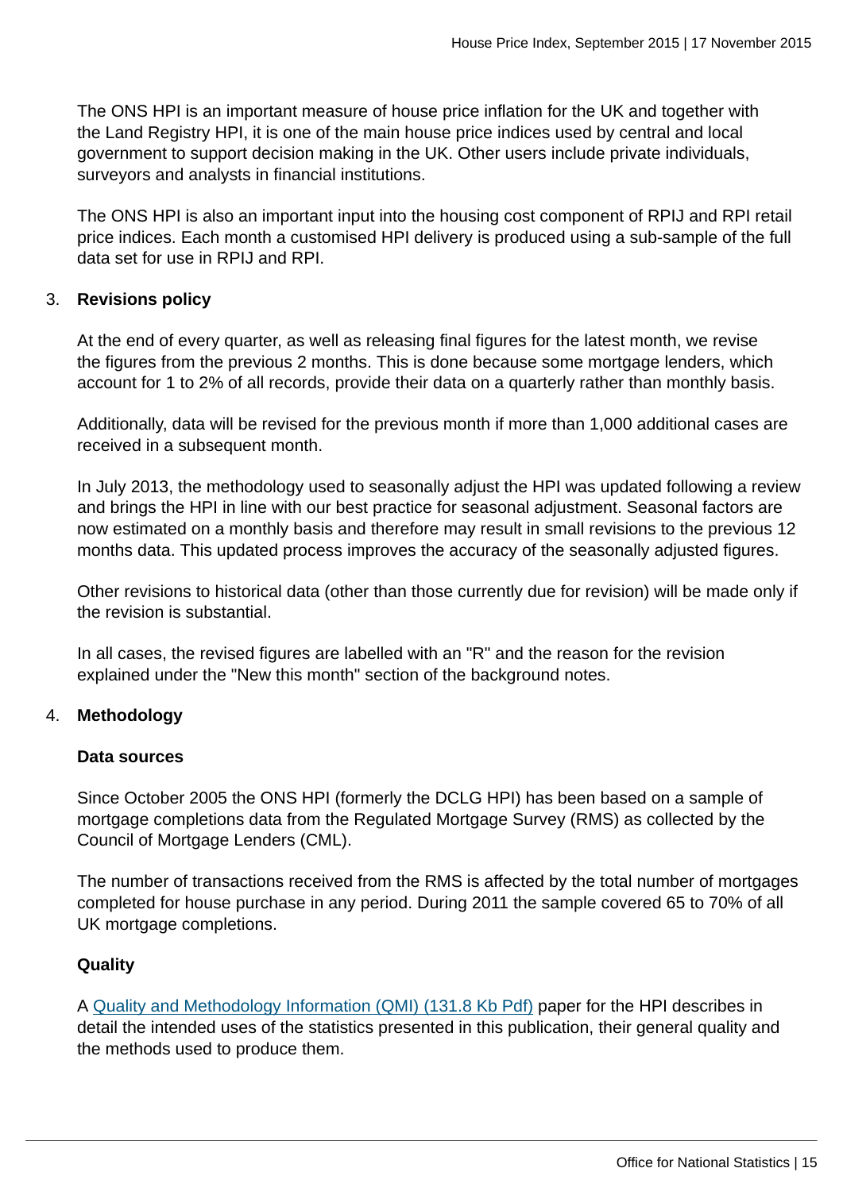The ONS HPI is an important measure of house price inflation for the UK and together with the Land Registry HPI, it is one of the main house price indices used by central and local government to support decision making in the UK. Other users include private individuals, surveyors and analysts in financial institutions.

The ONS HPI is also an important input into the housing cost component of RPIJ and RPI retail price indices. Each month a customised HPI delivery is produced using a sub-sample of the full data set for use in RPIJ and RPI.

3. **Revisions policy**

At the end of every quarter, as well as releasing final figures for the latest month, we revise the figures from the previous 2 months. This is done because some mortgage lenders, which account for 1 to 2% of all records, provide their data on a quarterly rather than monthly basis.

Additionally, data will be revised for the previous month if more than 1,000 additional cases are received in a subsequent month.

In July 2013, the methodology used to seasonally adjust the HPI was updated following a review and brings the HPI in line with our best practice for seasonal adjustment. Seasonal factors are now estimated on a monthly basis and therefore may result in small revisions to the previous 12 months data. This updated process improves the accuracy of the seasonally adjusted figures.

Other revisions to historical data (other than those currently due for revision) will be made only if the revision is substantial.

In all cases, the revised figures are labelled with an "R" and the reason for the revision explained under the "New this month" section of the background notes.

4. **Methodology**

**Data sources**

Since October 2005 the ONS HPI (formerly the DCLG HPI) has been based on a sample of mortgage completions data from the Regulated Mortgage Survey (RMS) as collected by the Council of Mortgage Lenders (CML).

The number of transactions received from the RMS is affected by the total number of mortgages completed for house purchase in any period. During 2011 the sample covered 65 to 70% of all UK mortgage completions.

**Quality**

A Quality and Methodology Information (QMI) (131.8 Kb Pdf) paper for the HPI describes in detail the intended uses of the statistics presented in this publication, their general quality and the methods used to produce them.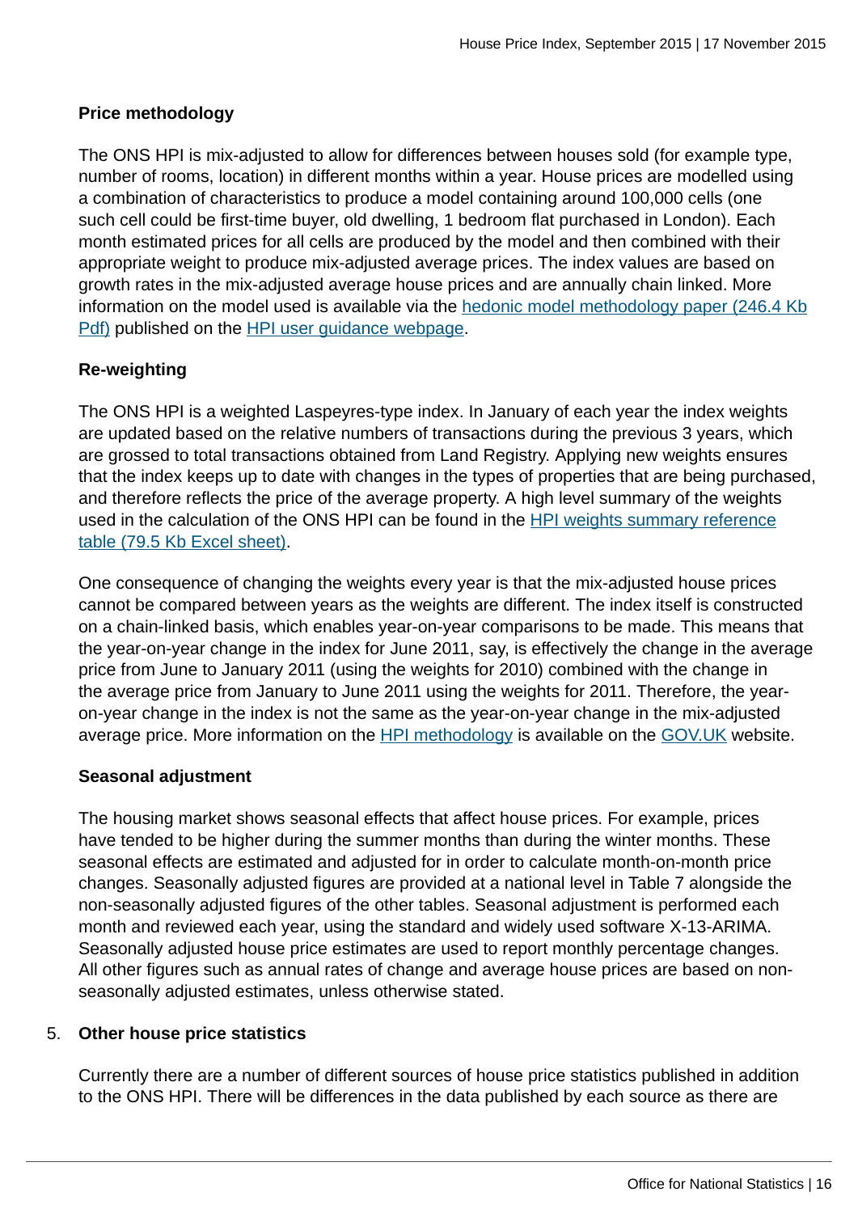**Price methodology**

The ONS HPI is mix-adjusted to allow for differences between houses sold (for example type, number of rooms, location) in different months within a year. House prices are modelled using a combination of characteristics to produce a model containing around 100,000 cells (one such cell could be first-time buyer, old dwelling, 1 bedroom flat purchased in London). Each month estimated prices for all cells are produced by the model and then combined with their appropriate weight to produce mix-adjusted average prices. The index values are based on growth rates in the mix-adjusted average house prices and are annually chain linked. More information on the model used is available via the hedonic model methodology paper (246.4 Kb Pdf) published on the HPI user guidance webpage.

**Re-weighting**

The ONS HPI is a weighted Laspeyres-type index. In January of each year the index weights are updated based on the relative numbers of transactions during the previous 3 years, which are grossed to total transactions obtained from Land Registry. Applying new weights ensures that the index keeps up to date with changes in the types of properties that are being purchased, and therefore reflects the price of the average property. A high level summary of the weights used in the calculation of the ONS HPI can be found in the HPI weights summary reference table (79.5 Kb Excel sheet).

One consequence of changing the weights every year is that the mix-adjusted house prices cannot be compared between years as the weights are different. The index itself is constructed on a chain-linked basis, which enables year-on-year comparisons to be made. This means that the year-on-year change in the index for June 2011, say, is effectively the change in the average price from June to January 2011 (using the weights for 2010) combined with the change in the average price from January to June 2011 using the weights for 2011. Therefore, the year-on-year change in the index is not the same as the year-on-year change in the mix-adjusted average price. More information on the HPI methodology is available on the GOV.UK website.

**Seasonal adjustment**

The housing market shows seasonal effects that affect house prices. For example, prices have tended to be higher during the summer months than during the winter months. These seasonal effects are estimated and adjusted for in order to calculate month-on-month price changes. Seasonally adjusted figures are provided at a national level in Table 7 alongside the non-seasonally adjusted figures of the other tables. Seasonal adjustment is performed each month and reviewed each year, using the standard and widely used software X-13-ARIMA. Seasonally adjusted house price estimates are used to report monthly percentage changes. All other figures such as annual rates of change and average house prices are based on non-seasonally adjusted estimates, unless otherwise stated.

5. **Other house price statistics**

Currently there are a number of different sources of house price statistics published in addition to the ONS HPI. There will be differences in the data published by each source as there are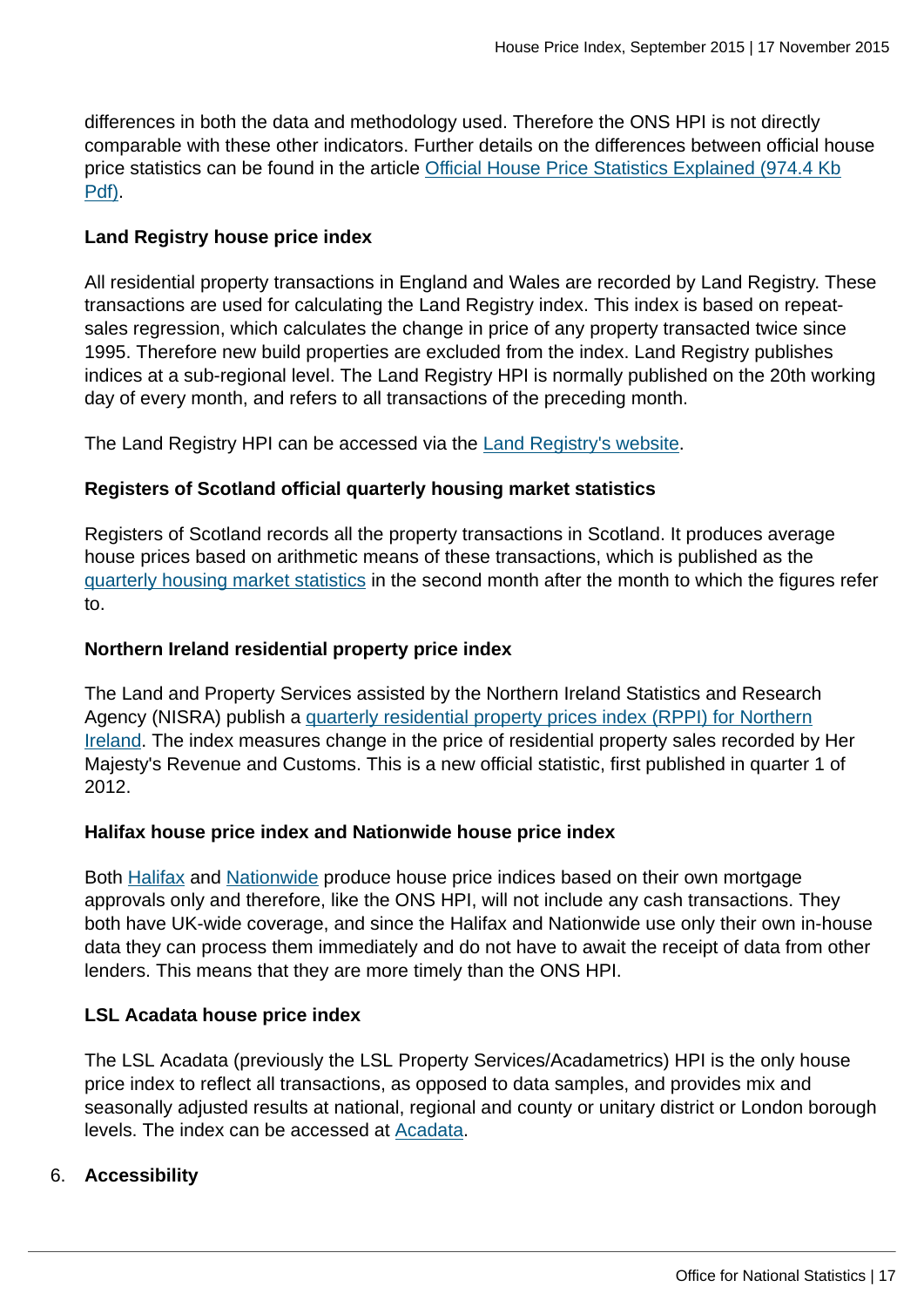differences in both the data and methodology used. Therefore the ONS HPI is not directly comparable with these other indicators. Further details on the differences between official house price statistics can be found in the article Official House Price Statistics Explained (974.4 Kb Pdf).

**Land Registry house price index**

All residential property transactions in England and Wales are recorded by Land Registry. These transactions are used for calculating the Land Registry index. This index is based on repeat-sales regression, which calculates the change in price of any property transacted twice since 1995. Therefore new build properties are excluded from the index. Land Registry publishes indices at a sub-regional level. The Land Registry HPI is normally published on the 20th working day of every month, and refers to all transactions of the preceding month.

The Land Registry HPI can be accessed via the Land Registry's website.

**Registers of Scotland official quarterly housing market statistics**

Registers of Scotland records all the property transactions in Scotland. It produces average house prices based on arithmetic means of these transactions, which is published as the quarterly housing market statistics in the second month after the month to which the figures refer to.

**Northern Ireland residential property price index**

The Land and Property Services assisted by the Northern Ireland Statistics and Research Agency (NISRA) publish a quarterly residential property prices index (RPPI) for Northern Ireland. The index measures change in the price of residential property sales recorded by Her Majesty's Revenue and Customs. This is a new official statistic, first published in quarter 1 of 2012.

**Halifax house price index and Nationwide house price index**

Both Halifax and Nationwide produce house price indices based on their own mortgage approvals only and therefore, like the ONS HPI, will not include any cash transactions. They both have UK-wide coverage, and since the Halifax and Nationwide use only their own in-house data they can process them immediately and do not have to await the receipt of data from other lenders. This means that they are more timely than the ONS HPI.

**LSL Acadata house price index**

The LSL Acadata (previously the LSL Property Services/Acadametrics) HPI is the only house price index to reflect all transactions, as opposed to data samples, and provides mix and seasonally adjusted results at national, regional and county or unitary district or London borough levels. The index can be accessed at Acadata.

## 6. Accessibility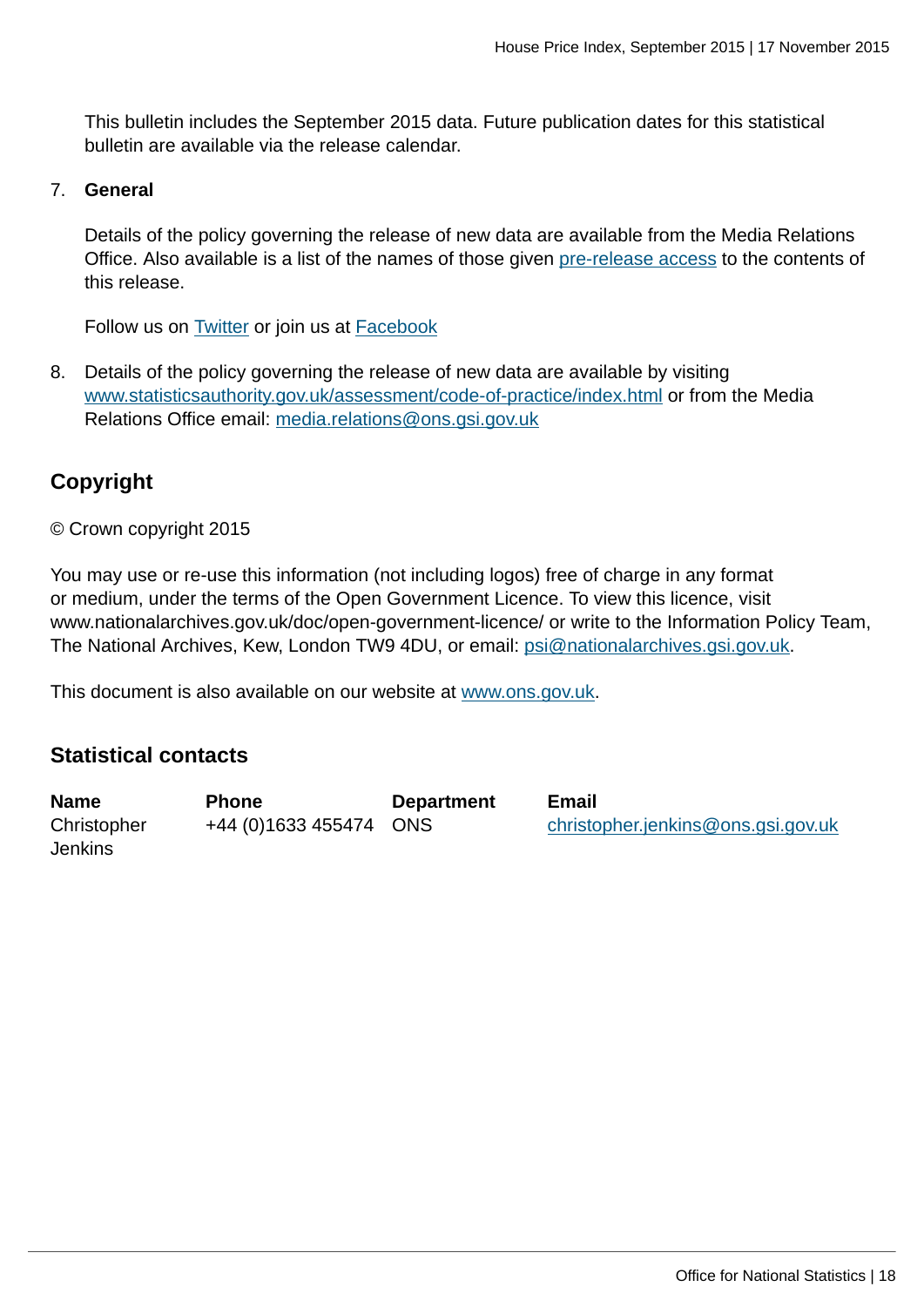This bulletin includes the September 2015 data. Future publication dates for this statistical bulletin are available via the release calendar.

7. **General**

   Details of the policy governing the release of new data are available from the Media Relations Office. Also available is a list of the names of those given pre-release access to the contents of this release.

   Follow us on Twitter or join us at Facebook

8. Details of the policy governing the release of new data are available by visiting www.statisticsauthority.gov.uk/assessment/code-of-practice/index.html or from the Media Relations Office email: media.relations@ons.gsi.gov.uk

## Copyright

© Crown copyright 2015

You may use or re-use this information (not including logos) free of charge in any format or medium, under the terms of the Open Government Licence. To view this licence, visit www.nationalarchives.gov.uk/doc/open-government-licence/ or write to the Information Policy Team, The National Archives, Kew, London TW9 4DU, or email: psi@nationalarchives.gsi.gov.uk.

This document is also available on our website at www.ons.gov.uk.

## Statistical contacts

| Name | Phone | Department | Email |
|---|---|---|---|
| Christopher Jenkins | +44 (0)1633 455474 | ONS | christopher.jenkins@ons.gsi.gov.uk |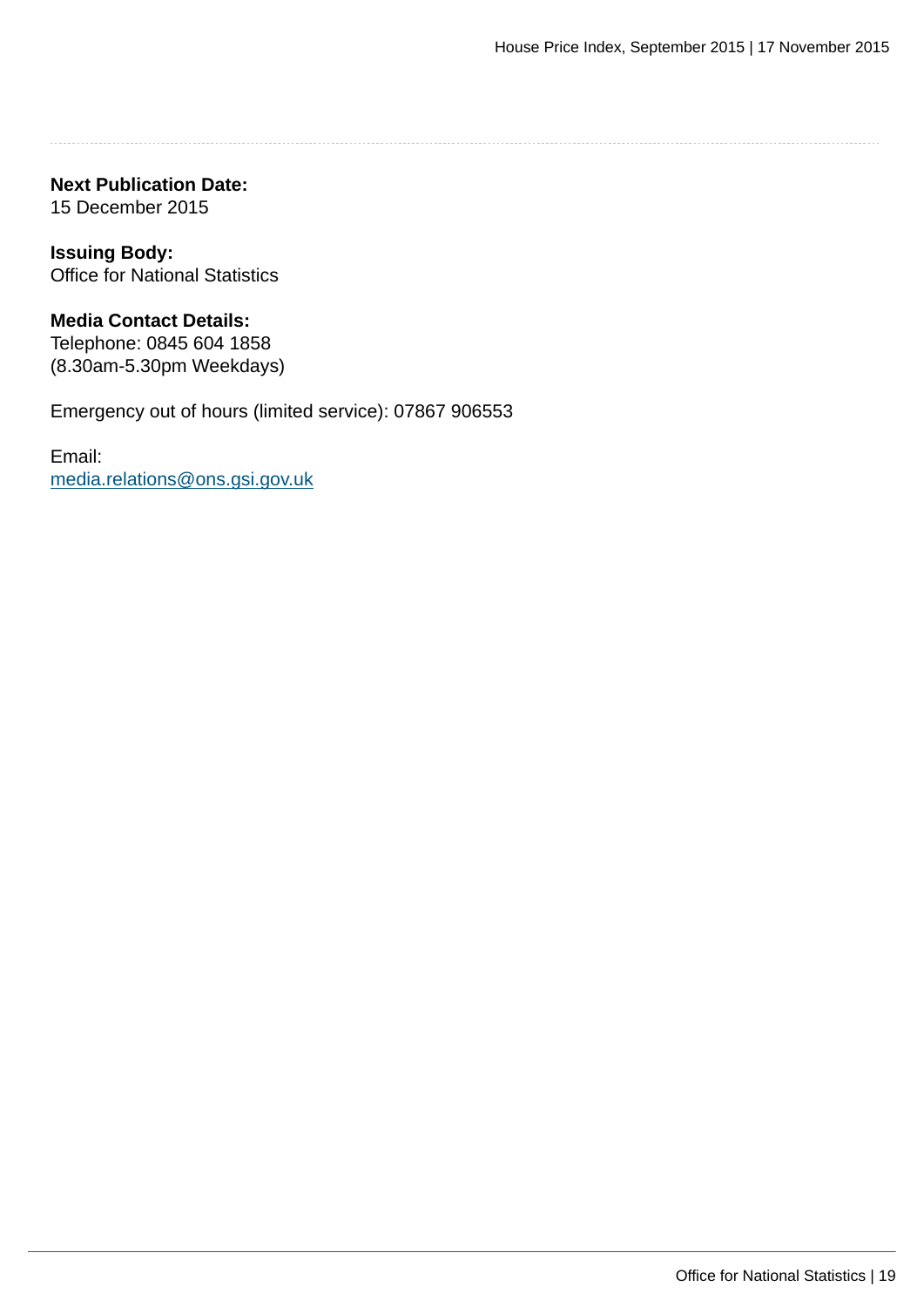**Next Publication Date:**
15 December 2015

**Issuing Body:**
Office for National Statistics

**Media Contact Details:**
Telephone: 0845 604 1858
(8.30am-5.30pm Weekdays)

Emergency out of hours (limited service): 07867 906553

Email:
media.relations@ons.gsi.gov.uk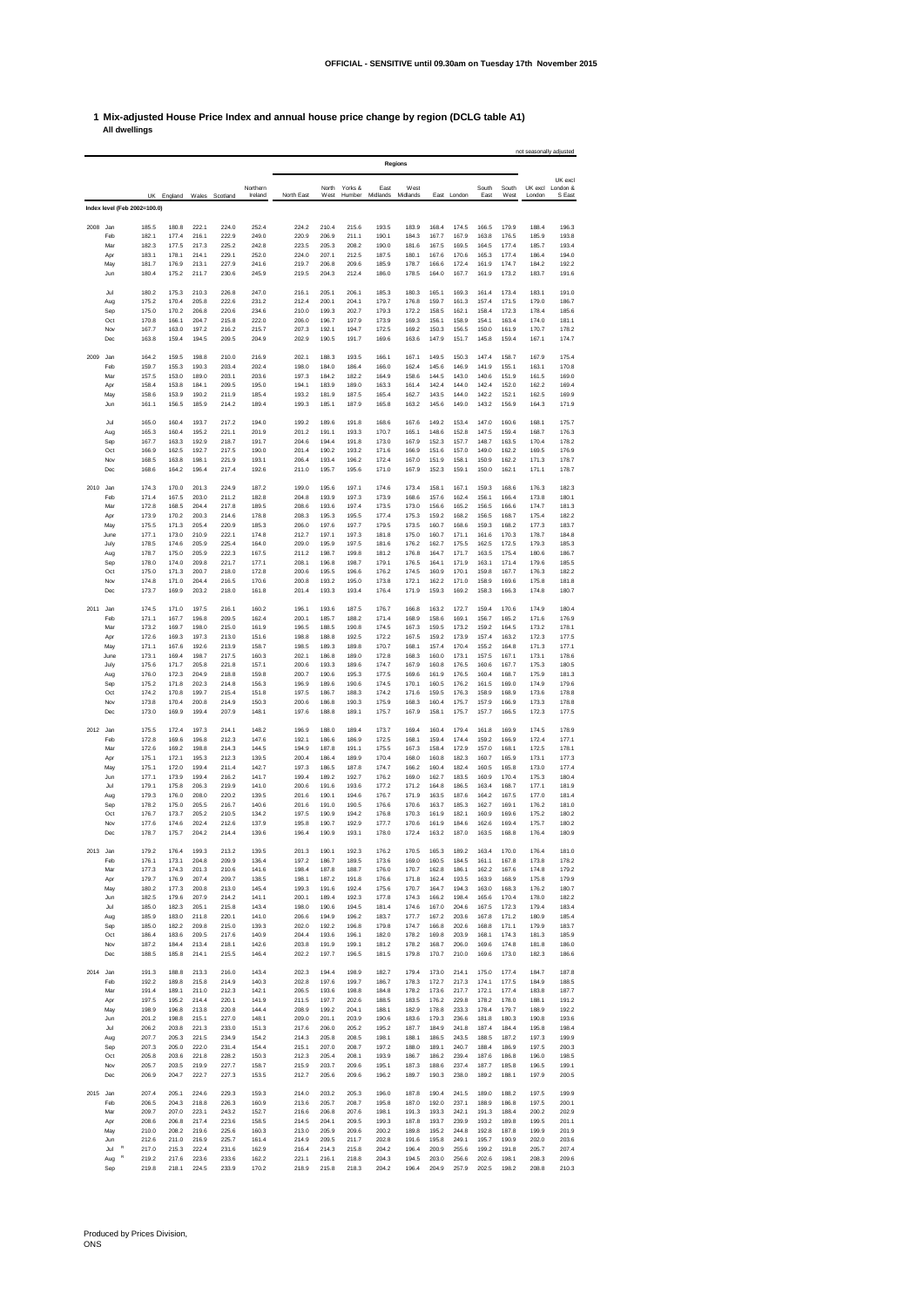OFFICIAL - SENSITIVE until 09.30am on Tuesday 17th November 2015

## 1 Mix-adjusted House Price Index and annual house price change by region (DCLG table A1)

**All dwellings**

not seasonally adjusted

| | | UK | England | Wales | Scotland | Northern Ireland | North East | North West | Yorks & Humber | East Midlands | West Midlands | East | London | South East | South West | UK excl London | UK excl London & S East |
|---|---|---|---|---|---|---|---|---|---|---|---|---|---|---|---|---|---|
| | | | | | | | Regions | | | | | | | | | | |
| **Index level (Feb 2002=100.0)** | | | | | | | | | | | | | | | | | |
| 2008 | Jan | 185.5 | 180.8 | 222.1 | 224.0 | 252.4 | 224.2 | 210.4 | 215.6 | 193.5 | 183.9 | 168.4 | 174.5 | 166.5 | 179.9 | 188.4 | 196.3 |
| | Feb | 182.1 | 177.4 | 216.1 | 222.9 | 249.0 | 220.9 | 206.9 | 211.1 | 190.1 | 184.3 | 167.7 | 167.9 | 163.8 | 176.5 | 185.9 | 193.8 |
| | Mar | 182.3 | 177.5 | 217.3 | 225.2 | 242.8 | 223.5 | 205.3 | 208.2 | 190.0 | 181.6 | 167.5 | 169.5 | 164.5 | 177.4 | 185.7 | 193.4 |
| | Apr | 183.1 | 178.1 | 214.1 | 229.1 | 252.0 | 224.0 | 207.1 | 212.5 | 187.5 | 180.1 | 167.6 | 170.6 | 165.3 | 177.4 | 186.4 | 194.0 |
| | May | 181.7 | 176.9 | 213.1 | 227.9 | 241.6 | 219.7 | 206.8 | 209.6 | 185.9 | 178.7 | 166.6 | 172.4 | 161.9 | 174.7 | 184.2 | 192.2 |
| | Jun | 180.4 | 175.2 | 211.7 | 230.6 | 245.9 | 219.5 | 204.3 | 212.4 | 186.0 | 178.5 | 164.0 | 167.7 | 161.9 | 173.2 | 183.7 | 191.6 |
| | Jul | 180.2 | 175.3 | 210.3 | 226.8 | 247.0 | 216.1 | 205.1 | 206.1 | 185.3 | 180.3 | 165.1 | 169.3 | 161.4 | 173.4 | 183.1 | 191.0 |
| | Aug | 175.2 | 170.4 | 205.8 | 222.6 | 231.2 | 212.4 | 200.1 | 204.1 | 179.7 | 176.8 | 159.7 | 161.3 | 157.4 | 171.5 | 179.0 | 186.7 |
| | Sep | 175.0 | 170.2 | 206.8 | 220.6 | 234.6 | 210.0 | 199.3 | 202.7 | 179.3 | 172.2 | 158.5 | 162.1 | 158.4 | 172.3 | 178.4 | 185.6 |
| | Oct | 170.8 | 166.1 | 204.7 | 215.8 | 222.0 | 206.0 | 196.7 | 197.9 | 173.9 | 169.3 | 156.1 | 158.9 | 154.1 | 163.4 | 174.0 | 181.1 |
| | Nov | 167.7 | 163.0 | 197.2 | 216.2 | 215.7 | 207.3 | 192.1 | 194.7 | 172.5 | 169.2 | 150.3 | 156.5 | 150.0 | 161.9 | 170.7 | 178.2 |
| | Dec | 163.8 | 159.4 | 194.5 | 209.5 | 204.9 | 202.9 | 190.5 | 191.7 | 169.6 | 163.6 | 147.9 | 151.7 | 145.8 | 159.4 | 167.1 | 174.7 |
| 2009 | Jan | 164.2 | 159.5 | 198.8 | 210.0 | 216.9 | 202.1 | 188.3 | 193.5 | 166.1 | 167.1 | 149.5 | 150.3 | 147.4 | 158.7 | 167.9 | 175.4 |
| | Feb | 159.7 | 155.3 | 190.3 | 203.4 | 202.4 | 198.0 | 184.0 | 186.4 | 166.0 | 162.4 | 145.6 | 146.9 | 141.9 | 155.1 | 163.1 | 170.8 |
| | Mar | 157.5 | 153.0 | 189.0 | 203.1 | 203.6 | 197.3 | 184.2 | 182.2 | 164.9 | 158.6 | 144.5 | 143.0 | 140.6 | 151.9 | 161.5 | 169.0 |
| | Apr | 158.4 | 153.8 | 184.1 | 209.5 | 195.0 | 194.1 | 183.9 | 189.0 | 163.3 | 161.4 | 142.4 | 144.0 | 142.4 | 152.0 | 162.2 | 169.4 |
| | May | 158.6 | 153.9 | 190.2 | 211.9 | 185.4 | 193.2 | 181.9 | 187.5 | 165.4 | 162.7 | 143.5 | 144.0 | 142.2 | 152.1 | 162.5 | 169.9 |
| | Jun | 161.1 | 156.5 | 185.9 | 214.2 | 189.4 | 199.3 | 185.1 | 187.9 | 165.8 | 163.2 | 145.6 | 149.0 | 143.2 | 156.9 | 164.3 | 171.9 |
| | Jul | 165.0 | 160.4 | 193.7 | 217.2 | 194.0 | 199.2 | 189.6 | 191.8 | 168.6 | 167.6 | 149.2 | 153.4 | 147.0 | 160.6 | 168.1 | 175.7 |
| | Aug | 165.3 | 160.4 | 195.2 | 221.1 | 201.9 | 201.2 | 191.1 | 193.3 | 170.7 | 165.1 | 148.6 | 152.8 | 147.5 | 159.4 | 168.7 | 176.3 |
| | Sep | 167.7 | 163.3 | 192.9 | 218.7 | 191.7 | 204.6 | 194.4 | 191.8 | 173.0 | 167.9 | 152.3 | 157.7 | 148.7 | 163.5 | 170.4 | 178.2 |
| | Oct | 166.9 | 162.5 | 192.7 | 217.5 | 190.0 | 201.4 | 190.2 | 193.2 | 171.6 | 166.9 | 151.6 | 157.0 | 149.0 | 162.2 | 169.5 | 176.9 |
| | Nov | 168.5 | 163.8 | 198.1 | 221.9 | 193.1 | 206.4 | 193.4 | 196.2 | 172.4 | 167.0 | 151.9 | 158.1 | 150.9 | 162.2 | 171.3 | 178.7 |
| | Dec | 168.6 | 164.2 | 196.4 | 217.4 | 192.6 | 211.0 | 195.7 | 195.6 | 171.0 | 167.9 | 152.3 | 159.1 | 150.0 | 162.1 | 171.1 | 178.7 |
| 2010 | Jan | 174.3 | 170.0 | 201.3 | 224.9 | 187.2 | 199.0 | 195.6 | 197.1 | 174.6 | 173.4 | 158.1 | 167.1 | 159.3 | 168.6 | 176.3 | 182.3 |
| | Feb | 171.4 | 167.5 | 203.0 | 211.2 | 182.8 | 204.8 | 193.9 | 197.3 | 173.9 | 168.6 | 157.6 | 162.4 | 156.1 | 166.4 | 173.8 | 180.1 |
| | Mar | 172.8 | 168.5 | 204.4 | 217.8 | 189.5 | 208.6 | 193.6 | 197.4 | 173.5 | 173.0 | 156.6 | 165.2 | 156.5 | 166.6 | 174.7 | 181.3 |
| | Apr | 173.9 | 170.2 | 200.3 | 214.6 | 178.8 | 208.3 | 195.3 | 195.5 | 177.4 | 175.3 | 159.2 | 168.2 | 156.5 | 168.7 | 175.4 | 182.2 |
| | May | 175.5 | 171.3 | 205.4 | 220.9 | 185.3 | 206.0 | 197.6 | 197.7 | 179.5 | 173.5 | 160.7 | 168.6 | 159.3 | 168.2 | 177.3 | 183.7 |
| | June | 177.1 | 173.0 | 210.9 | 222.1 | 174.8 | 212.7 | 197.1 | 197.3 | 181.8 | 175.0 | 160.7 | 171.1 | 161.6 | 170.3 | 178.7 | 184.8 |
| | July | 178.5 | 174.6 | 205.9 | 225.4 | 164.0 | 209.0 | 195.9 | 197.5 | 181.6 | 176.2 | 162.7 | 175.5 | 162.5 | 172.5 | 179.3 | 185.3 |
| | Aug | 178.7 | 175.0 | 205.9 | 222.3 | 167.5 | 211.2 | 198.7 | 199.8 | 181.2 | 176.8 | 164.7 | 171.7 | 163.5 | 175.4 | 180.6 | 186.7 |
| | Sep | 178.0 | 174.0 | 209.8 | 221.7 | 177.1 | 208.1 | 196.8 | 198.7 | 179.1 | 176.5 | 164.1 | 171.9 | 163.1 | 171.4 | 179.6 | 185.5 |
| | Oct | 175.0 | 171.3 | 200.7 | 218.0 | 172.8 | 200.6 | 195.5 | 196.6 | 176.2 | 174.5 | 160.9 | 170.1 | 159.8 | 167.7 | 176.3 | 182.2 |
| | Nov | 174.8 | 171.0 | 204.4 | 216.5 | 170.6 | 200.8 | 193.2 | 195.0 | 173.8 | 172.1 | 162.2 | 171.0 | 158.9 | 169.6 | 175.8 | 181.8 |
| | Dec | 173.7 | 169.9 | 203.2 | 218.0 | 161.8 | 201.4 | 193.3 | 193.4 | 176.4 | 171.9 | 159.3 | 169.2 | 158.3 | 166.3 | 174.8 | 180.7 |
| 2011 | Jan | 174.5 | 171.0 | 197.5 | 216.1 | 160.2 | 196.1 | 193.6 | 187.5 | 176.7 | 166.8 | 163.2 | 172.7 | 159.4 | 170.6 | 174.9 | 180.4 |
| | Feb | 171.1 | 167.7 | 196.8 | 209.5 | 162.4 | 200.1 | 185.7 | 188.2 | 171.4 | 168.9 | 158.6 | 169.1 | 156.7 | 165.2 | 171.6 | 176.9 |
| | Mar | 173.2 | 169.7 | 198.0 | 215.0 | 161.9 | 196.5 | 188.5 | 190.8 | 174.5 | 167.3 | 159.5 | 173.2 | 159.2 | 164.5 | 173.2 | 178.1 |
| | Apr | 172.6 | 169.3 | 197.3 | 213.0 | 151.6 | 198.8 | 188.8 | 192.5 | 172.2 | 167.5 | 159.2 | 173.9 | 157.4 | 163.2 | 172.3 | 177.5 |
| | May | 171.1 | 167.6 | 192.6 | 213.9 | 158.7 | 198.5 | 189.3 | 189.8 | 170.7 | 168.1 | 157.4 | 170.4 | 155.2 | 164.8 | 171.3 | 177.1 |
| | June | 173.1 | 169.4 | 198.7 | 217.5 | 160.3 | 202.1 | 186.8 | 189.0 | 172.8 | 168.3 | 160.0 | 173.1 | 157.5 | 167.1 | 173.1 | 178.6 |
| | July | 175.6 | 171.7 | 205.8 | 221.8 | 157.1 | 200.6 | 193.3 | 189.6 | 174.7 | 167.9 | 160.8 | 176.5 | 160.6 | 167.7 | 175.3 | 180.5 |
| | Aug | 176.0 | 172.3 | 204.9 | 218.8 | 159.8 | 200.7 | 190.6 | 195.3 | 177.5 | 169.6 | 161.9 | 176.5 | 160.4 | 168.7 | 175.9 | 181.3 |
| | Sep | 175.2 | 171.8 | 202.3 | 214.8 | 156.3 | 196.9 | 189.6 | 190.6 | 174.5 | 170.1 | 160.5 | 176.2 | 161.5 | 169.0 | 174.9 | 179.6 |
| | Oct | 174.2 | 170.8 | 199.7 | 215.4 | 151.8 | 197.5 | 186.7 | 188.3 | 174.2 | 171.6 | 159.5 | 176.3 | 158.9 | 168.9 | 173.6 | 178.8 |
| | Nov | 173.8 | 170.4 | 200.8 | 214.9 | 150.3 | 200.6 | 186.8 | 190.3 | 175.9 | 168.3 | 160.4 | 175.7 | 157.9 | 166.9 | 173.3 | 178.8 |
| | Dec | 173.0 | 169.9 | 199.4 | 207.9 | 148.1 | 197.6 | 188.8 | 189.1 | 175.7 | 167.9 | 158.1 | 175.7 | 157.7 | 166.5 | 172.3 | 177.5 |
| 2012 | Jan | 175.5 | 172.4 | 197.3 | 214.1 | 148.2 | 196.9 | 188.0 | 189.4 | 173.7 | 169.4 | 160.4 | 179.4 | 161.8 | 169.9 | 174.5 | 178.9 |
| | Feb | 172.8 | 169.6 | 196.8 | 212.3 | 147.6 | 192.1 | 186.6 | 186.9 | 172.5 | 168.1 | 159.4 | 174.4 | 159.2 | 166.9 | 172.4 | 177.1 |
| | Mar | 172.6 | 169.2 | 198.8 | 214.3 | 144.5 | 194.9 | 187.8 | 191.1 | 175.5 | 167.3 | 158.4 | 172.9 | 157.0 | 168.1 | 172.5 | 178.1 |
| | Apr | 175.1 | 172.1 | 195.3 | 212.3 | 139.5 | 200.4 | 186.4 | 189.9 | 170.4 | 168.0 | 160.8 | 182.3 | 160.7 | 165.9 | 173.1 | 177.7 |
| | May | 175.1 | 172.0 | 199.4 | 211.4 | 142.7 | 197.3 | 186.5 | 187.8 | 174.7 | 166.2 | 160.4 | 182.4 | 160.5 | 165.8 | 173.0 | 177.4 |
| | Jun | 177.1 | 173.9 | 199.4 | 216.2 | 141.7 | 199.4 | 189.2 | 192.7 | 176.2 | 169.0 | 162.7 | 183.5 | 160.9 | 170.4 | 175.3 | 180.4 |
| | Jul | 179.1 | 175.8 | 206.3 | 219.9 | 141.0 | 200.6 | 191.6 | 193.6 | 177.2 | 171.2 | 164.8 | 186.5 | 163.4 | 168.7 | 177.1 | 181.9 |
| | Aug | 179.3 | 176.0 | 208.0 | 220.2 | 139.5 | 201.6 | 190.1 | 194.6 | 176.7 | 171.9 | 163.5 | 187.6 | 164.2 | 167.5 | 177.0 | 181.4 |
| | Sep | 178.2 | 175.0 | 205.5 | 216.7 | 140.6 | 201.6 | 191.0 | 190.5 | 176.6 | 170.6 | 163.7 | 185.3 | 162.7 | 169.1 | 176.2 | 181.0 |
| | Oct | 176.7 | 173.7 | 205.2 | 210.5 | 134.2 | 197.5 | 190.9 | 194.2 | 176.8 | 170.3 | 161.9 | 182.1 | 160.9 | 169.6 | 175.2 | 180.2 |
| | Nov | 177.6 | 174.6 | 202.4 | 212.6 | 137.9 | 195.8 | 190.7 | 192.9 | 177.7 | 170.6 | 161.9 | 184.6 | 162.6 | 169.4 | 175.7 | 180.2 |
| | Dec | 178.7 | 175.7 | 204.2 | 214.4 | 139.6 | 196.4 | 190.9 | 193.1 | 178.0 | 172.4 | 163.2 | 187.0 | 163.5 | 168.8 | 176.4 | 180.9 |
| 2013 | Jan | 179.2 | 176.4 | 199.3 | 213.2 | 139.5 | 201.3 | 190.1 | 192.3 | 176.2 | 170.5 | 165.3 | 189.2 | 163.4 | 170.0 | 176.4 | 181.0 |
| | Feb | 176.1 | 173.1 | 204.8 | 209.9 | 136.4 | 197.2 | 186.7 | 189.5 | 173.6 | 169.0 | 160.5 | 184.5 | 161.1 | 167.8 | 173.8 | 178.2 |
| | Mar | 177.3 | 174.3 | 201.3 | 210.6 | 141.6 | 198.4 | 187.8 | 188.7 | 176.0 | 170.7 | 162.8 | 186.1 | 162.2 | 167.6 | 174.8 | 179.2 |
| | Apr | 179.7 | 176.9 | 207.4 | 209.7 | 138.5 | 198.1 | 187.2 | 191.8 | 176.6 | 171.8 | 162.4 | 193.5 | 163.9 | 168.9 | 175.8 | 179.9 |
| | May | 180.2 | 177.3 | 200.8 | 213.0 | 145.4 | 199.3 | 191.6 | 192.4 | 175.6 | 170.7 | 164.7 | 194.3 | 163.0 | 168.3 | 176.2 | 180.7 |
| | Jun | 182.5 | 179.6 | 207.9 | 214.2 | 141.1 | 200.1 | 189.4 | 192.3 | 177.8 | 174.3 | 166.2 | 198.4 | 165.6 | 170.4 | 178.0 | 182.2 |
| | Jul | 185.0 | 182.3 | 205.1 | 215.8 | 143.4 | 198.0 | 190.6 | 194.5 | 181.4 | 174.6 | 167.0 | 204.6 | 167.5 | 172.3 | 179.4 | 183.4 |
| | Aug | 185.9 | 183.0 | 211.8 | 220.1 | 141.0 | 206.6 | 194.9 | 196.2 | 183.7 | 177.7 | 167.2 | 203.6 | 167.8 | 171.2 | 180.9 | 185.4 |
| | Sep | 185.0 | 182.2 | 209.8 | 215.0 | 139.3 | 202.0 | 192.2 | 196.8 | 179.8 | 174.7 | 166.8 | 202.6 | 168.8 | 171.1 | 179.9 | 183.7 |
| | Oct | 186.4 | 183.6 | 209.5 | 217.6 | 140.9 | 204.4 | 193.6 | 196.1 | 182.0 | 178.2 | 169.8 | 203.9 | 168.1 | 174.3 | 181.3 | 185.9 |
| | Nov | 187.2 | 184.4 | 213.4 | 218.1 | 142.6 | 203.8 | 191.9 | 199.1 | 181.2 | 178.2 | 168.7 | 206.0 | 169.6 | 174.8 | 181.8 | 186.0 |
| | Dec | 188.5 | 185.8 | 214.1 | 215.5 | 146.4 | 202.2 | 197.7 | 196.5 | 181.5 | 179.8 | 170.7 | 210.0 | 169.6 | 173.0 | 182.3 | 186.6 |
| 2014 | Jan | 191.3 | 188.8 | 213.3 | 216.0 | 143.4 | 202.3 | 194.4 | 198.9 | 182.7 | 179.4 | 173.0 | 214.1 | 175.0 | 177.4 | 184.7 | 187.8 |
| | Feb | 192.2 | 189.8 | 215.8 | 214.9 | 140.3 | 202.8 | 197.6 | 199.7 | 186.7 | 178.3 | 172.7 | 217.3 | 174.1 | 177.5 | 184.9 | 188.5 |
| | Mar | 191.4 | 189.1 | 211.0 | 212.3 | 142.1 | 206.5 | 193.6 | 198.8 | 184.8 | 178.2 | 173.6 | 217.7 | 172.1 | 177.4 | 183.8 | 187.7 |
| | Apr | 197.5 | 195.2 | 214.4 | 220.1 | 141.9 | 211.5 | 197.7 | 202.6 | 188.5 | 183.5 | 176.2 | 229.8 | 178.2 | 178.0 | 188.1 | 191.2 |
| | May | 198.9 | 196.8 | 213.8 | 220.8 | 144.4 | 208.9 | 199.2 | 204.1 | 188.1 | 182.9 | 178.8 | 233.3 | 178.4 | 179.7 | 188.9 | 192.2 |
| | Jun | 201.2 | 198.8 | 215.1 | 227.0 | 148.1 | 209.0 | 201.1 | 203.9 | 190.6 | 183.6 | 179.3 | 236.6 | 181.8 | 180.3 | 190.8 | 193.6 |
| | Jul | 208.2 | 206.0 | 221.3 | 233.0 | 151.3 | 217.6 | 206.0 | 205.2 | 195.2 | 187.7 | 184.9 | 241.8 | 187.4 | 184.4 | 195.8 | 198.4 |
| | Aug | 207.7 | 205.3 | 221.5 | 234.9 | 154.2 | 214.3 | 205.8 | 208.5 | 198.1 | 188.1 | 186.5 | 243.5 | 188.5 | 187.2 | 197.3 | 199.9 |
| | Sep | 207.3 | 205.0 | 222.0 | 231.4 | 154.4 | 215.1 | 207.0 | 208.7 | 197.2 | 188.0 | 189.1 | 240.7 | 188.4 | 186.9 | 197.5 | 200.3 |
| | Oct | 205.8 | 203.6 | 221.8 | 228.2 | 150.3 | 212.3 | 205.4 | 208.1 | 193.9 | 186.7 | 186.2 | 239.4 | 187.6 | 186.8 | 196.0 | 198.5 |
| | Nov | 205.7 | 203.5 | 219.9 | 227.7 | 158.7 | 215.9 | 203.7 | 209.6 | 195.1 | 187.3 | 188.6 | 237.4 | 187.7 | 185.8 | 196.5 | 199.1 |
| | Dec | 206.9 | 204.7 | 222.7 | 227.3 | 153.5 | 212.7 | 205.6 | 209.6 | 196.2 | 189.7 | 190.3 | 238.0 | 189.2 | 188.1 | 197.9 | 200.5 |
| 2015 | Jan | 207.4 | 205.1 | 224.6 | 229.3 | 159.3 | 214.0 | 203.2 | 205.3 | 196.0 | 187.8 | 190.4 | 241.5 | 189.0 | 188.2 | 197.5 | 199.9 |
| | Feb | 206.5 | 204.3 | 218.8 | 226.3 | 160.9 | 213.6 | 205.7 | 208.7 | 195.8 | 187.0 | 192.0 | 237.1 | 188.9 | 186.8 | 197.5 | 200.1 |
| | Mar | 209.7 | 207.0 | 223.1 | 243.2 | 152.7 | 216.6 | 206.8 | 207.6 | 198.1 | 191.3 | 193.3 | 242.1 | 191.3 | 188.4 | 200.2 | 202.9 |
| | Apr | 208.6 | 206.8 | 217.4 | 223.6 | 158.5 | 214.5 | 204.1 | 209.5 | 199.3 | 187.8 | 193.7 | 239.9 | 193.2 | 189.8 | 199.5 | 201.1 |
| | May | 210.0 | 208.2 | 219.6 | 225.6 | 160.3 | 213.0 | 205.9 | 209.6 | 200.2 | 189.8 | 195.2 | 244.8 | 192.8 | 187.8 | 199.9 | 201.9 |
| | Jun | 212.6 | 211.0 | 216.9 | 225.7 | 161.4 | 214.9 | 209.5 | 211.7 | 202.8 | 191.6 | 195.8 | 249.1 | 195.7 | 190.9 | 202.0 | 203.6 |
| | Jul R | 217.0 | 215.3 | 222.4 | 231.6 | 162.9 | 216.4 | 214.3 | 215.8 | 204.2 | 196.4 | 200.9 | 255.6 | 199.2 | 191.8 | 205.7 | 207.4 |
| | Aug R | 219.2 | 217.6 | 223.6 | 233.6 | 162.2 | 221.1 | 216.1 | 218.8 | 204.3 | 194.5 | 203.0 | 256.6 | 202.6 | 198.1 | 208.3 | 209.6 |
| | Sep | 219.8 | 218.1 | 224.5 | 233.9 | 170.2 | 218.9 | 215.8 | 218.3 | 204.2 | 196.4 | 204.9 | 257.9 | 202.5 | 198.2 | 208.8 | 210.3 |

Produced by Prices Division, ONS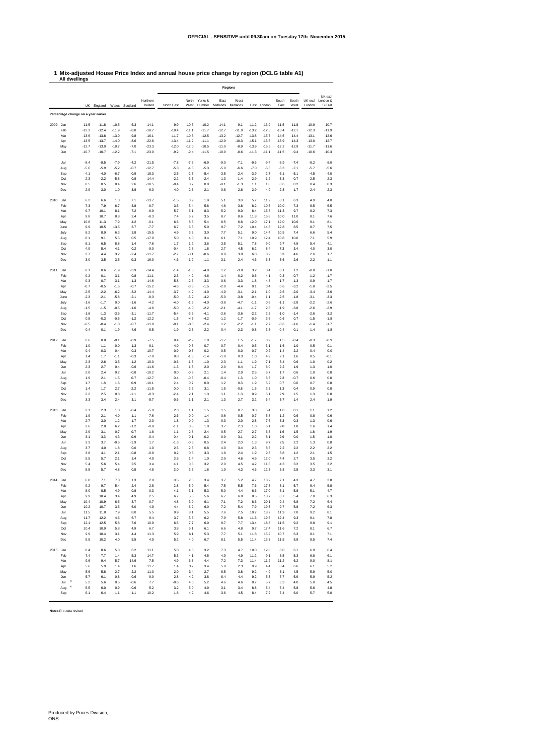OFFICIAL - SENSITIVE until 09.30am on Tuesday 17th November 2015

## 1 Mix-adjusted House Price Index and annual house price change by region (DCLG table A1)

All dwellings

| | | | | | | | Regions | | | | | | | | | | | |
|---|---|---|---|---|---|---|---|---|---|---|---|---|---|---|---|---|---|---|
| | | UK | England | Wales | Scotland | Northern Ireland | North East | North West | Yorks & Humber | East Midlands | West Midlands | East | London | South East | South West | UK excl London | UK excl London & S East |
| **Percentage change on a year earlier** | | | | | | | | | | | | | | | | | |
| 2009 | Jan | -11.5 | -11.8 | -10.5 | -6.3 | -14.1 | -9.9 | -10.5 | -10.2 | -14.1 | -9.1 | -11.2 | -13.9 | -11.5 | -11.8 | -10.9 | -10.7 |
| | Feb | -12.3 | -12.4 | -11.9 | -8.8 | -18.7 | -10.4 | -11.1 | -11.7 | -12.7 | -11.9 | -13.2 | -12.5 | -13.4 | -12.1 | -12.3 | -11.9 |
| | Mar | -13.6 | -13.8 | -13.0 | -9.8 | -16.1 | -11.7 | -10.3 | -12.5 | -13.2 | -12.7 | -13.8 | -15.7 | -14.5 | -14.4 | -13.1 | -12.6 |
| | Apr | -13.5 | -13.7 | -14.0 | -8.6 | -22.6 | -13.4 | -11.2 | -11.1 | -12.9 | -10.3 | -15.1 | -15.6 | -13.9 | -14.3 | -13.0 | -12.7 |
| | May | -12.7 | -13.0 | -10.7 | -7.0 | -23.3 | -12.0 | -12.0 | -10.5 | -11.0 | -8.9 | -13.9 | -16.5 | -12.2 | -12.9 | -11.7 | -11.6 |
| | Jun | -10.7 | -10.7 | -12.2 | -7.1 | -23.0 | -9.2 | -9.4 | -11.5 | -10.9 | -8.6 | -11.3 | -11.1 | -11.5 | -9.4 | -10.6 | -10.3 |
| | Jul | -8.4 | -8.5 | -7.9 | -4.2 | -21.5 | -7.8 | -7.6 | -6.9 | -9.0 | -7.1 | -9.6 | -9.4 | -8.9 | -7.4 | -8.2 | -8.0 |
| | Aug | -5.6 | -5.9 | -5.2 | -0.7 | -12.7 | -5.3 | -4.5 | -5.3 | -5.0 | -6.6 | -7.0 | -5.3 | -6.3 | -7.1 | -5.7 | -5.6 |
| | Sep | -4.1 | -4.0 | -6.7 | -0.9 | -18.3 | -2.5 | -2.5 | -5.4 | -3.5 | -2.4 | -3.9 | -2.7 | -6.1 | -5.1 | -4.5 | -4.0 |
| | Oct | -2.3 | -2.2 | -5.8 | 0.8 | -14.4 | -2.2 | -3.3 | -2.4 | -1.3 | -1.4 | -2.9 | -1.2 | -3.3 | -0.7 | -2.5 | -2.3 |
| | Nov | 0.5 | 0.5 | 0.4 | 2.6 | -10.5 | -0.4 | 0.7 | 0.8 | -0.1 | -1.3 | 1.1 | 1.0 | 0.6 | 0.2 | 0.4 | 0.3 |
| | Dec | 2.9 | 3.0 | 1.0 | 3.8 | -6.0 | 4.0 | 2.8 | 2.1 | 0.8 | 2.6 | 2.9 | 4.9 | 2.8 | 1.7 | 2.4 | 2.3 |
| 2010 | Jan | 6.2 | 6.6 | 1.3 | 7.1 | -13.7 | -1.5 | 3.9 | 1.9 | 5.1 | 3.8 | 5.7 | 11.2 | 8.1 | 6.3 | 4.9 | 4.0 |
| | Feb | 7.3 | 7.9 | 6.7 | 3.8 | -9.7 | 3.5 | 5.4 | 5.8 | 4.8 | 3.8 | 8.2 | 10.5 | 10.0 | 7.3 | 6.5 | 5.5 |
| | Mar | 9.7 | 10.1 | 8.1 | 7.2 | -6.9 | 5.7 | 5.1 | 8.3 | 5.2 | 9.0 | 8.4 | 15.6 | 11.3 | 9.7 | 8.2 | 7.3 |
| | Apr | 9.8 | 10.7 | 8.8 | 2.4 | -8.3 | 7.4 | 6.2 | 3.5 | 8.7 | 8.6 | 11.8 | 16.8 | 10.0 | 11.0 | 8.1 | 7.6 |
| | May | 10.6 | 11.3 | 7.9 | 4.2 | -0.1 | 6.6 | 8.6 | 5.4 | 8.5 | 6.6 | 12.0 | 17.1 | 12.0 | 10.6 | 9.1 | 8.1 |
| | June | 9.9 | 10.5 | 13.5 | 3.7 | -7.7 | 6.7 | 6.5 | 5.0 | 9.7 | 7.2 | 10.4 | 14.8 | 12.8 | 8.5 | 8.7 | 7.5 |
| | July | 8.2 | 8.9 | 6.3 | 3.8 | -15.5 | 4.9 | 3.3 | 3.0 | 7.7 | 5.1 | 9.0 | 14.4 | 10.5 | 7.4 | 6.6 | 5.4 |
| | Aug | 8.1 | 9.1 | 5.5 | 0.5 | -17.0 | 5.0 | 4.0 | 3.4 | 6.1 | 7.1 | 10.9 | 12.4 | 10.8 | 10.0 | 7.1 | 5.9 |
| | Sep | 6.1 | 6.5 | 8.8 | 1.4 | -7.6 | 1.7 | 1.2 | 3.6 | 3.5 | 5.1 | 7.8 | 9.0 | 9.7 | 4.9 | 5.4 | 4.1 |
| | Oct | 4.9 | 5.4 | 4.1 | 0.2 | -9.0 | -0.4 | 2.8 | 1.8 | 2.7 | 4.5 | 6.2 | 8.4 | 7.3 | 3.4 | 4.0 | 3.0 |
| | Nov | 3.7 | 4.4 | 3.2 | -2.4 | -11.7 | -2.7 | -0.1 | -0.6 | 0.8 | 3.0 | 6.8 | 8.2 | 5.3 | 4.6 | 2.6 | 1.7 |
| | Dec | 3.0 | 3.5 | 3.5 | 0.3 | -16.0 | -4.6 | -1.2 | -1.1 | 3.1 | 2.4 | 4.6 | 6.3 | 5.6 | 2.6 | 2.2 | 1.1 |
| 2011 | Jan | 0.1 | 0.6 | -1.9 | -3.9 | -14.4 | -1.4 | -1.0 | -4.9 | 1.2 | -3.8 | 3.2 | 3.4 | 0.1 | 1.2 | -0.8 | -1.0 |
| | Feb | -0.2 | 0.1 | -3.1 | -0.8 | -11.1 | -2.3 | -4.2 | -4.6 | -1.4 | 0.2 | 0.6 | 4.1 | 0.3 | -0.7 | -1.2 | -1.7 |
| | Mar | 0.3 | 0.7 | -3.1 | -1.3 | -14.6 | -5.8 | -2.6 | -3.3 | 0.6 | -3.3 | 1.8 | 4.8 | 1.7 | -1.3 | -0.9 | -1.7 |
| | Apr | -0.7 | -0.5 | -1.5 | -0.7 | -15.2 | -4.6 | -3.3 | -1.5 | -2.9 | -4.4 | 0.1 | 3.4 | 0.6 | -3.2 | -1.8 | -2.5 |
| | May | -2.5 | -2.2 | -6.2 | -3.2 | -14.4 | -3.7 | -4.2 | -4.0 | -4.9 | -3.1 | -2.1 | 1.0 | -2.6 | -2.0 | -3.4 | -3.6 |
| | June | -2.3 | -2.1 | -5.8 | -2.1 | -8.3 | -5.0 | -5.2 | -4.2 | -5.0 | -3.8 | -0.4 | 1.1 | -2.5 | -1.8 | -3.1 | -3.3 |
| | July | -1.6 | -1.7 | 0.0 | -1.6 | -4.2 | -4.0 | -1.3 | -4.0 | -3.8 | -4.7 | -1.1 | 0.6 | -1.1 | -2.8 | -2.2 | -2.6 |
| | Aug | -1.5 | -1.5 | -0.5 | -1.6 | -4.6 | -5.0 | -4.0 | -2.2 | -2.1 | -4.1 | -1.7 | 2.8 | -1.9 | -3.8 | -2.6 | -2.9 |
| | Sep | -1.6 | -1.3 | -3.6 | -3.1 | -11.7 | -5.4 | -3.6 | -4.1 | -2.6 | -3.6 | -2.2 | 2.5 | -1.0 | -1.4 | -2.6 | -3.2 |
| | Oct | -0.5 | -0.3 | -0.5 | -1.2 | -12.2 | -1.5 | -4.5 | -4.2 | -1.2 | -1.7 | -0.9 | 3.6 | -0.6 | 0.7 | -1.5 | -1.8 |
| | Nov | -0.5 | -0.4 | -1.8 | -0.7 | -11.9 | -0.1 | -3.3 | -2.4 | 1.2 | -2.2 | -1.1 | 2.7 | -0.6 | -1.6 | -1.4 | -1.7 |
| | Dec | -0.4 | 0.1 | -1.9 | -4.6 | -8.5 | -1.9 | -2.3 | -2.2 | -0.4 | -2.3 | -0.8 | 3.8 | -0.4 | 0.1 | -1.4 | -1.8 |
| 2012 | Jan | 0.6 | 0.8 | -0.1 | -0.9 | -7.5 | 0.4 | -2.9 | 1.0 | -1.7 | 1.5 | -1.7 | 3.9 | 1.5 | -0.4 | -0.3 | -0.9 |
| | Feb | 1.0 | 1.1 | 0.0 | 1.3 | -9.1 | -4.0 | 0.5 | -0.7 | 0.7 | -0.4 | 0.5 | 3.1 | 1.6 | 1.0 | 0.5 | 0.1 |
| | Mar | -0.4 | -0.3 | 0.4 | -0.3 | -10.7 | -0.9 | -0.3 | 0.2 | 0.5 | 0.0 | -0.7 | -0.2 | -1.4 | 2.2 | -0.4 | 0.0 |
| | Apr | 1.4 | 1.7 | -1.1 | -0.3 | -7.9 | 0.8 | -1.3 | -1.4 | -1.0 | 0.3 | 1.0 | 4.9 | 2.1 | 1.6 | 0.5 | -0.1 |
| | May | 2.3 | 2.6 | 3.5 | -1.2 | -10.0 | -0.6 | -1.5 | -1.0 | 2.3 | -1.1 | 1.9 | 7.1 | 3.4 | 0.6 | 1.0 | 0.2 |
| | Jun | 2.3 | 2.7 | 0.4 | -0.6 | -11.6 | -1.3 | 1.3 | 2.0 | 2.0 | 0.4 | 1.7 | 6.0 | 2.2 | 1.9 | 1.3 | 1.0 |
| | Jul | 2.0 | 2.4 | 0.2 | -0.8 | -10.2 | 0.0 | -0.9 | 2.1 | 1.4 | 2.0 | 2.5 | 5.7 | 1.7 | 0.6 | 1.0 | 0.8 |
| | Aug | 1.9 | 2.1 | 1.5 | 0.7 | -12.7 | 0.4 | -0.3 | -0.4 | -0.4 | 1.3 | 1.0 | 6.3 | 2.3 | -0.7 | 0.6 | 0.0 |
| | Sep | 1.7 | 1.8 | 1.6 | 0.9 | -10.1 | 2.4 | 0.7 | 0.0 | 1.2 | 0.3 | 1.9 | 5.2 | 0.7 | 0.0 | 0.7 | 0.8 |
| | Oct | 1.4 | 1.7 | 2.7 | -2.2 | -11.5 | 0.0 | 2.3 | 3.1 | 1.5 | -0.8 | 1.5 | 3.3 | 1.3 | 0.4 | 0.9 | 0.8 |
| | Nov | 2.2 | 2.5 | 0.8 | -1.1 | -8.3 | -2.4 | 2.1 | 1.3 | 1.1 | 1.3 | 0.9 | 5.1 | 2.9 | 1.5 | 1.3 | 0.8 |
| | Dec | 3.3 | 3.4 | 2.4 | 3.1 | -5.7 | -0.6 | 1.1 | 2.1 | 1.3 | 2.7 | 3.2 | 6.4 | 3.7 | 1.4 | 2.4 | 1.9 |
| 2013 | Jan | 2.1 | 2.3 | 1.0 | -0.4 | -5.9 | 2.3 | 1.1 | 1.5 | 1.5 | 0.7 | 3.0 | 5.4 | 1.0 | 0.1 | 1.1 | 1.2 |
| | Feb | 1.9 | 2.1 | 4.0 | -1.1 | -7.6 | 2.6 | 0.0 | 1.4 | 0.6 | 0.5 | 0.7 | 5.8 | 1.2 | 0.6 | 0.8 | 0.6 |
| | Mar | 2.7 | 3.0 | 1.2 | -1.7 | -2.0 | 1.8 | 0.0 | -1.3 | 0.3 | 2.0 | 2.8 | 7.6 | 3.3 | -0.3 | 1.3 | 0.6 |
| | Apr | 2.6 | 2.8 | 6.2 | -1.2 | -0.8 | -1.1 | 0.5 | 1.0 | 3.7 | 2.3 | 1.0 | 6.1 | 2.0 | 1.8 | 1.6 | 1.4 |
| | May | 2.9 | 3.1 | 0.7 | 0.7 | 1.8 | 1.1 | 2.8 | 2.4 | 0.5 | 2.7 | 2.7 | 6.5 | 1.6 | 1.5 | 1.8 | 1.9 |
| | Jun | 3.1 | 3.3 | 4.3 | -0.9 | -0.4 | 0.4 | 0.1 | -0.2 | 0.9 | 3.1 | 2.2 | 8.1 | 2.9 | 0.0 | 1.5 | 1.0 |
| | Jul | 3.3 | 3.7 | -0.6 | -1.9 | 1.7 | -1.3 | -0.5 | 0.5 | 2.4 | 2.0 | 1.3 | 9.7 | 2.5 | 2.2 | 1.3 | 0.8 |
| | Aug | 3.7 | 4.0 | 1.8 | 0.0 | 1.0 | 2.5 | 2.5 | 0.8 | 4.0 | 3.4 | 2.3 | 8.5 | 2.2 | 2.2 | 2.2 | 2.2 |
| | Sep | 3.8 | 4.1 | 2.1 | -0.8 | -0.9 | 0.2 | 0.6 | 3.3 | 1.8 | 2.4 | 1.9 | 9.3 | 3.8 | 1.2 | 2.1 | 1.5 |
| | Oct | 5.5 | 5.7 | 2.1 | 3.4 | 4.9 | 3.5 | 1.4 | 1.0 | 2.9 | 4.6 | 4.9 | 12.0 | 4.4 | 2.7 | 3.5 | 3.2 |
| | Nov | 5.4 | 5.6 | 5.4 | 2.5 | 3.4 | 4.1 | 0.6 | 3.2 | 2.0 | 4.5 | 4.2 | 11.6 | 4.3 | 3.2 | 3.5 | 3.2 |
| | Dec | 5.5 | 5.7 | 4.8 | 0.5 | 4.8 | 3.0 | 3.5 | 1.8 | 1.9 | 4.3 | 4.6 | 12.3 | 3.8 | 2.5 | 3.3 | 3.1 |
| 2014 | Jan | 6.8 | 7.1 | 7.0 | 1.3 | 2.8 | 0.5 | 2.3 | 3.4 | 3.7 | 5.2 | 4.7 | 13.2 | 7.1 | 4.3 | 4.7 | 3.8 |
| | Feb | 9.2 | 9.7 | 5.4 | 2.4 | 2.8 | 2.8 | 5.9 | 5.4 | 7.5 | 5.5 | 7.6 | 17.8 | 8.1 | 5.7 | 6.4 | 5.8 |
| | Mar | 8.0 | 8.5 | 4.9 | 0.8 | 0.3 | 4.1 | 3.1 | 5.3 | 5.0 | 4.4 | 6.6 | 17.0 | 6.1 | 5.8 | 5.1 | 4.7 |
| | Apr | 9.9 | 10.4 | 3.4 | 4.9 | 2.5 | 6.7 | 5.6 | 5.6 | 6.7 | 6.8 | 8.5 | 18.7 | 8.7 | 5.4 | 7.0 | 6.3 |
| | May | 10.4 | 10.9 | 6.5 | 3.7 | -0.7 | 4.8 | 3.9 | 6.1 | 7.1 | 7.2 | 8.6 | 20.1 | 9.4 | 6.8 | 7.2 | 6.4 |
| | Jun | 10.2 | 10.7 | 3.5 | 6.0 | 4.9 | 4.4 | 6.2 | 6.0 | 7.2 | 5.4 | 7.9 | 19.3 | 9.7 | 5.8 | 7.2 | 6.3 |
| | Jul | 11.5 | 11.8 | 7.9 | 8.0 | 5.5 | 9.9 | 8.1 | 5.5 | 7.6 | 7.5 | 10.7 | 18.2 | 11.9 | 7.0 | 9.2 | 8.1 |
| | Aug | 11.7 | 12.2 | 4.6 | 6.7 | 9.4 | 3.7 | 5.6 | 6.2 | 7.9 | 5.8 | 11.6 | 19.6 | 12.4 | 9.3 | 9.1 | 7.8 |
| | Sep | 12.1 | 12.5 | 5.8 | 7.6 | 10.9 | 6.5 | 7.7 | 6.0 | 9.7 | 7.7 | 13.4 | 18.8 | 11.6 | 9.2 | 9.8 | 9.1 |
| | Oct | 10.4 | 10.9 | 5.8 | 4.9 | 6.7 | 3.8 | 6.1 | 6.1 | 6.6 | 4.8 | 9.7 | 17.4 | 11.6 | 7.2 | 8.1 | 6.7 |
| | Nov | 9.9 | 10.4 | 3.1 | 4.4 | 11.3 | 5.9 | 6.1 | 5.3 | 7.7 | 5.1 | 11.8 | 15.2 | 10.7 | 6.3 | 8.1 | 7.1 |
| | Dec | 9.8 | 10.2 | 4.0 | 5.5 | 4.9 | 5.2 | 4.0 | 6.7 | 8.1 | 5.5 | 11.4 | 13.3 | 11.5 | 8.8 | 8.5 | 7.4 |
| 2015 | Jan | 8.4 | 8.6 | 5.3 | 6.2 | 11.1 | 5.8 | 4.5 | 3.2 | 7.3 | 4.7 | 10.0 | 12.8 | 8.0 | 6.1 | 6.9 | 6.4 |
| | Feb | 7.4 | 7.7 | 1.4 | 5.3 | 14.7 | 5.3 | 4.1 | 4.5 | 4.9 | 4.9 | 11.2 | 9.1 | 8.5 | 5.3 | 6.8 | 6.1 |
| | Mar | 9.6 | 9.4 | 5.7 | 14.6 | 7.5 | 4.9 | 6.8 | 4.4 | 7.2 | 7.3 | 11.4 | 11.2 | 11.2 | 6.2 | 9.0 | 8.1 |
| | Apr | 5.6 | 5.9 | 1.4 | 1.6 | 11.7 | 1.4 | 3.2 | 3.4 | 5.8 | 2.3 | 9.9 | 4.4 | 8.4 | 6.6 | 6.1 | 5.2 |
| | May | 5.6 | 5.8 | 2.7 | 2.2 | 11.0 | 2.0 | 3.4 | 2.7 | 6.5 | 3.8 | 9.2 | 4.9 | 8.1 | 4.5 | 5.9 | 5.0 |
| | Jun | 5.7 | 6.1 | 0.8 | -0.6 | 9.0 | 2.8 | 4.2 | 3.8 | 6.4 | 4.4 | 9.2 | 5.3 | 7.7 | 5.9 | 5.9 | 5.2 |
| | Jul R | 5.2 | 5.6 | 0.5 | -0.6 | 7.7 | -0.6 | 4.0 | 5.2 | 4.6 | 4.6 | 8.7 | 5.7 | 6.3 | 4.0 | 5.0 | 4.5 |
| | Aug R | 5.5 | 6.0 | 0.9 | -0.6 | 5.2 | 3.2 | 5.0 | 4.9 | 3.1 | 3.4 | 8.8 | 5.4 | 7.4 | 5.8 | 5.6 | 4.8 |
| | Sep | 6.1 | 6.4 | 1.1 | 1.1 | 10.2 | 1.8 | 4.2 | 4.6 | 3.6 | 4.5 | 8.4 | 7.2 | 7.4 | 6.0 | 5.7 | 5.0 |

**Notes** R = data revised

Produced by Prices Division, ONS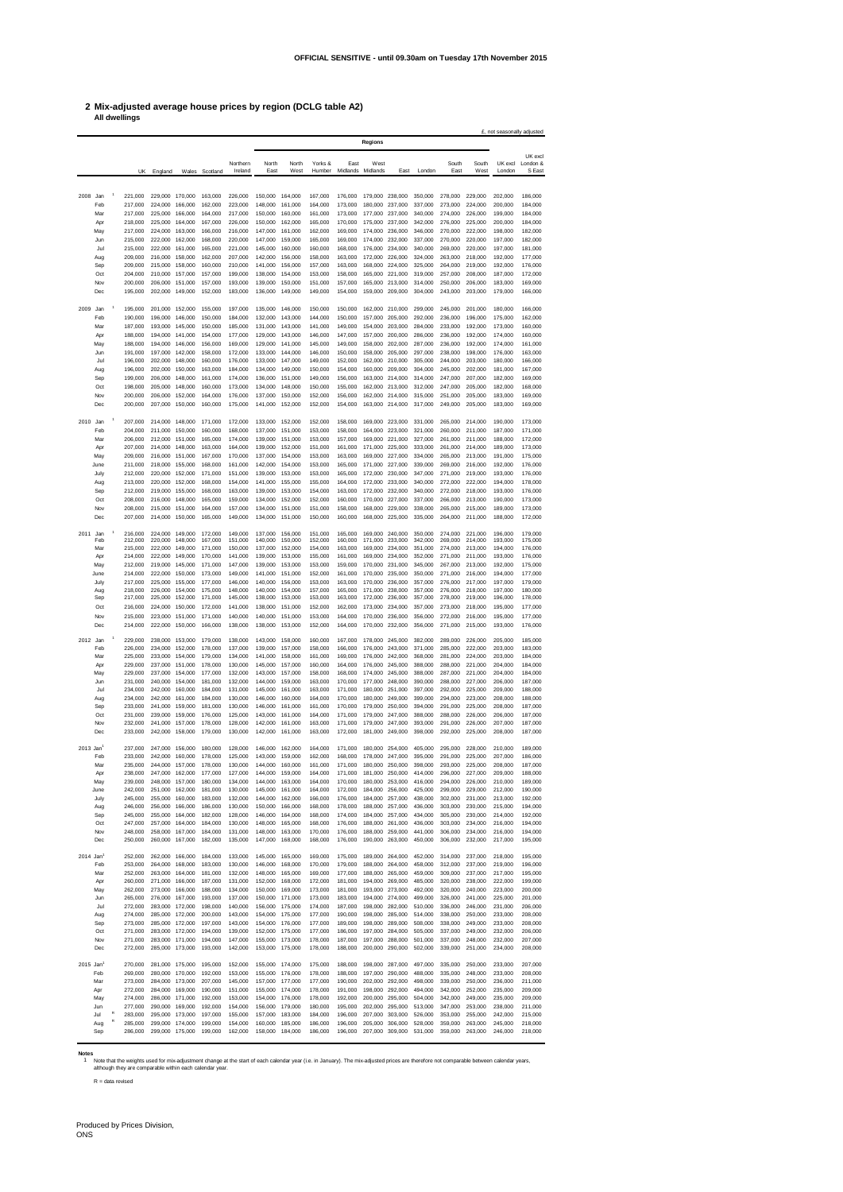OFFICIAL SENSITIVE - until 09.30am on Tuesday 17th November 2015

## 2 Mix-adjusted average house prices by region (DCLG table A2)

**All dwellings**

£, not seasonally adjusted

| | | UK | England | Wales | Scotland | Northern Ireland | North East | North West | Yorks & Humber | East Midlands | West Midlands | East | London | South East | South West | UK excl London | UK excl London & S East |
|---|---|---|---|---|---|---|---|---|---|---|---|---|---|---|---|---|---|
| | | | | | | | Regions | | | | | | | | | | |
| 2008 | Jan [1] | 221,000 | 229,000 | 170,000 | 163,000 | 226,000 | 150,000 | 164,000 | 167,000 | 176,000 | 179,000 | 238,000 | 350,000 | 278,000 | 229,000 | 202,000 | 186,000 |
| | Feb | 217,000 | 224,000 | 166,000 | 162,000 | 223,000 | 148,000 | 161,000 | 164,000 | 173,000 | 180,000 | 237,000 | 337,000 | 273,000 | 224,000 | 200,000 | 184,000 |
| | Mar | 217,000 | 225,000 | 166,000 | 164,000 | 217,000 | 150,000 | 160,000 | 161,000 | 173,000 | 177,000 | 237,000 | 340,000 | 274,000 | 226,000 | 199,000 | 184,000 |
| | Apr | 218,000 | 225,000 | 164,000 | 167,000 | 226,000 | 150,000 | 162,000 | 165,000 | 170,000 | 175,000 | 237,000 | 342,000 | 276,000 | 225,000 | 200,000 | 184,000 |
| | May | 217,000 | 224,000 | 163,000 | 166,000 | 216,000 | 147,000 | 161,000 | 162,000 | 169,000 | 174,000 | 236,000 | 346,000 | 270,000 | 222,000 | 198,000 | 182,000 |
| | Jun | 215,000 | 222,000 | 162,000 | 168,000 | 220,000 | 147,000 | 159,000 | 165,000 | 169,000 | 174,000 | 232,000 | 337,000 | 270,000 | 220,000 | 197,000 | 182,000 |
| | Jul | 215,000 | 222,000 | 161,000 | 165,000 | 221,000 | 145,000 | 160,000 | 160,000 | 168,000 | 176,000 | 234,000 | 340,000 | 269,000 | 220,000 | 197,000 | 181,000 |
| | Aug | 209,000 | 216,000 | 158,000 | 162,000 | 207,000 | 142,000 | 156,000 | 158,000 | 163,000 | 172,000 | 226,000 | 324,000 | 263,000 | 218,000 | 192,000 | 177,000 |
| | Sep | 209,000 | 215,000 | 158,000 | 160,000 | 210,000 | 141,000 | 156,000 | 157,000 | 163,000 | 168,000 | 224,000 | 325,000 | 264,000 | 219,000 | 192,000 | 176,000 |
| | Oct | 204,000 | 210,000 | 157,000 | 157,000 | 199,000 | 138,000 | 154,000 | 153,000 | 158,000 | 165,000 | 221,000 | 319,000 | 257,000 | 208,000 | 187,000 | 172,000 |
| | Nov | 200,000 | 206,000 | 151,000 | 157,000 | 193,000 | 139,000 | 150,000 | 151,000 | 157,000 | 165,000 | 213,000 | 314,000 | 250,000 | 206,000 | 183,000 | 169,000 |
| | Dec | 195,000 | 202,000 | 149,000 | 152,000 | 183,000 | 136,000 | 149,000 | 149,000 | 154,000 | 159,000 | 209,000 | 304,000 | 243,000 | 203,000 | 179,000 | 166,000 |
| 2009 | Jan [1] | 195,000 | 201,000 | 152,000 | 155,000 | 197,000 | 135,000 | 146,000 | 150,000 | 150,000 | 162,000 | 210,000 | 299,000 | 245,000 | 201,000 | 180,000 | 166,000 |
| | Feb | 190,000 | 196,000 | 146,000 | 150,000 | 184,000 | 132,000 | 143,000 | 144,000 | 150,000 | 157,000 | 205,000 | 292,000 | 236,000 | 196,000 | 175,000 | 162,000 |
| | Mar | 187,000 | 193,000 | 145,000 | 150,000 | 185,000 | 131,000 | 143,000 | 141,000 | 149,000 | 154,000 | 203,000 | 284,000 | 233,000 | 192,000 | 173,000 | 160,000 |
| | Apr | 188,000 | 194,000 | 141,000 | 154,000 | 177,000 | 129,000 | 143,000 | 146,000 | 147,000 | 157,000 | 200,000 | 286,000 | 236,000 | 192,000 | 174,000 | 160,000 |
| | May | 188,000 | 194,000 | 146,000 | 156,000 | 169,000 | 129,000 | 141,000 | 145,000 | 149,000 | 158,000 | 202,000 | 287,000 | 236,000 | 192,000 | 174,000 | 161,000 |
| | Jun | 191,000 | 197,000 | 142,000 | 158,000 | 172,000 | 133,000 | 144,000 | 146,000 | 150,000 | 158,000 | 205,000 | 297,000 | 238,000 | 198,000 | 176,000 | 163,000 |
| | Jul | 196,000 | 202,000 | 148,000 | 160,000 | 176,000 | 133,000 | 147,000 | 149,000 | 152,000 | 162,000 | 210,000 | 305,000 | 244,000 | 203,000 | 180,000 | 166,000 |
| | Aug | 196,000 | 202,000 | 150,000 | 163,000 | 184,000 | 134,000 | 149,000 | 150,000 | 154,000 | 160,000 | 209,000 | 304,000 | 245,000 | 202,000 | 181,000 | 167,000 |
| | Sep | 199,000 | 206,000 | 148,000 | 161,000 | 174,000 | 136,000 | 151,000 | 149,000 | 156,000 | 163,000 | 214,000 | 314,000 | 247,000 | 207,000 | 182,000 | 169,000 |
| | Oct | 198,000 | 205,000 | 148,000 | 160,000 | 173,000 | 134,000 | 148,000 | 150,000 | 155,000 | 162,000 | 213,000 | 312,000 | 247,000 | 205,000 | 182,000 | 168,000 |
| | Nov | 200,000 | 206,000 | 152,000 | 164,000 | 176,000 | 137,000 | 150,000 | 152,000 | 156,000 | 162,000 | 214,000 | 315,000 | 251,000 | 205,000 | 183,000 | 169,000 |
| | Dec | 200,000 | 207,000 | 150,000 | 160,000 | 175,000 | 141,000 | 152,000 | 152,000 | 154,000 | 163,000 | 214,000 | 317,000 | 249,000 | 205,000 | 183,000 | 169,000 |
| 2010 | Jan [1] | 207,000 | 214,000 | 148,000 | 171,000 | 172,000 | 133,000 | 152,000 | 152,000 | 158,000 | 169,000 | 223,000 | 331,000 | 265,000 | 214,000 | 190,000 | 173,000 |
| | Feb | 204,000 | 211,000 | 150,000 | 160,000 | 168,000 | 137,000 | 151,000 | 153,000 | 158,000 | 164,000 | 223,000 | 321,000 | 260,000 | 211,000 | 187,000 | 171,000 |
| | Mar | 206,000 | 212,000 | 151,000 | 165,000 | 174,000 | 139,000 | 151,000 | 153,000 | 157,000 | 169,000 | 221,000 | 327,000 | 261,000 | 211,000 | 188,000 | 172,000 |
| | Apr | 207,000 | 214,000 | 148,000 | 163,000 | 164,000 | 139,000 | 152,000 | 151,000 | 161,000 | 171,000 | 225,000 | 333,000 | 261,000 | 214,000 | 189,000 | 173,000 |
| | May | 209,000 | 216,000 | 151,000 | 167,000 | 170,000 | 137,000 | 154,000 | 153,000 | 163,000 | 169,000 | 227,000 | 334,000 | 265,000 | 213,000 | 191,000 | 175,000 |
| | June | 211,000 | 218,000 | 155,000 | 168,000 | 161,000 | 142,000 | 154,000 | 153,000 | 165,000 | 171,000 | 227,000 | 339,000 | 269,000 | 216,000 | 192,000 | 176,000 |
| | July | 212,000 | 220,000 | 152,000 | 171,000 | 151,000 | 139,000 | 153,000 | 153,000 | 165,000 | 172,000 | 230,000 | 347,000 | 271,000 | 219,000 | 193,000 | 176,000 |
| | Aug | 213,000 | 220,000 | 152,000 | 168,000 | 154,000 | 141,000 | 155,000 | 155,000 | 164,000 | 172,000 | 233,000 | 340,000 | 272,000 | 222,000 | 194,000 | 178,000 |
| | Sep | 212,000 | 219,000 | 155,000 | 168,000 | 163,000 | 139,000 | 153,000 | 154,000 | 163,000 | 172,000 | 232,000 | 340,000 | 272,000 | 218,000 | 193,000 | 176,000 |
| | Oct | 208,000 | 216,000 | 148,000 | 165,000 | 159,000 | 134,000 | 152,000 | 152,000 | 160,000 | 170,000 | 227,000 | 337,000 | 266,000 | 213,000 | 190,000 | 173,000 |
| | Nov | 208,000 | 215,000 | 151,000 | 164,000 | 157,000 | 134,000 | 151,000 | 151,000 | 158,000 | 168,000 | 229,000 | 338,000 | 265,000 | 215,000 | 189,000 | 173,000 |
| | Dec | 207,000 | 214,000 | 150,000 | 165,000 | 149,000 | 134,000 | 151,000 | 150,000 | 160,000 | 168,000 | 225,000 | 335,000 | 264,000 | 211,000 | 188,000 | 172,000 |
| 2011 | Jan [1] | 216,000 | 224,000 | 149,000 | 172,000 | 149,000 | 137,000 | 156,000 | 151,000 | 165,000 | 169,000 | 240,000 | 350,000 | 274,000 | 221,000 | 196,000 | 179,000 |
| | Feb | 212,000 | 220,000 | 148,000 | 167,000 | 151,000 | 140,000 | 150,000 | 152,000 | 160,000 | 171,000 | 233,000 | 342,000 | 269,000 | 214,000 | 193,000 | 175,000 |
| | Mar | 215,000 | 222,000 | 149,000 | 171,000 | 150,000 | 137,000 | 152,000 | 154,000 | 163,000 | 169,000 | 234,000 | 351,000 | 274,000 | 213,000 | 194,000 | 176,000 |
| | Apr | 214,000 | 222,000 | 149,000 | 170,000 | 141,000 | 139,000 | 153,000 | 155,000 | 161,000 | 169,000 | 234,000 | 352,000 | 271,000 | 211,000 | 193,000 | 176,000 |
| | May | 212,000 | 219,000 | 145,000 | 171,000 | 147,000 | 139,000 | 153,000 | 153,000 | 159,000 | 170,000 | 231,000 | 345,000 | 267,000 | 213,000 | 192,000 | 175,000 |
| | June | 214,000 | 222,000 | 150,000 | 173,000 | 149,000 | 141,000 | 151,000 | 152,000 | 161,000 | 170,000 | 235,000 | 350,000 | 271,000 | 216,000 | 194,000 | 177,000 |
| | July | 217,000 | 225,000 | 155,000 | 177,000 | 146,000 | 140,000 | 156,000 | 153,000 | 163,000 | 170,000 | 236,000 | 357,000 | 276,000 | 217,000 | 197,000 | 179,000 |
| | Aug | 218,000 | 226,000 | 154,000 | 175,000 | 148,000 | 140,000 | 154,000 | 157,000 | 165,000 | 171,000 | 238,000 | 357,000 | 276,000 | 218,000 | 197,000 | 180,000 |
| | Sep | 217,000 | 225,000 | 152,000 | 171,000 | 145,000 | 138,000 | 153,000 | 153,000 | 163,000 | 172,000 | 236,000 | 357,000 | 278,000 | 219,000 | 196,000 | 178,000 |
| | Oct | 216,000 | 224,000 | 150,000 | 172,000 | 141,000 | 138,000 | 151,000 | 152,000 | 162,000 | 173,000 | 234,000 | 357,000 | 273,000 | 218,000 | 195,000 | 177,000 |
| | Nov | 215,000 | 223,000 | 151,000 | 171,000 | 140,000 | 140,000 | 151,000 | 153,000 | 164,000 | 170,000 | 236,000 | 356,000 | 272,000 | 216,000 | 195,000 | 177,000 |
| | Dec | 214,000 | 222,000 | 150,000 | 166,000 | 138,000 | 138,000 | 153,000 | 152,000 | 164,000 | 170,000 | 232,000 | 356,000 | 271,000 | 215,000 | 193,000 | 176,000 |
| 2012 | Jan [1] | 229,000 | 238,000 | 153,000 | 179,000 | 138,000 | 143,000 | 158,000 | 160,000 | 167,000 | 178,000 | 245,000 | 382,000 | 289,000 | 226,000 | 205,000 | 185,000 |
| | Feb | 226,000 | 234,000 | 152,000 | 178,000 | 137,000 | 139,000 | 157,000 | 158,000 | 166,000 | 176,000 | 243,000 | 371,000 | 285,000 | 222,000 | 203,000 | 183,000 |
| | Mar | 225,000 | 233,000 | 154,000 | 179,000 | 134,000 | 141,000 | 158,000 | 161,000 | 169,000 | 176,000 | 242,000 | 368,000 | 281,000 | 224,000 | 203,000 | 184,000 |
| | Apr | 229,000 | 237,000 | 151,000 | 178,000 | 130,000 | 145,000 | 157,000 | 160,000 | 164,000 | 176,000 | 245,000 | 388,000 | 288,000 | 221,000 | 204,000 | 184,000 |
| | May | 229,000 | 237,000 | 154,000 | 177,000 | 132,000 | 143,000 | 157,000 | 158,000 | 168,000 | 174,000 | 245,000 | 388,000 | 287,000 | 221,000 | 204,000 | 184,000 |
| | Jun | 231,000 | 240,000 | 154,000 | 181,000 | 132,000 | 144,000 | 159,000 | 163,000 | 170,000 | 177,000 | 248,000 | 390,000 | 288,000 | 227,000 | 206,000 | 187,000 |
| | Jul | 234,000 | 242,000 | 160,000 | 184,000 | 131,000 | 145,000 | 161,000 | 163,000 | 171,000 | 180,000 | 251,000 | 397,000 | 292,000 | 225,000 | 209,000 | 188,000 |
| | Aug | 234,000 | 242,000 | 161,000 | 184,000 | 130,000 | 146,000 | 160,000 | 164,000 | 170,000 | 180,000 | 249,000 | 399,000 | 294,000 | 223,000 | 208,000 | 188,000 |
| | Sep | 233,000 | 241,000 | 159,000 | 181,000 | 130,000 | 146,000 | 161,000 | 161,000 | 170,000 | 179,000 | 250,000 | 394,000 | 291,000 | 225,000 | 208,000 | 187,000 |
| | Oct | 231,000 | 239,000 | 159,000 | 176,000 | 125,000 | 143,000 | 161,000 | 164,000 | 171,000 | 179,000 | 247,000 | 388,000 | 288,000 | 226,000 | 206,000 | 187,000 |
| | Nov | 232,000 | 241,000 | 157,000 | 178,000 | 128,000 | 142,000 | 161,000 | 163,000 | 171,000 | 179,000 | 247,000 | 393,000 | 291,000 | 226,000 | 207,000 | 187,000 |
| | Dec | 233,000 | 242,000 | 158,000 | 179,000 | 130,000 | 142,000 | 161,000 | 163,000 | 172,000 | 181,000 | 249,000 | 398,000 | 292,000 | 225,000 | 208,000 | 187,000 |
| 2013 | Jan [1] | 237,000 | 247,000 | 156,000 | 180,000 | 128,000 | 146,000 | 162,000 | 164,000 | 171,000 | 180,000 | 254,000 | 405,000 | 295,000 | 228,000 | 210,000 | 189,000 |
| | Feb | 233,000 | 242,000 | 160,000 | 178,000 | 125,000 | 143,000 | 159,000 | 162,000 | 168,000 | 178,000 | 247,000 | 395,000 | 291,000 | 225,000 | 207,000 | 186,000 |
| | Mar | 235,000 | 244,000 | 157,000 | 178,000 | 130,000 | 144,000 | 160,000 | 161,000 | 171,000 | 180,000 | 250,000 | 398,000 | 293,000 | 225,000 | 208,000 | 187,000 |
| | Apr | 238,000 | 247,000 | 162,000 | 177,000 | 127,000 | 144,000 | 159,000 | 164,000 | 171,000 | 181,000 | 250,000 | 414,000 | 296,000 | 227,000 | 209,000 | 188,000 |
| | May | 239,000 | 248,000 | 157,000 | 180,000 | 134,000 | 144,000 | 163,000 | 164,000 | 170,000 | 180,000 | 253,000 | 416,000 | 294,000 | 226,000 | 210,000 | 189,000 |
| | June | 242,000 | 251,000 | 162,000 | 181,000 | 130,000 | 145,000 | 161,000 | 164,000 | 172,000 | 184,000 | 256,000 | 425,000 | 299,000 | 229,000 | 212,000 | 190,000 |
| | July | 245,000 | 255,000 | 160,000 | 183,000 | 132,000 | 144,000 | 162,000 | 166,000 | 176,000 | 184,000 | 257,000 | 438,000 | 302,000 | 231,000 | 213,000 | 192,000 |
| | Aug | 246,000 | 256,000 | 166,000 | 186,000 | 130,000 | 150,000 | 166,000 | 168,000 | 178,000 | 188,000 | 257,000 | 436,000 | 303,000 | 230,000 | 215,000 | 194,000 |
| | Sep | 245,000 | 255,000 | 164,000 | 182,000 | 128,000 | 146,000 | 164,000 | 168,000 | 174,000 | 184,000 | 257,000 | 434,000 | 305,000 | 230,000 | 214,000 | 192,000 |
| | Oct | 247,000 | 257,000 | 164,000 | 184,000 | 130,000 | 148,000 | 165,000 | 168,000 | 176,000 | 188,000 | 261,000 | 436,000 | 303,000 | 234,000 | 216,000 | 194,000 |
| | Nov | 248,000 | 258,000 | 167,000 | 184,000 | 131,000 | 148,000 | 163,000 | 170,000 | 176,000 | 188,000 | 259,000 | 441,000 | 306,000 | 234,000 | 216,000 | 194,000 |
| | Dec | 250,000 | 260,000 | 167,000 | 182,000 | 135,000 | 147,000 | 168,000 | 168,000 | 176,000 | 190,000 | 263,000 | 450,000 | 306,000 | 232,000 | 217,000 | 195,000 |
| 2014 | Jan [1] | 252,000 | 262,000 | 166,000 | 184,000 | 133,000 | 145,000 | 165,000 | 169,000 | 175,000 | 189,000 | 264,000 | 452,000 | 314,000 | 237,000 | 218,000 | 195,000 |
| | Feb | 253,000 | 264,000 | 168,000 | 183,000 | 130,000 | 146,000 | 168,000 | 170,000 | 179,000 | 188,000 | 264,000 | 458,000 | 312,000 | 237,000 | 219,000 | 196,000 |
| | Mar | 252,000 | 263,000 | 164,000 | 181,000 | 132,000 | 148,000 | 165,000 | 169,000 | 177,000 | 188,000 | 265,000 | 459,000 | 309,000 | 237,000 | 217,000 | 195,000 |
| | Apr | 260,000 | 271,000 | 166,000 | 187,000 | 131,000 | 152,000 | 168,000 | 172,000 | 181,000 | 194,000 | 269,000 | 485,000 | 320,000 | 238,000 | 222,000 | 199,000 |
| | May | 262,000 | 273,000 | 166,000 | 188,000 | 134,000 | 150,000 | 169,000 | 173,000 | 181,000 | 193,000 | 273,000 | 492,000 | 320,000 | 240,000 | 223,000 | 200,000 |
| | Jun | 265,000 | 276,000 | 167,000 | 193,000 | 137,000 | 150,000 | 171,000 | 173,000 | 183,000 | 194,000 | 274,000 | 499,000 | 326,000 | 241,000 | 225,000 | 201,000 |
| | Jul | 272,000 | 283,000 | 172,000 | 198,000 | 140,000 | 156,000 | 175,000 | 174,000 | 187,000 | 198,000 | 282,000 | 510,000 | 336,000 | 246,000 | 231,000 | 206,000 |
| | Aug | 274,000 | 285,000 | 172,000 | 200,000 | 143,000 | 154,000 | 175,000 | 177,000 | 190,000 | 198,000 | 285,000 | 514,000 | 338,000 | 250,000 | 233,000 | 208,000 |
| | Sep | 273,000 | 285,000 | 172,000 | 197,000 | 143,000 | 154,000 | 176,000 | 177,000 | 189,000 | 198,000 | 289,000 | 508,000 | 338,000 | 249,000 | 233,000 | 208,000 |
| | Oct | 271,000 | 283,000 | 172,000 | 194,000 | 139,000 | 152,000 | 175,000 | 177,000 | 186,000 | 197,000 | 284,000 | 505,000 | 337,000 | 249,000 | 232,000 | 206,000 |
| | Nov | 271,000 | 283,000 | 171,000 | 194,000 | 147,000 | 155,000 | 173,000 | 178,000 | 187,000 | 197,000 | 288,000 | 501,000 | 337,000 | 248,000 | 232,000 | 207,000 |
| | Dec | 272,000 | 285,000 | 173,000 | 193,000 | 142,000 | 153,000 | 175,000 | 178,000 | 188,000 | 200,000 | 290,000 | 502,000 | 339,000 | 251,000 | 234,000 | 208,000 |
| 2015 | Jan [1] | 270,000 | 281,000 | 175,000 | 195,000 | 152,000 | 155,000 | 174,000 | 175,000 | 188,000 | 198,000 | 287,000 | 497,000 | 335,000 | 250,000 | 233,000 | 207,000 |
| | Feb | 269,000 | 280,000 | 170,000 | 192,000 | 153,000 | 155,000 | 176,000 | 178,000 | 188,000 | 197,000 | 290,000 | 488,000 | 335,000 | 248,000 | 233,000 | 208,000 |
| | Mar | 273,000 | 284,000 | 173,000 | 207,000 | 145,000 | 157,000 | 177,000 | 177,000 | 190,000 | 202,000 | 292,000 | 498,000 | 339,000 | 250,000 | 236,000 | 211,000 |
| | Apr | 272,000 | 284,000 | 169,000 | 190,000 | 151,000 | 155,000 | 174,000 | 178,000 | 191,000 | 198,000 | 292,000 | 494,000 | 342,000 | 252,000 | 235,000 | 209,000 |
| | May | 274,000 | 286,000 | 171,000 | 192,000 | 153,000 | 154,000 | 176,000 | 178,000 | 192,000 | 200,000 | 295,000 | 504,000 | 342,000 | 249,000 | 235,000 | 209,000 |
| | Jun | 277,000 | 290,000 | 169,000 | 192,000 | 154,000 | 156,000 | 179,000 | 180,000 | 195,000 | 202,000 | 295,000 | 513,000 | 347,000 | 253,000 | 238,000 | 211,000 |
| | Jul R | 283,000 | 295,000 | 173,000 | 197,000 | 155,000 | 157,000 | 183,000 | 184,000 | 196,000 | 207,000 | 303,000 | 526,000 | 353,000 | 255,000 | 242,000 | 215,000 |
| | Aug R | 285,000 | 298,000 | 174,000 | 199,000 | 154,000 | 160,000 | 185,000 | 186,000 | 196,000 | 205,000 | 306,000 | 528,000 | 359,000 | 263,000 | 245,000 | 218,000 |
| | Sep | 286,000 | 299,000 | 175,000 | 199,000 | 162,000 | 158,000 | 184,000 | 186,000 | 196,000 | 207,000 | 309,000 | 531,000 | 359,000 | 263,000 | 246,000 | 218,000 |

**Notes**

1 Note that the weights used for mix-adjustment change at the start of each calendar year (i.e. in January). The mix-adjusted prices are therefore not comparable between calendar years, although they are comparable within each calendar year.

R = data revised

Produced by Prices Division, ONS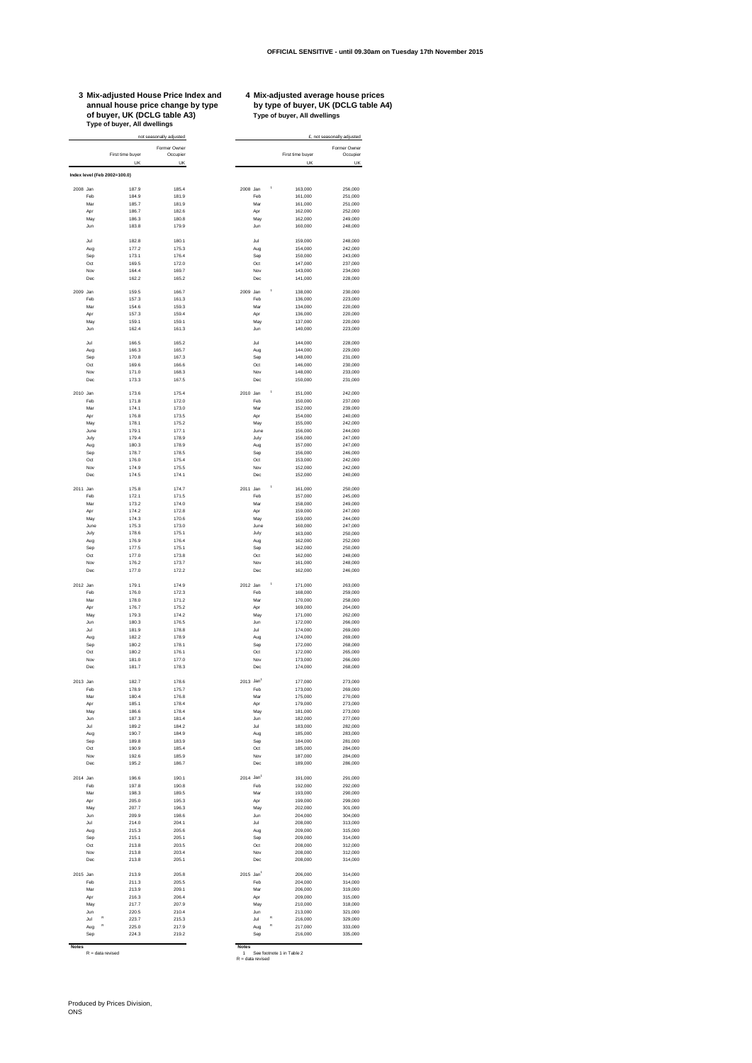OFFICIAL SENSITIVE - until 09.30am on Tuesday 17th November 2015

## 3 Mix-adjusted House Price Index and annual house price change by type of buyer, UK (DCLG table A3)

**Type of buyer, All dwellings**

not seasonally adjusted

| | | First time buyer | Former Owner Occupier |
|---|---|---|---|
| | | UK | UK |
| **Index level (Feb 2002=100.0)** | | | |
| 2008 | Jan | 187.9 | 185.4 |
| | Feb | 184.9 | 181.9 |
| | Mar | 185.7 | 181.9 |
| | Apr | 186.7 | 182.6 |
| | May | 186.3 | 180.8 |
| | Jun | 183.8 | 179.9 |
| | Jul | 182.8 | 180.1 |
| | Aug | 177.2 | 175.3 |
| | Sep | 173.1 | 176.4 |
| | Oct | 169.5 | 172.0 |
| | Nov | 164.4 | 169.7 |
| | Dec | 162.2 | 165.2 |
| 2009 | Jan | 159.5 | 166.7 |
| | Feb | 157.3 | 161.3 |
| | Mar | 154.6 | 159.3 |
| | Apr | 157.3 | 159.4 |
| | May | 159.1 | 159.1 |
| | Jun | 162.4 | 161.3 |
| | Jul | 166.5 | 165.2 |
| | Aug | 166.3 | 165.7 |
| | Sep | 170.8 | 167.3 |
| | Oct | 169.6 | 166.6 |
| | Nov | 171.0 | 168.3 |
| | Dec | 173.3 | 167.5 |
| 2010 | Jan | 173.6 | 175.4 |
| | Feb | 171.8 | 172.0 |
| | Mar | 174.1 | 173.0 |
| | Apr | 176.8 | 173.5 |
| | May | 178.1 | 175.2 |
| | June | 179.1 | 177.1 |
| | July | 179.4 | 178.9 |
| | Aug | 180.3 | 178.9 |
| | Sep | 178.7 | 178.5 |
| | Oct | 176.0 | 175.4 |
| | Nov | 174.9 | 175.5 |
| | Dec | 174.5 | 174.1 |
| 2011 | Jan | 175.8 | 174.7 |
| | Feb | 172.1 | 171.5 |
| | Mar | 173.2 | 174.0 |
| | Apr | 174.2 | 172.8 |
| | May | 174.3 | 170.6 |
| | June | 175.3 | 173.0 |
| | July | 178.6 | 175.1 |
| | Aug | 176.9 | 176.4 |
| | Sep | 177.5 | 175.1 |
| | Oct | 177.0 | 173.8 |
| | Nov | 176.2 | 173.7 |
| | Dec | 177.0 | 172.2 |
| 2012 | Jan | 179.1 | 174.9 |
| | Feb | 176.0 | 172.3 |
| | Mar | 178.0 | 171.2 |
| | Apr | 176.7 | 175.2 |
| | May | 179.3 | 174.2 |
| | Jun | 180.3 | 176.5 |
| | Jul | 181.9 | 178.8 |
| | Aug | 182.2 | 178.9 |
| | Sep | 180.2 | 178.1 |
| | Oct | 180.2 | 176.1 |
| | Nov | 181.0 | 177.0 |
| | Dec | 181.7 | 178.3 |
| 2013 | Jan | 182.7 | 178.6 |
| | Feb | 178.9 | 175.7 |
| | Mar | 180.4 | 176.8 |
| | Apr | 185.1 | 178.4 |
| | May | 186.6 | 178.4 |
| | Jun | 187.3 | 181.4 |
| | Jul | 189.2 | 184.2 |
| | Aug | 190.7 | 184.9 |
| | Sep | 189.8 | 183.9 |
| | Oct | 190.9 | 185.4 |
| | Nov | 192.6 | 185.9 |
| | Dec | 195.2 | 186.7 |
| 2014 | Jan | 196.6 | 190.1 |
| | Feb | 197.8 | 190.8 |
| | Mar | 198.3 | 189.5 |
| | Apr | 205.0 | 195.3 |
| | May | 207.7 | 196.3 |
| | Jun | 209.9 | 198.6 |
| | Jul | 214.0 | 204.1 |
| | Aug | 215.3 | 205.6 |
| | Sep | 215.1 | 205.1 |
| | Oct | 213.8 | 203.5 |
| | Nov | 213.8 | 203.4 |
| | Dec | 213.8 | 205.1 |
| 2015 | Jan | 213.9 | 205.8 |
| | Feb | 211.3 | 205.5 |
| | Mar | 213.9 | 209.1 |
| | Apr | 216.3 | 206.4 |
| | May | 217.7 | 207.9 |
| | Jun | 220.5 | 210.4 |
| | Jul R | 223.7 | 215.3 |
| | Aug R | 225.0 | 217.9 |
| | Sep | 224.3 | 219.2 |

**Notes**

R = data revised

## 4 Mix-adjusted average house prices by type of buyer, UK (DCLG table A4)

**Type of buyer, All dwellings**

£, not seasonally adjusted

| | | First time buyer | Former Owner Occupier |
|---|---|---|---|
| | | UK | UK |
| 2008 | Jan [1] | 163,000 | 256,000 |
| | Feb | 161,000 | 251,000 |
| | Mar | 161,000 | 251,000 |
| | Apr | 162,000 | 252,000 |
| | May | 162,000 | 249,000 |
| | Jun | 160,000 | 248,000 |
| | Jul | 159,000 | 248,000 |
| | Aug | 154,000 | 242,000 |
| | Sep | 150,000 | 243,000 |
| | Oct | 147,000 | 237,000 |
| | Nov | 143,000 | 234,000 |
| | Dec | 141,000 | 228,000 |
| 2009 | Jan [1] | 138,000 | 230,000 |
| | Feb | 136,000 | 223,000 |
| | Mar | 134,000 | 220,000 |
| | Apr | 136,000 | 220,000 |
| | May | 137,000 | 220,000 |
| | Jun | 140,000 | 223,000 |
| | Jul | 144,000 | 228,000 |
| | Aug | 144,000 | 229,000 |
| | Sep | 148,000 | 231,000 |
| | Oct | 146,000 | 230,000 |
| | Nov | 148,000 | 233,000 |
| | Dec | 150,000 | 231,000 |
| 2010 | Jan [1] | 151,000 | 242,000 |
| | Feb | 150,000 | 237,000 |
| | Mar | 152,000 | 239,000 |
| | Apr | 154,000 | 240,000 |
| | May | 155,000 | 242,000 |
| | June | 156,000 | 244,000 |
| | July | 156,000 | 247,000 |
| | Aug | 157,000 | 247,000 |
| | Sep | 156,000 | 246,000 |
| | Oct | 153,000 | 242,000 |
| | Nov | 152,000 | 242,000 |
| | Dec | 152,000 | 240,000 |
| 2011 | Jan [1] | 161,000 | 250,000 |
| | Feb | 157,000 | 245,000 |
| | Mar | 158,000 | 249,000 |
| | Apr | 159,000 | 247,000 |
| | May | 159,000 | 244,000 |
| | June | 160,000 | 247,000 |
| | July | 163,000 | 250,000 |
| | Aug | 162,000 | 252,000 |
| | Sep | 162,000 | 250,000 |
| | Oct | 162,000 | 248,000 |
| | Nov | 161,000 | 248,000 |
| | Dec | 162,000 | 246,000 |
| 2012 | Jan [1] | 171,000 | 263,000 |
| | Feb | 168,000 | 259,000 |
| | Mar | 170,000 | 258,000 |
| | Apr | 169,000 | 264,000 |
| | May | 171,000 | 262,000 |
| | Jun | 172,000 | 266,000 |
| | Jul | 174,000 | 269,000 |
| | Aug | 174,000 | 269,000 |
| | Sep | 172,000 | 268,000 |
| | Oct | 172,000 | 265,000 |
| | Nov | 173,000 | 266,000 |
| | Dec | 174,000 | 268,000 |
| 2013 | Jan [1] | 177,000 | 273,000 |
| | Feb | 173,000 | 269,000 |
| | Mar | 175,000 | 270,000 |
| | Apr | 179,000 | 273,000 |
| | May | 181,000 | 273,000 |
| | Jun | 182,000 | 277,000 |
| | Jul | 183,000 | 282,000 |
| | Aug | 185,000 | 283,000 |
| | Sep | 184,000 | 281,000 |
| | Oct | 185,000 | 284,000 |
| | Nov | 187,000 | 284,000 |
| | Dec | 189,000 | 286,000 |
| 2014 | Jan [1] | 191,000 | 291,000 |
| | Feb | 192,000 | 292,000 |
| | Mar | 193,000 | 290,000 |
| | Apr | 199,000 | 299,000 |
| | May | 202,000 | 301,000 |
| | Jun | 204,000 | 304,000 |
| | Jul | 208,000 | 313,000 |
| | Aug | 209,000 | 315,000 |
| | Sep | 209,000 | 314,000 |
| | Oct | 208,000 | 312,000 |
| | Nov | 208,000 | 312,000 |
| | Dec | 208,000 | 314,000 |
| 2015 | Jan [1] | 206,000 | 314,000 |
| | Feb | 204,000 | 314,000 |
| | Mar | 206,000 | 319,000 |
| | Apr | 209,000 | 315,000 |
| | May | 210,000 | 318,000 |
| | Jun | 213,000 | 321,000 |
| | Jul R | 216,000 | 329,000 |
| | Aug R | 217,000 | 333,000 |
| | Sep | 216,000 | 335,000 |

**Notes**

1 See footnote 1 in Table 2

R = data revised

Produced by Prices Division, ONS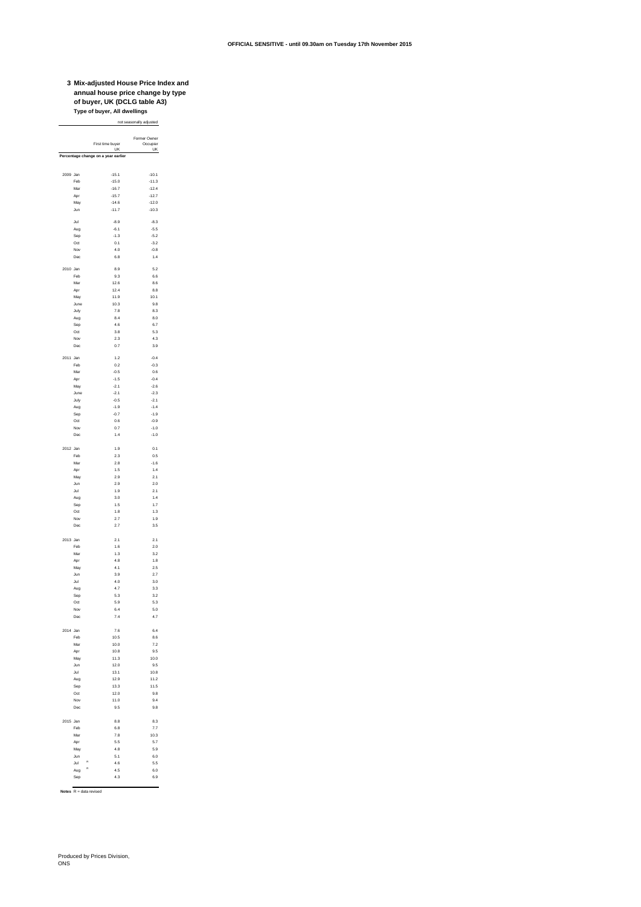**OFFICIAL SENSITIVE - until 09.30am on Tuesday 17th November 2015**

## 3 Mix-adjusted House Price Index and annual house price change by type of buyer, UK (DCLG table A3)

**Type of buyer, All dwellings**

not seasonally adjusted

| | | First time buyer UK | Former Owner Occupier UK |
|---|---|---|---|
| **Percentage change on a year earlier** | | | |
| 2009 | Jan | -15.1 | -10.1 |
| | Feb | -15.0 | -11.3 |
| | Mar | -16.7 | -12.4 |
| | Apr | -15.7 | -12.7 |
| | May | -14.6 | -12.0 |
| | Jun | -11.7 | -10.3 |
| | Jul | -8.9 | -8.3 |
| | Aug | -6.1 | -5.5 |
| | Sep | -1.3 | -5.2 |
| | Oct | 0.1 | -3.2 |
| | Nov | 4.0 | -0.8 |
| | Dec | 6.8 | 1.4 |
| 2010 | Jan | 8.9 | 5.2 |
| | Feb | 9.3 | 6.6 |
| | Mar | 12.6 | 8.6 |
| | Apr | 12.4 | 8.8 |
| | May | 11.9 | 10.1 |
| | June | 10.3 | 9.8 |
| | July | 7.8 | 8.3 |
| | Aug | 8.4 | 8.0 |
| | Sep | 4.6 | 6.7 |
| | Oct | 3.8 | 5.3 |
| | Nov | 2.3 | 4.3 |
| | Dec | 0.7 | 3.9 |
| 2011 | Jan | 1.2 | -0.4 |
| | Feb | 0.2 | -0.3 |
| | Mar | -0.5 | 0.6 |
| | Apr | -1.5 | -0.4 |
| | May | -2.1 | -2.6 |
| | June | -2.1 | -2.3 |
| | July | -0.5 | -2.1 |
| | Aug | -1.9 | -1.4 |
| | Sep | -0.7 | -1.9 |
| | Oct | 0.6 | -0.9 |
| | Nov | 0.7 | -1.0 |
| | Dec | 1.4 | -1.0 |
| 2012 | Jan | 1.9 | 0.1 |
| | Feb | 2.3 | 0.5 |
| | Mar | 2.8 | -1.6 |
| | Apr | 1.5 | 1.4 |
| | May | 2.9 | 2.1 |
| | Jun | 2.9 | 2.0 |
| | Jul | 1.9 | 2.1 |
| | Aug | 3.0 | 1.4 |
| | Sep | 1.5 | 1.7 |
| | Oct | 1.8 | 1.3 |
| | Nov | 2.7 | 1.9 |
| | Dec | 2.7 | 3.5 |
| 2013 | Jan | 2.1 | 2.1 |
| | Feb | 1.6 | 2.0 |
| | Mar | 1.3 | 3.2 |
| | Apr | 4.8 | 1.8 |
| | May | 4.1 | 2.5 |
| | Jun | 3.9 | 2.7 |
| | Jul | 4.0 | 3.0 |
| | Aug | 4.7 | 3.3 |
| | Sep | 5.3 | 3.2 |
| | Oct | 5.9 | 5.3 |
| | Nov | 6.4 | 5.0 |
| | Dec | 7.4 | 4.7 |
| 2014 | Jan | 7.6 | 6.4 |
| | Feb | 10.5 | 8.6 |
| | Mar | 10.0 | 7.2 |
| | Apr | 10.8 | 9.5 |
| | May | 11.3 | 10.0 |
| | Jun | 12.0 | 9.5 |
| | Jul | 13.1 | 10.8 |
| | Aug | 12.9 | 11.2 |
| | Sep | 13.3 | 11.5 |
| | Oct | 12.0 | 9.8 |
| | Nov | 11.0 | 9.4 |
| | Dec | 9.5 | 9.8 |
| 2015 | Jan | 8.8 | 8.3 |
| | Feb | 6.8 | 7.7 |
| | Mar | 7.8 | 10.3 |
| | Apr | 5.5 | 5.7 |
| | May | 4.8 | 5.9 |
| | Jun | 5.1 | 6.0 |
| | Jul R | 4.6 | 5.5 |
| | Aug R | 4.5 | 6.0 |
| | Sep | 4.3 | 6.9 |

**Notes** R = data revised

Produced by Prices Division, ONS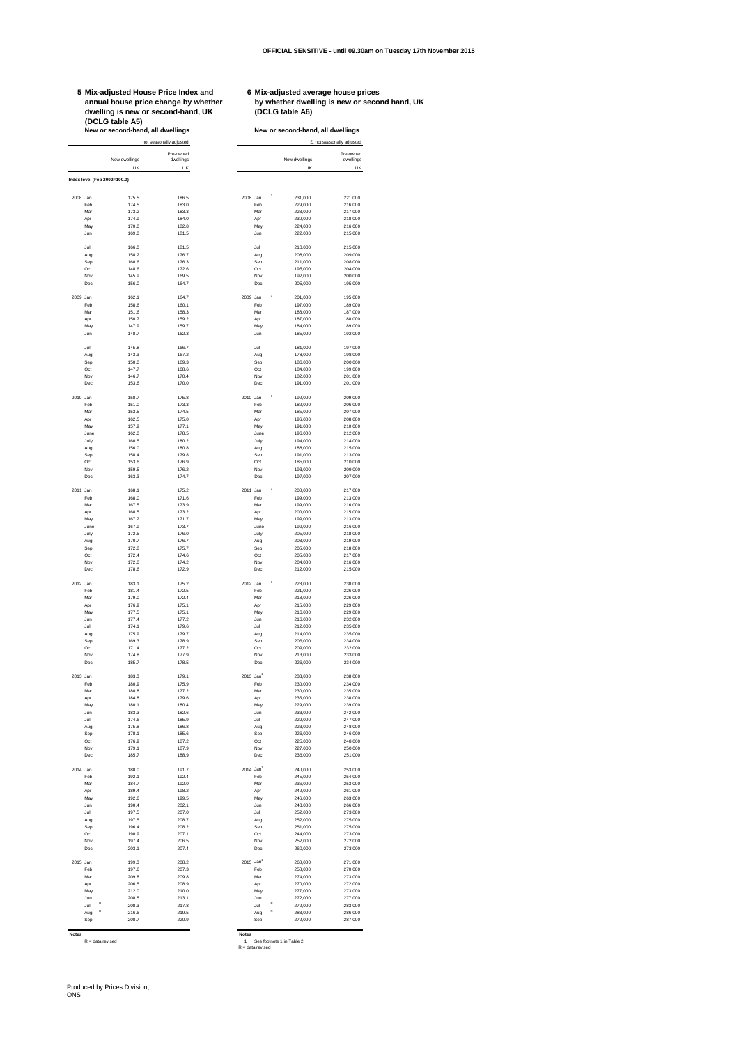OFFICIAL SENSITIVE - until 09.30am on Tuesday 17th November 2015

## 5 Mix-adjusted House Price Index and annual house price change by whether dwelling is new or second-hand, UK (DCLG table A5)

**New or second-hand, all dwellings**

not seasonally adjusted

| | | New dwellings | Pre-owned dwellings |
|---|---|---|---|
| | | UK | UK |
| **Index level (Feb 2002=100.0)** | | | |
| 2008 | Jan | 175.5 | 186.5 |
| | Feb | 174.5 | 183.0 |
| | Mar | 173.2 | 183.3 |
| | Apr | 174.9 | 184.0 |
| | May | 170.0 | 182.8 |
| | Jun | 169.0 | 181.5 |
| | Jul | 166.0 | 181.5 |
| | Aug | 158.2 | 176.7 |
| | Sep | 160.6 | 176.3 |
| | Oct | 148.6 | 172.6 |
| | Nov | 145.9 | 169.5 |
| | Dec | 156.0 | 164.7 |
| 2009 | Jan | 162.1 | 164.7 |
| | Feb | 158.6 | 160.1 |
| | Mar | 151.6 | 158.3 |
| | Apr | 150.7 | 159.2 |
| | May | 147.9 | 159.7 |
| | Jun | 148.7 | 162.3 |
| | Jul | 145.8 | 166.7 |
| | Aug | 143.3 | 167.2 |
| | Sep | 150.0 | 169.3 |
| | Oct | 147.7 | 168.6 |
| | Nov | 146.7 | 170.4 |
| | Dec | 153.6 | 170.0 |
| 2010 | Jan | 158.7 | 175.8 |
| | Feb | 151.0 | 173.3 |
| | Mar | 153.5 | 174.5 |
| | Apr | 162.5 | 175.0 |
| | May | 157.9 | 177.1 |
| | June | 162.0 | 178.5 |
| | July | 160.5 | 180.2 |
| | Aug | 156.0 | 180.8 |
| | Sep | 158.4 | 179.8 |
| | Oct | 153.6 | 176.9 |
| | Nov | 159.5 | 176.2 |
| | Dec | 163.3 | 174.7 |
| 2011 | Jan | 168.1 | 175.2 |
| | Feb | 168.0 | 171.6 |
| | Mar | 167.5 | 173.9 |
| | Apr | 168.5 | 173.2 |
| | May | 167.2 | 171.7 |
| | June | 167.9 | 173.7 |
| | July | 172.5 | 176.0 |
| | Aug | 170.7 | 176.7 |
| | Sep | 172.8 | 175.7 |
| | Oct | 172.4 | 174.6 |
| | Nov | 172.0 | 174.2 |
| | Dec | 178.6 | 172.9 |
| 2012 | Jan | 183.1 | 175.2 |
| | Feb | 181.4 | 172.5 |
| | Mar | 179.0 | 172.4 |
| | Apr | 176.9 | 175.1 |
| | May | 177.5 | 175.1 |
| | Jun | 177.4 | 177.2 |
| | Jul | 174.1 | 179.6 |
| | Aug | 175.9 | 179.7 |
| | Sep | 169.3 | 178.9 |
| | Oct | 171.4 | 177.2 |
| | Nov | 174.8 | 177.9 |
| | Dec | 185.7 | 178.5 |
| 2013 | Jan | 183.3 | 179.1 |
| | Feb | 180.9 | 175.9 |
| | Mar | 180.8 | 177.2 |
| | Apr | 184.8 | 179.6 |
| | May | 180.1 | 180.4 |
| | Jun | 183.3 | 182.6 |
| | Jul | 174.6 | 185.9 |
| | Aug | 175.8 | 186.8 |
| | Sep | 178.1 | 185.6 |
| | Oct | 176.9 | 187.2 |
| | Nov | 179.1 | 187.9 |
| | Dec | 185.7 | 188.9 |
| 2014 | Jan | 188.0 | 191.7 |
| | Feb | 192.1 | 192.4 |
| | Mar | 184.7 | 192.0 |
| | Apr | 189.4 | 198.2 |
| | May | 192.6 | 199.5 |
| | Jun | 190.4 | 202.1 |
| | Jul | 197.5 | 207.0 |
| | Aug | 197.5 | 208.7 |
| | Sep | 196.4 | 208.2 |
| | Oct | 190.9 | 207.1 |
| | Nov | 197.4 | 206.5 |
| | Dec | 203.1 | 207.4 |
| 2015 | Jan | 199.3 | 208.2 |
| | Feb | 197.6 | 207.3 |
| | Mar | 209.8 | 209.8 |
| | Apr | 206.5 | 208.9 |
| | May | 212.0 | 210.0 |
| | Jun | 208.5 | 213.1 |
| | Jul R | 208.3 | 217.8 |
| | Aug R | 216.6 | 219.5 |
| | Sep | 208.7 | 220.9 |

**Notes**

R = data revised

## 6 Mix-adjusted average house prices by whether dwelling is new or second hand, UK (DCLG table A6)

**New or second-hand, all dwellings**

£, not seasonally adjusted

| | | New dwellings | Pre-owned dwellings |
|---|---|---|---|
| | | UK | UK |
| 2008 | Jan [1] | 231,000 | 221,000 |
| | Feb | 229,000 | 216,000 |
| | Mar | 228,000 | 217,000 |
| | Apr | 230,000 | 218,000 |
| | May | 224,000 | 216,000 |
| | Jun | 222,000 | 215,000 |
| | Jul | 218,000 | 215,000 |
| | Aug | 208,000 | 209,000 |
| | Sep | 211,000 | 208,000 |
| | Oct | 195,000 | 204,000 |
| | Nov | 192,000 | 200,000 |
| | Dec | 205,000 | 195,000 |
| 2009 | Jan [1] | 201,000 | 195,000 |
| | Feb | 197,000 | 189,000 |
| | Mar | 188,000 | 187,000 |
| | Apr | 187,000 | 188,000 |
| | May | 184,000 | 189,000 |
| | Jun | 185,000 | 192,000 |
| | Jul | 181,000 | 197,000 |
| | Aug | 178,000 | 198,000 |
| | Sep | 186,000 | 200,000 |
| | Oct | 184,000 | 199,000 |
| | Nov | 182,000 | 201,000 |
| | Dec | 191,000 | 201,000 |
| 2010 | Jan [1] | 192,000 | 209,000 |
| | Feb | 182,000 | 206,000 |
| | Mar | 185,000 | 207,000 |
| | Apr | 196,000 | 208,000 |
| | May | 191,000 | 210,000 |
| | June | 196,000 | 212,000 |
| | July | 194,000 | 214,000 |
| | Aug | 188,000 | 215,000 |
| | Sep | 191,000 | 213,000 |
| | Oct | 185,000 | 210,000 |
| | Nov | 193,000 | 209,000 |
| | Dec | 197,000 | 207,000 |
| 2011 | Jan [1] | 200,000 | 217,000 |
| | Feb | 199,000 | 213,000 |
| | Mar | 199,000 | 216,000 |
| | Apr | 200,000 | 215,000 |
| | May | 199,000 | 213,000 |
| | June | 199,000 | 216,000 |
| | July | 205,000 | 218,000 |
| | Aug | 203,000 | 219,000 |
| | Sep | 205,000 | 218,000 |
| | Oct | 205,000 | 217,000 |
| | Nov | 204,000 | 216,000 |
| | Dec | 212,000 | 215,000 |
| 2012 | Jan [1] | 223,000 | 230,000 |
| | Feb | 221,000 | 226,000 |
| | Mar | 218,000 | 226,000 |
| | Apr | 215,000 | 229,000 |
| | May | 216,000 | 229,000 |
| | Jun | 216,000 | 232,000 |
| | Jul | 212,000 | 235,000 |
| | Aug | 214,000 | 235,000 |
| | Sep | 206,000 | 234,000 |
| | Oct | 209,000 | 232,000 |
| | Nov | 213,000 | 233,000 |
| | Dec | 226,000 | 234,000 |
| 2013 | Jan [1] | 233,000 | 238,000 |
| | Feb | 230,000 | 234,000 |
| | Mar | 230,000 | 235,000 |
| | Apr | 235,000 | 238,000 |
| | May | 229,000 | 239,000 |
| | Jun | 233,000 | 242,000 |
| | Jul | 222,000 | 247,000 |
| | Aug | 223,000 | 248,000 |
| | Sep | 226,000 | 246,000 |
| | Oct | 225,000 | 248,000 |
| | Nov | 227,000 | 250,000 |
| | Dec | 236,000 | 251,000 |
| 2014 | Jan [1] | 240,000 | 253,000 |
| | Feb | 245,000 | 254,000 |
| | Mar | 236,000 | 253,000 |
| | Apr | 242,000 | 261,000 |
| | May | 246,000 | 263,000 |
| | Jun | 243,000 | 266,000 |
| | Jul | 252,000 | 273,000 |
| | Aug | 252,000 | 275,000 |
| | Sep | 251,000 | 275,000 |
| | Oct | 244,000 | 273,000 |
| | Nov | 252,000 | 272,000 |
| | Dec | 260,000 | 273,000 |
| 2015 | Jan [1] | 260,000 | 271,000 |
| | Feb | 258,000 | 270,000 |
| | Mar | 274,000 | 273,000 |
| | Apr | 270,000 | 272,000 |
| | May | 277,000 | 273,000 |
| | Jun | 272,000 | 277,000 |
| | Jul R | 272,000 | 283,000 |
| | Aug R | 283,000 | 286,000 |
| | Sep | 272,000 | 287,000 |

**Notes**

1 See footnote 1 in Table 2

R = data revised

Produced by Prices Division, ONS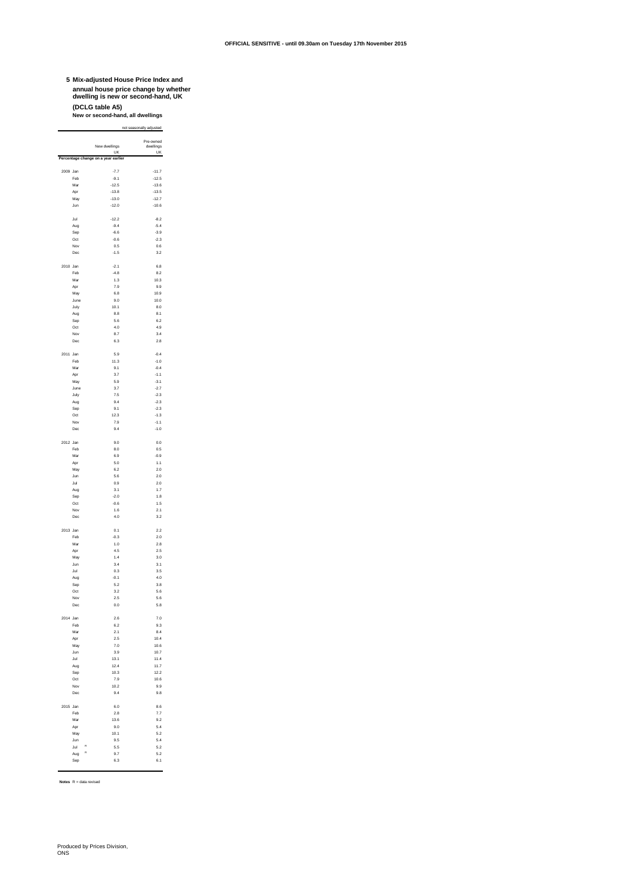OFFICIAL SENSITIVE - until 09.30am on Tuesday 17th November 2015

## 5 Mix-adjusted House Price Index and annual house price change by whether dwelling is new or second-hand, UK

**(DCLG table A5)**

**New or second-hand, all dwellings**

not seasonally adjusted

| | | | New dwellings UK | Pre-owned dwellings UK |
|---|---|---|---|---|
| **Percentage change on a year earlier** | | | | |
| 2009 | Jan | | -7.7 | -11.7 |
| | Feb | | -9.1 | -12.5 |
| | Mar | | -12.5 | -13.6 |
| | Apr | | -13.8 | -13.5 |
| | May | | -13.0 | -12.7 |
| | Jun | | -12.0 | -10.6 |
| | Jul | | -12.2 | -8.2 |
| | Aug | | -9.4 | -5.4 |
| | Sep | | -6.6 | -3.9 |
| | Oct | | -0.6 | -2.3 |
| | Nov | | 0.5 | 0.6 |
| | Dec | | -1.5 | 3.2 |
| 2010 | Jan | | -2.1 | 6.8 |
| | Feb | | -4.8 | 8.2 |
| | Mar | | 1.3 | 10.3 |
| | Apr | | 7.9 | 9.9 |
| | May | | 6.8 | 10.9 |
| | June | | 9.0 | 10.0 |
| | July | | 10.1 | 8.0 |
| | Aug | | 8.8 | 8.1 |
| | Sep | | 5.6 | 6.2 |
| | Oct | | 4.0 | 4.9 |
| | Nov | | 8.7 | 3.4 |
| | Dec | | 6.3 | 2.8 |
| 2011 | Jan | | 5.9 | -0.4 |
| | Feb | | 11.3 | -1.0 |
| | Mar | | 9.1 | -0.4 |
| | Apr | | 3.7 | -1.1 |
| | May | | 5.9 | -3.1 |
| | June | | 3.7 | -2.7 |
| | July | | 7.5 | -2.3 |
| | Aug | | 9.4 | -2.3 |
| | Sep | | 9.1 | -2.3 |
| | Oct | | 12.3 | -1.3 |
| | Nov | | 7.9 | -1.1 |
| | Dec | | 9.4 | -1.0 |
| 2012 | Jan | | 9.0 | 0.0 |
| | Feb | | 8.0 | 0.5 |
| | Mar | | 6.9 | -0.9 |
| | Apr | | 5.0 | 1.1 |
| | May | | 6.2 | 2.0 |
| | Jun | | 5.6 | 2.0 |
| | Jul | | 0.9 | 2.0 |
| | Aug | | 3.1 | 1.7 |
| | Sep | | -2.0 | 1.8 |
| | Oct | | -0.6 | 1.5 |
| | Nov | | 1.6 | 2.1 |
| | Dec | | 4.0 | 3.2 |
| 2013 | Jan | | 0.1 | 2.2 |
| | Feb | | -0.3 | 2.0 |
| | Mar | | 1.0 | 2.8 |
| | Apr | | 4.5 | 2.5 |
| | May | | 1.4 | 3.0 |
| | Jun | | 3.4 | 3.1 |
| | Jul | | 0.3 | 3.5 |
| | Aug | | -0.1 | 4.0 |
| | Sep | | 5.2 | 3.8 |
| | Oct | | 3.2 | 5.6 |
| | Nov | | 2.5 | 5.6 |
| | Dec | | 0.0 | 5.8 |
| 2014 | Jan | | 2.6 | 7.0 |
| | Feb | | 6.2 | 9.3 |
| | Mar | | 2.1 | 8.4 |
| | Apr | | 2.5 | 10.4 |
| | May | | 7.0 | 10.6 |
| | Jun | | 3.9 | 10.7 |
| | Jul | | 13.1 | 11.4 |
| | Aug | | 12.4 | 11.7 |
| | Sep | | 10.3 | 12.2 |
| | Oct | | 7.9 | 10.6 |
| | Nov | | 10.2 | 9.9 |
| | Dec | | 9.4 | 9.8 |
| 2015 | Jan | | 6.0 | 8.6 |
| | Feb | | 2.8 | 7.7 |
| | Mar | | 13.6 | 9.2 |
| | Apr | | 9.0 | 5.4 |
| | May | | 10.1 | 5.2 |
| | Jun | | 9.5 | 5.4 |
| | Jul | R | 5.5 | 5.2 |
| | Aug | R | 9.7 | 5.2 |
| | Sep | | 6.3 | 6.1 |

**Notes** R = data revised

Produced by Prices Division, ONS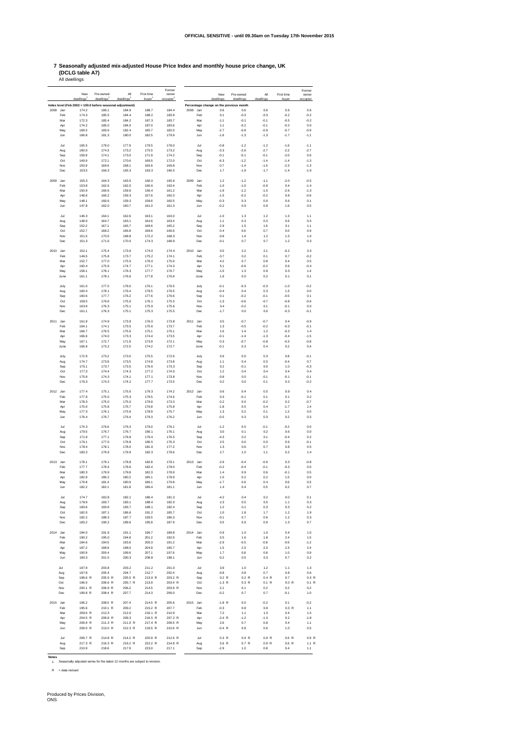OFFICIAL SENSITIVE - until 09.30am on Tuesday 17th November 2015

# 7 Seasonally adjusted mix-adjusted House Price Index and monthly house price change, UK (DCLG table A7)

All dwellings

| | | New dwellings[1] | Pre-owned dwellings[1] | All dwellings[1] | First time buyer[1] | Former owner occupier[1] | | | New dwellings | Pre-owned dwellings | All dwellings | First time buyer | Former owner occupier |
|---|---|---|---|---|---|---|---|---|---|---|---|---|---|
| Index level (Feb 2002 = 100.0 before seasonal adjustment) | | | | | | | Percentage change on the previous month | | | | | | |
| 2008 | Jan | 174.2 | 186.1 | 184.9 | 188.7 | 184.4 | 2008 | Jan | 0.6 | 0.6 | 0.6 | 0.6 | 0.6 |
| | Feb | 174.3 | 185.5 | 184.4 | 188.2 | 183.9 | | Feb | 0.1 | -0.3 | -0.3 | -0.2 | -0.2 |
| | Mar | 172.3 | 185.4 | 184.2 | 187.3 | 183.7 | | Mar | -1.1 | -0.1 | -0.1 | -0.5 | -0.2 |
| | Apr | 174.2 | 185.0 | 184.0 | 187.0 | 183.6 | | Apr | 1.1 | -0.2 | -0.1 | -0.2 | 0.0 |
| | May | 169.5 | 183.6 | 182.4 | 185.7 | 182.0 | | May | -2.7 | -0.8 | -0.9 | -0.7 | -0.9 |
| | Jun | 166.8 | 181.3 | 180.0 | 182.5 | 179.9 | | Jun | -1.6 | -1.3 | -1.3 | -1.7 | -1.1 |
| | Jul | 165.5 | 179.0 | 177.9 | 179.5 | 178.0 | | Jul | -0.8 | -1.2 | -1.2 | -1.6 | -1.1 |
| | Aug | 160.0 | 174.3 | 173.2 | 175.5 | 173.2 | | Aug | -3.3 | -2.6 | -2.7 | -2.2 | -2.7 |
| | Sep | 159.9 | 174.1 | 173.0 | 171.9 | 174.2 | | Sep | -0.1 | -0.1 | -0.1 | -2.0 | 0.6 |
| | Oct | 149.9 | 172.1 | 170.6 | 169.5 | 172.0 | | Oct | -6.3 | -1.2 | -1.4 | -1.4 | -1.3 |
| | Nov | 150.9 | 169.6 | 168.1 | 165.6 | 169.8 | | Nov | 0.7 | -1.4 | -1.5 | -2.3 | -1.3 |
| | Dec | 153.5 | 166.3 | 165.3 | 163.3 | 166.5 | | Dec | 1.7 | -1.9 | -1.7 | -1.4 | -1.9 |
| 2009 | Jan | 155.3 | 164.3 | 163.5 | 160.0 | 165.6 | 2009 | Jan | 1.2 | -1.2 | -1.1 | -2.0 | -0.5 |
| | Feb | 153.8 | 162.6 | 162.0 | 160.6 | 163.4 | | Feb | -1.0 | -1.0 | -0.9 | 0.4 | -1.4 |
| | Mar | 150.9 | 160.6 | 159.6 | 156.4 | 161.2 | | Mar | -1.9 | -1.2 | -1.5 | -2.6 | -1.3 |
| | Apr | 148.6 | 160.2 | 159.3 | 157.6 | 160.3 | | Apr | -1.5 | -0.2 | -0.2 | 0.8 | -0.6 |
| | May | 148.1 | 160.6 | 159.3 | 158.6 | 160.5 | | May | -0.3 | 0.3 | 0.0 | 0.6 | 0.1 |
| | Jun | 147.8 | 162.0 | 160.7 | 161.0 | 161.3 | | Jun | -0.2 | 0.9 | 0.9 | 1.6 | 0.5 |
| | Jul | 146.3 | 164.1 | 162.6 | 163.1 | 163.0 | | Jul | -1.0 | 1.3 | 1.2 | 1.3 | 1.1 |
| | Aug | 148.0 | 164.7 | 163.1 | 164.6 | 163.4 | | Aug | 1.1 | 0.3 | 0.3 | 0.9 | 0.3 |
| | Sep | 152.2 | 167.1 | 165.7 | 169.6 | 165.2 | | Sep | 2.9 | 1.5 | 1.6 | 3.1 | 1.1 |
| | Oct | 152.7 | 168.2 | 166.8 | 169.6 | 166.6 | | Oct | 0.4 | 0.6 | 0.7 | 0.0 | 0.9 |
| | Nov | 151.5 | 170.5 | 168.8 | 172.2 | 168.3 | | Nov | -0.8 | 1.4 | 1.2 | 1.5 | 1.0 |
| | Dec | 151.3 | 171.6 | 170.0 | 174.3 | 168.9 | | Dec | -0.1 | 0.7 | 0.7 | 1.2 | 0.3 |
| 2010 | Jan | 152.1 | 175.4 | 173.6 | 174.0 | 174.4 | 2010 | Jan | 0.5 | 2.2 | 2.1 | -0.2 | 3.3 |
| | Feb | 146.5 | 175.8 | 173.7 | 175.2 | 174.1 | | Feb | -3.7 | 0.2 | 0.1 | 0.7 | -0.2 |
| | Mar | 152.7 | 177.0 | 175.0 | 176.0 | 175.0 | | Mar | 4.2 | 0.7 | 0.8 | 0.4 | 0.5 |
| | Apr | 160.4 | 175.9 | 174.7 | 177.1 | 174.3 | | Apr | 5.1 | -0.6 | -0.2 | 0.6 | -0.4 |
| | May | 158.1 | 178.1 | 176.3 | 177.7 | 176.7 | | May | -1.5 | 1.3 | 0.9 | 0.3 | 1.4 |
| | June | 161.1 | 178.1 | 176.6 | 177.8 | 176.9 | | June | 1.9 | 0.0 | 0.2 | 0.1 | 0.1 |
| | July | 161.0 | 177.5 | 176.0 | 176.1 | 176.5 | | July | -0.1 | -0.3 | -0.3 | -1.0 | -0.2 |
| | Aug | 160.4 | 178.1 | 176.4 | 178.5 | 176.5 | | Aug | -0.4 | 0.4 | 0.3 | 1.3 | 0.0 |
| | Sep | 160.6 | 177.7 | 176.2 | 177.6 | 176.6 | | Sep | 0.1 | -0.2 | -0.1 | -0.5 | 0.1 |
| | Oct | 158.5 | 176.6 | 175.0 | 176.1 | 175.5 | | Oct | -1.3 | -0.6 | -0.7 | -0.8 | -0.6 |
| | Nov | 163.9 | 176.3 | 175.1 | 175.9 | 175.6 | | Nov | 3.4 | -0.2 | 0.1 | -0.1 | 0.0 |
| | Dec | 161.1 | 176.3 | 175.1 | 175.3 | 175.5 | | Dec | -1.7 | 0.0 | 0.0 | -0.3 | -0.1 |
| 2011 | Jan | 161.9 | 174.9 | 173.9 | 176.0 | 173.8 | 2011 | Jan | 0.5 | -0.7 | -0.7 | 0.4 | -0.9 |
| | Feb | 164.1 | 174.1 | 173.5 | 175.6 | 173.7 | | Feb | 1.3 | -0.5 | -0.2 | -0.3 | -0.1 |
| | Mar | 166.7 | 176.5 | 175.6 | 175.1 | 176.1 | | Mar | 1.6 | 1.4 | 1.2 | -0.3 | 1.4 |
| | Apr | 166.6 | 174.0 | 173.3 | 174.4 | 173.5 | | Apr | -0.1 | -1.4 | -1.3 | -0.4 | -1.5 |
| | May | 167.1 | 172.7 | 171.9 | 173.9 | 172.1 | | May | 0.3 | -0.7 | -0.8 | -0.3 | -0.8 |
| | June | 166.9 | 173.2 | 172.5 | 174.2 | 172.7 | | June | -0.1 | 0.3 | 0.4 | 0.2 | 0.4 |
| | July | 172.9 | 173.2 | 173.0 | 175.5 | 172.6 | | July | 3.6 | 0.0 | 0.3 | 0.8 | -0.1 |
| | Aug | 174.7 | 173.9 | 173.5 | 174.9 | 173.8 | | Aug | 1.1 | 0.4 | 0.3 | -0.4 | 0.7 |
| | Sep | 175.1 | 173.7 | 173.5 | 176.6 | 173.3 | | Sep | 0.2 | -0.1 | 0.0 | 1.0 | -0.3 |
| | Oct | 177.3 | 174.4 | 174.3 | 177.2 | 174.0 | | Oct | 1.2 | 0.4 | 0.4 | 0.4 | 0.4 |
| | Nov | 175.9 | 174.3 | 174.1 | 177.1 | 173.8 | | Nov | -0.8 | 0.0 | -0.1 | -0.1 | -0.1 |
| | Dec | 176.3 | 174.3 | 174.2 | 177.7 | 173.5 | | Dec | 0.2 | 0.0 | 0.1 | 0.3 | -0.2 |
| 2012 | Jan | 177.4 | 175.1 | 175.0 | 179.3 | 174.2 | 2012 | Jan | 0.6 | 0.4 | 0.5 | 0.9 | 0.4 |
| | Feb | 177.9 | 175.0 | 175.3 | 179.5 | 174.6 | | Feb | 0.3 | -0.1 | 0.1 | 0.1 | 0.2 |
| | Mar | 178.3 | 175.0 | 175.0 | 179.9 | 173.3 | | Mar | 0.2 | 0.0 | -0.2 | 0.2 | -0.7 |
| | Apr | 175.0 | 175.8 | 175.7 | 176.8 | 175.8 | | Apr | -1.8 | 0.5 | 0.4 | -1.7 | 1.4 |
| | May | 177.3 | 176.1 | 175.9 | 178.9 | 175.7 | | May | 1.3 | 0.2 | 0.1 | 1.2 | 0.0 |
| | Jun | 176.4 | 176.7 | 176.4 | 179.3 | 176.2 | | Jun | -0.5 | 0.3 | 0.3 | 0.2 | 0.3 |
| | Jul | 174.3 | 176.6 | 176.3 | 179.0 | 176.1 | | Jul | -1.2 | 0.0 | -0.1 | -0.2 | 0.0 |
| | Aug | 179.5 | 176.7 | 176.7 | 180.1 | 176.1 | | Aug | 3.0 | 0.1 | 0.2 | 0.6 | 0.0 |
| | Sep | 171.9 | 177.1 | 176.8 | 179.4 | 176.5 | | Sep | -4.3 | 0.2 | 0.1 | -0.4 | 0.2 |
| | Oct | 176.1 | 177.0 | 176.8 | 180.5 | 176.3 | | Oct | 2.5 | 0.0 | 0.0 | 0.6 | -0.1 |
| | Nov | 178.4 | 178.1 | 178.0 | 181.9 | 177.2 | | Nov | 1.3 | 0.6 | 0.7 | 0.8 | 0.5 |
| | Dec | 183.3 | 179.9 | 179.9 | 182.3 | 179.6 | | Dec | 2.7 | 1.0 | 1.1 | 0.2 | 1.4 |
| 2013 | Jan | 178.1 | 179.1 | 178.8 | 182.8 | 178.1 | 2013 | Jan | -2.9 | -0.4 | -0.6 | 0.3 | -0.8 |
| | Feb | 177.7 | 178.4 | 178.6 | 182.4 | 178.0 | | Feb | -0.2 | -0.4 | -0.1 | -0.3 | 0.0 |
| | Mar | 180.3 | 179.9 | 179.8 | 182.3 | 178.9 | | Mar | 1.4 | 0.9 | 0.6 | -0.1 | 0.5 |
| | Apr | 182.9 | 180.2 | 180.2 | 185.1 | 178.9 | | Apr | 1.5 | 0.2 | 0.2 | 1.5 | 0.0 |
| | May | 179.8 | 181.4 | 180.9 | 186.1 | 179.8 | | May | -1.7 | 0.6 | 0.4 | 0.6 | 0.5 |
| | Jun | 182.2 | 182.1 | 181.8 | 186.4 | 181.1 | | Jun | 1.4 | 0.4 | 0.5 | 0.2 | 0.7 |
| | Jul | 174.7 | 182.8 | 182.1 | 186.4 | 181.3 | | Jul | -4.2 | 0.4 | 0.2 | 0.0 | 0.1 |
| | Aug | 178.9 | 183.7 | 183.1 | 188.4 | 182.0 | | Aug | 2.3 | 0.5 | 0.5 | 1.1 | 0.3 |
| | Sep | 180.6 | 183.8 | 183.7 | 189.1 | 182.4 | | Sep | 1.2 | 0.1 | 0.3 | 0.3 | 0.2 |
| | Oct | 182.0 | 187.1 | 186.6 | 191.2 | 185.7 | | Oct | 1.0 | 1.8 | 1.7 | 1.2 | 1.9 |
| | Nov | 182.2 | 188.3 | 187.7 | 193.5 | 186.3 | | Nov | -0.1 | 0.7 | 0.6 | 1.2 | 0.3 |
| | Dec | 183.2 | 190.2 | 189.6 | 195.8 | 187.9 | | Dec | 0.5 | 0.9 | 0.9 | 1.3 | 0.7 |
| 2014 | Jan | 184.0 | 191.9 | 191.1 | 196.7 | 189.8 | 2014 | Jan | 0.9 | 1.0 | 1.0 | 0.4 | 1.0 |
| | Feb | 190.2 | 195.0 | 194.8 | 201.2 | 192.9 | | Feb | 3.5 | 1.6 | 1.8 | 2.4 | 1.5 |
| | Mar | 184.6 | 194.5 | 193.6 | 200.3 | 191.2 | | Mar | -2.9 | -0.5 | -0.8 | -0.6 | -1.2 |
| | Apr | 187.2 | 198.9 | 198.0 | 204.9 | 195.7 | | Apr | 1.5 | 2.3 | 2.3 | 2.3 | 2.4 |
| | May | 190.9 | 200.4 | 199.6 | 207.1 | 197.6 | | May | 1.7 | 0.8 | 0.8 | 1.0 | 0.9 |
| | Jun | 190.3 | 201.5 | 200.3 | 208.8 | 198.1 | | Jun | -0.2 | 0.5 | 0.3 | 0.7 | 0.2 |
| | Jul | 197.9 | 203.8 | 203.2 | 211.2 | 201.0 | | Jul | 3.9 | 1.0 | 1.2 | 1.1 | 1.3 |
| | Aug | 197.8 | 205.4 | 204.7 | 212.7 | 202.4 | | Aug | -0.8 | 0.8 | 0.7 | 0.8 | 0.6 |
| | Sep | 198.6 R | 205.9 R | 205.5 R | 213.9 R | 203.2 R | | Sep | 0.2 R | 0.2 R | 0.4 R | 0.7 | 0.3 R |
| | Oct | 196.0 | 206.6 R | 205.7 R | 213.9 | 203.4 R | | Oct | -1.3 R | 0.3 R | 0.1 R | 0.0 R | 0.1 R |
| | Nov | 200.1 R | 206.9 R | 206.2 | 214.5 | 203.9 R | | Nov | 2.1 | 0.1 | 0.2 | 0.2 | 0.2 |
| | Dec | 199.8 R | 208.4 R | 207.7 | 214.3 | 206.0 | | Dec | -0.2 | 0.7 | 0.7 | -0.1 | 1.0 |
| 2015 | Jan | 196.2 | 208.5 R | 207.4 | 214.5 R | 205.6 | 2015 | Jan | -1.8 R | 0.0 | -0.2 | 0.1 | -0.2 |
| | Feb | 195.6 | 210.1 R | 209.2 | 215.2 R | 207.7 | | Feb | -0.3 | 0.8 | 0.9 | 0.3 R | 1.1 |
| | Mar | 209.6 R | 212.3 | 212.0 | 216.1 R | 210.9 | | Mar | 7.2 | 1.1 | 1.3 | 0.4 | 1.5 |
| | Apr | 204.5 R | 209.8 R | 209.3 | 216.5 R | 207.2 R | | Apr | -2.4 R | -1.2 | -1.3 | 0.2 | -1.8 |
| | May | 209.9 R | 211.3 R | 211.0 R | 217.4 R | 209.5 R | | May | 2.6 | 0.7 | 0.8 | 0.4 | 1.1 |
| | Jun | 209.0 R | 213.0 R | 212.3 R | 219.5 R | 210.6 R | | Jun | -0.4 R | 0.8 | 0.6 | 1.0 | 0.5 |
| | Jul | 209.7 R | 214.8 R | 214.2 R | 220.9 R | 212.6 R | | Jul | 0.3 R | 0.9 R | 0.9 R | 0.6 R | 0.9 R |
| | Aug | 217.3 R | 216.3 R | 216.2 R | 222.2 R | 214.8 R | | Aug | 3.6 R | 0.7 R | 0.9 R | 0.6 R | 1.1 R |
| | Sep | 210.9 | 218.6 | 217.9 | 223.0 | 217.1 | | Sep | -2.9 | 1.0 | 0.8 | 0.4 | 1.1 |

**Notes**

1 Seasonally adjusted series for the latest 12 months are subject to revision.

R = data revised

Produced by Prices Division, ONS